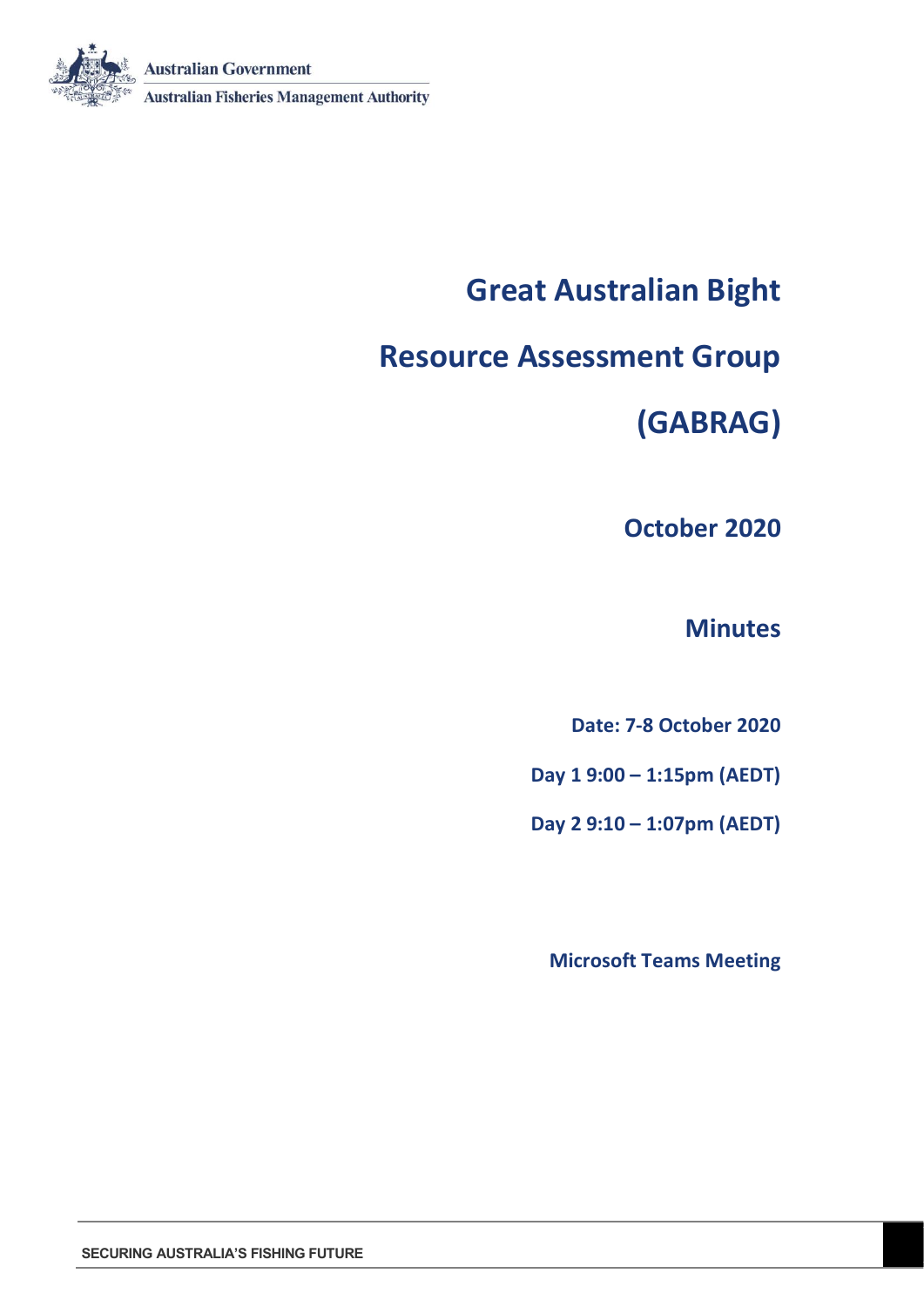Australian Government

Australian Fisheries Management Authority

# Great Australian Bight

# Resource Assessment Group

# (GABRAG)

## October 2020

## Minutes

**Date: 7-8 October 2020**

**Day 1 9:00 – 1:15pm (AEDT)**

**Day 2 9:10 – 1:07pm (AEDT)**

**Microsoft Teams Meeting**

SECURING AUSTRALIA'S FISHING FUTURE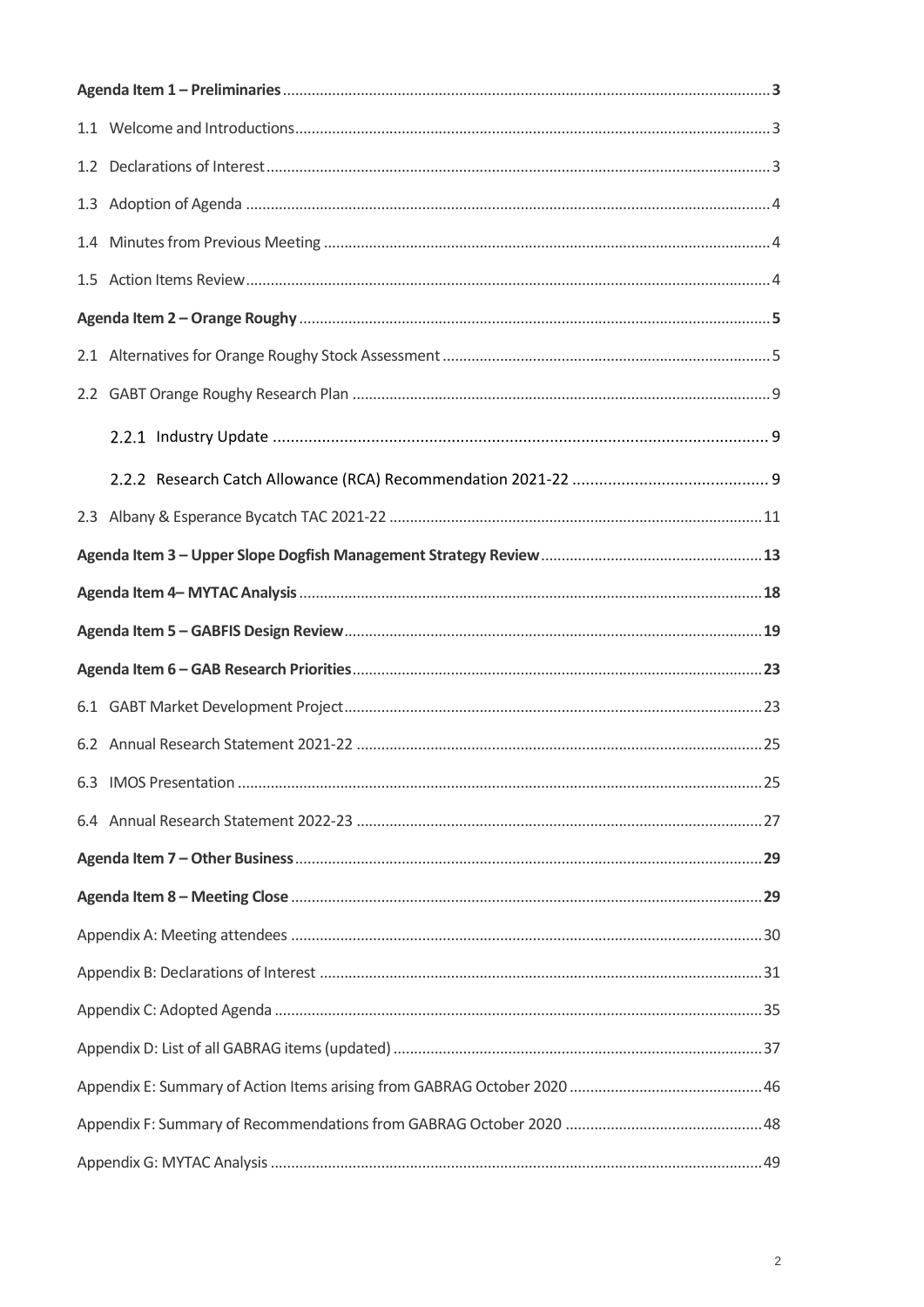| | |
|---|---|
| **Agenda Item 1 – Preliminaries** | **3** |
| 1.1 Welcome and Introductions | 3 |
| 1.2 Declarations of Interest | 3 |
| 1.3 Adoption of Agenda | 4 |
| 1.4 Minutes from Previous Meeting | 4 |
| 1.5 Action Items Review | 4 |
| **Agenda Item 2 – Orange Roughy** | **5** |
| 2.1 Alternatives for Orange Roughy Stock Assessment | 5 |
| 2.2 GABT Orange Roughy Research Plan | 9 |
| 2.2.1 Industry Update | 9 |
| 2.2.2 Research Catch Allowance (RCA) Recommendation 2021-22 | 9 |
| 2.3 Albany & Esperance Bycatch TAC 2021-22 | 11 |
| **Agenda Item 3 – Upper Slope Dogfish Management Strategy Review** | **13** |
| **Agenda Item 4– MYTAC Analysis** | **18** |
| **Agenda Item 5 – GABFIS Design Review** | **19** |
| **Agenda Item 6 – GAB Research Priorities** | **23** |
| 6.1 GABT Market Development Project | 23 |
| 6.2 Annual Research Statement 2021-22 | 25 |
| 6.3 IMOS Presentation | 25 |
| 6.4 Annual Research Statement 2022-23 | 27 |
| **Agenda Item 7 – Other Business** | **29** |
| **Agenda Item 8 – Meeting Close** | **29** |
| Appendix A: Meeting attendees | 30 |
| Appendix B: Declarations of Interest | 31 |
| Appendix C: Adopted Agenda | 35 |
| Appendix D: List of all GABRAG items (updated) | 37 |
| Appendix E: Summary of Action Items arising from GABRAG October 2020 | 46 |
| Appendix F: Summary of Recommendations from GABRAG October 2020 | 48 |
| Appendix G: MYTAC Analysis | 49 |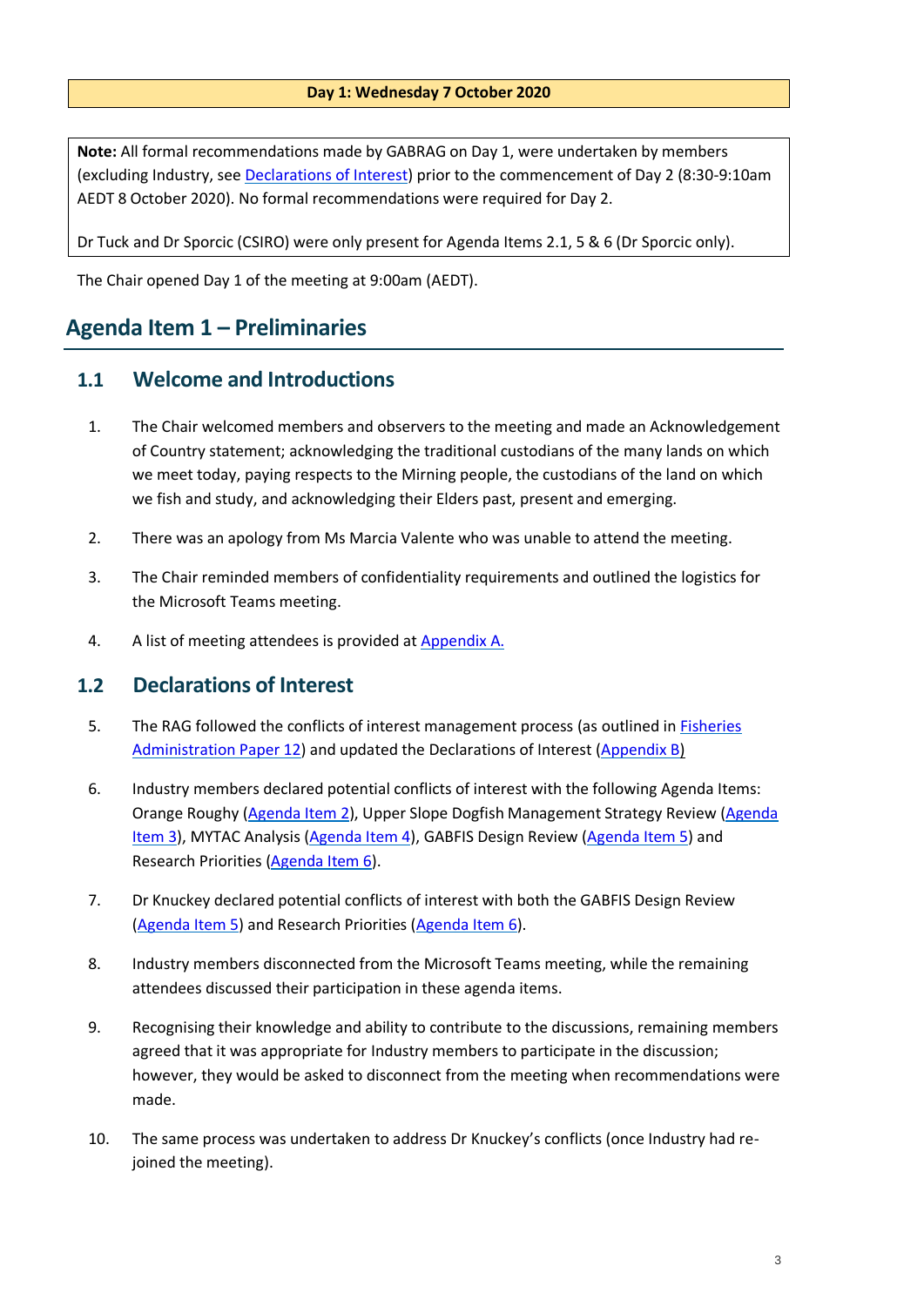**Day 1: Wednesday 7 October 2020**

**Note:** All formal recommendations made by GABRAG on Day 1, were undertaken by members (excluding Industry, see Declarations of Interest) prior to the commencement of Day 2 (8:30-9:10am AEDT 8 October 2020). No formal recommendations were required for Day 2.

Dr Tuck and Dr Sporcic (CSIRO) were only present for Agenda Items 2.1, 5 & 6 (Dr Sporcic only).

The Chair opened Day 1 of the meeting at 9:00am (AEDT).

# Agenda Item 1 – Preliminaries

## 1.1 Welcome and Introductions

1. The Chair welcomed members and observers to the meeting and made an Acknowledgement of Country statement; acknowledging the traditional custodians of the many lands on which we meet today, paying respects to the Mirning people, the custodians of the land on which we fish and study, and acknowledging their Elders past, present and emerging.

2. There was an apology from Ms Marcia Valente who was unable to attend the meeting.

3. The Chair reminded members of confidentiality requirements and outlined the logistics for the Microsoft Teams meeting.

4. A list of meeting attendees is provided at Appendix A.

## 1.2 Declarations of Interest

5. The RAG followed the conflicts of interest management process (as outlined in Fisheries Administration Paper 12) and updated the Declarations of Interest (Appendix B)

6. Industry members declared potential conflicts of interest with the following Agenda Items: Orange Roughy (Agenda Item 2), Upper Slope Dogfish Management Strategy Review (Agenda Item 3), MYTAC Analysis (Agenda Item 4), GABFIS Design Review (Agenda Item 5) and Research Priorities (Agenda Item 6).

7. Dr Knuckey declared potential conflicts of interest with both the GABFIS Design Review (Agenda Item 5) and Research Priorities (Agenda Item 6).

8. Industry members disconnected from the Microsoft Teams meeting, while the remaining attendees discussed their participation in these agenda items.

9. Recognising their knowledge and ability to contribute to the discussions, remaining members agreed that it was appropriate for Industry members to participate in the discussion; however, they would be asked to disconnect from the meeting when recommendations were made.

10. The same process was undertaken to address Dr Knuckey's conflicts (once Industry had re-joined the meeting).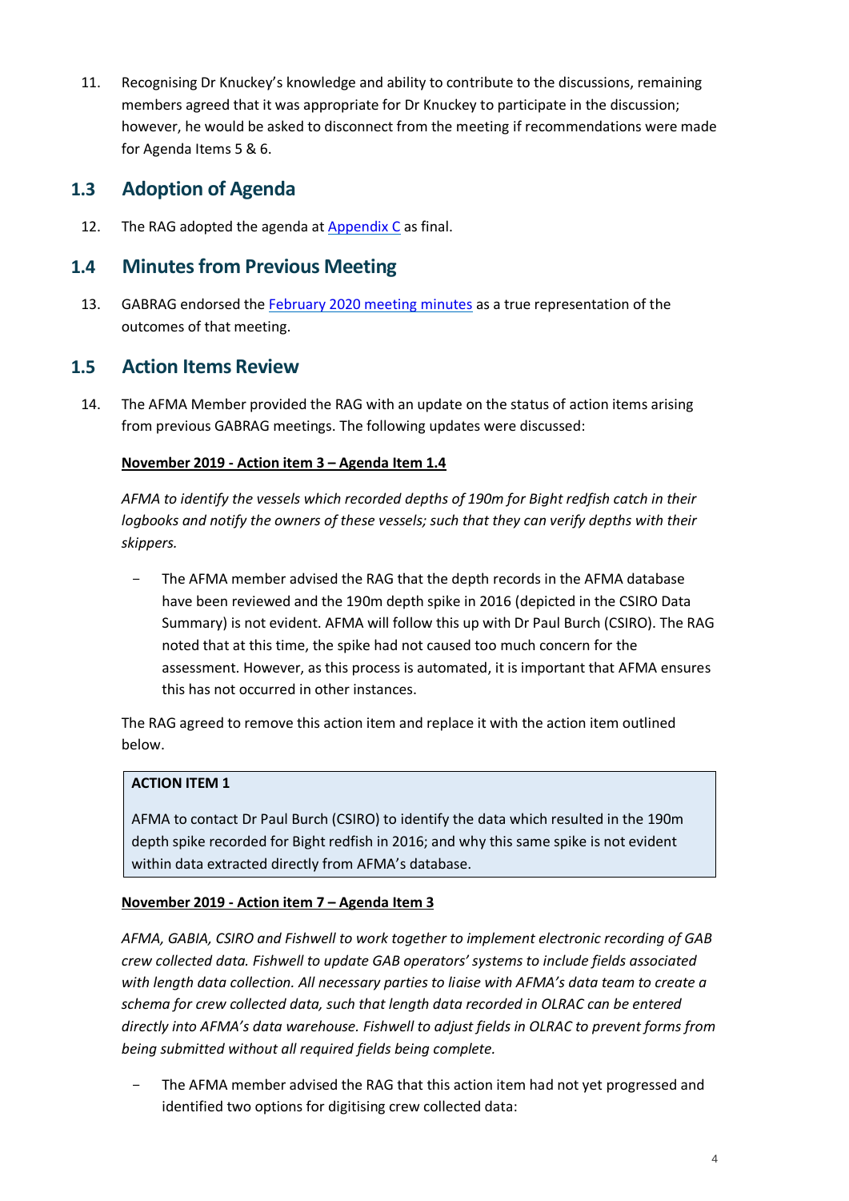11. Recognising Dr Knuckey's knowledge and ability to contribute to the discussions, remaining members agreed that it was appropriate for Dr Knuckey to participate in the discussion; however, he would be asked to disconnect from the meeting if recommendations were made for Agenda Items 5 & 6.

## 1.3 Adoption of Agenda

12. The RAG adopted the agenda at Appendix C as final.

## 1.4 Minutes from Previous Meeting

13. GABRAG endorsed the February 2020 meeting minutes as a true representation of the outcomes of that meeting.

## 1.5 Action Items Review

14. The AFMA Member provided the RAG with an update on the status of action items arising from previous GABRAG meetings. The following updates were discussed:

**November 2019 - Action item 3 – Agenda Item 1.4**

*AFMA to identify the vessels which recorded depths of 190m for Bight redfish catch in their logbooks and notify the owners of these vessels; such that they can verify depths with their skippers.*

- The AFMA member advised the RAG that the depth records in the AFMA database have been reviewed and the 190m depth spike in 2016 (depicted in the CSIRO Data Summary) is not evident. AFMA will follow this up with Dr Paul Burch (CSIRO). The RAG noted that at this time, the spike had not caused too much concern for the assessment. However, as this process is automated, it is important that AFMA ensures this has not occurred in other instances.

The RAG agreed to remove this action item and replace it with the action item outlined below.

> **ACTION ITEM 1**
>
> AFMA to contact Dr Paul Burch (CSIRO) to identify the data which resulted in the 190m depth spike recorded for Bight redfish in 2016; and why this same spike is not evident within data extracted directly from AFMA's database.

**November 2019 - Action item 7 – Agenda Item 3**

*AFMA, GABIA, CSIRO and Fishwell to work together to implement electronic recording of GAB crew collected data. Fishwell to update GAB operators' systems to include fields associated with length data collection. All necessary parties to liaise with AFMA's data team to create a schema for crew collected data, such that length data recorded in OLRAC can be entered directly into AFMA's data warehouse. Fishwell to adjust fields in OLRAC to prevent forms from being submitted without all required fields being complete.*

- The AFMA member advised the RAG that this action item had not yet progressed and identified two options for digitising crew collected data: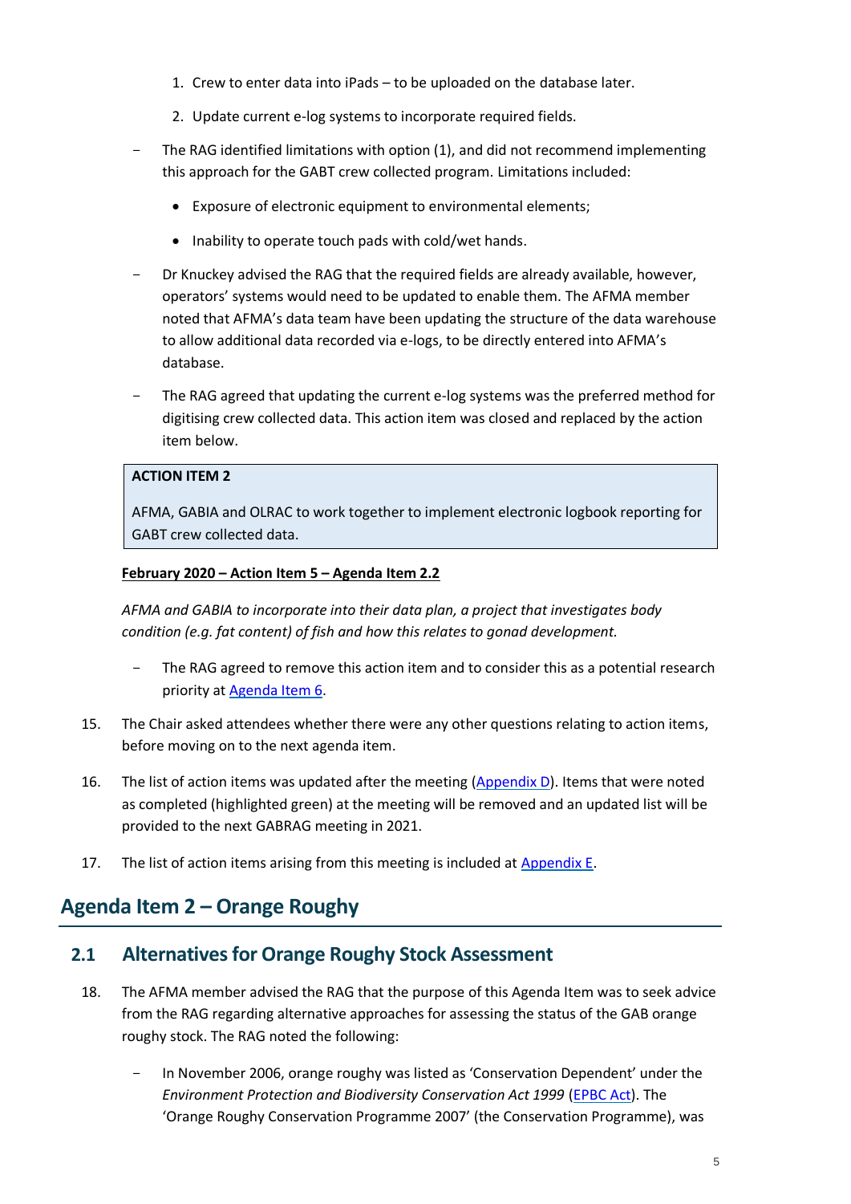1. Crew to enter data into iPads – to be uploaded on the database later.
2. Update current e-log systems to incorporate required fields.

- The RAG identified limitations with option (1), and did not recommend implementing this approach for the GABT crew collected program. Limitations included:
  - Exposure of electronic equipment to environmental elements;
  - Inability to operate touch pads with cold/wet hands.
- Dr Knuckey advised the RAG that the required fields are already available, however, operators' systems would need to be updated to enable them. The AFMA member noted that AFMA's data team have been updating the structure of the data warehouse to allow additional data recorded via e-logs, to be directly entered into AFMA's database.
- The RAG agreed that updating the current e-log systems was the preferred method for digitising crew collected data. This action item was closed and replaced by the action item below.

| **ACTION ITEM 2** |
|---|
| AFMA, GABIA and OLRAC to work together to implement electronic logbook reporting for GABT crew collected data. |

**February 2020 – Action Item 5 – Agenda Item 2.2**

*AFMA and GABIA to incorporate into their data plan, a project that investigates body condition (e.g. fat content) of fish and how this relates to gonad development.*

- The RAG agreed to remove this action item and to consider this as a potential research priority at Agenda Item 6.

15. The Chair asked attendees whether there were any other questions relating to action items, before moving on to the next agenda item.
16. The list of action items was updated after the meeting (Appendix D). Items that were noted as completed (highlighted green) at the meeting will be removed and an updated list will be provided to the next GABRAG meeting in 2021.
17. The list of action items arising from this meeting is included at Appendix E.

## Agenda Item 2 – Orange Roughy

### 2.1 Alternatives for Orange Roughy Stock Assessment

18. The AFMA member advised the RAG that the purpose of this Agenda Item was to seek advice from the RAG regarding alternative approaches for assessing the status of the GAB orange roughy stock. The RAG noted the following:

- In November 2006, orange roughy was listed as 'Conservation Dependent' under the *Environment Protection and Biodiversity Conservation Act 1999* (EPBC Act). The 'Orange Roughy Conservation Programme 2007' (the Conservation Programme), was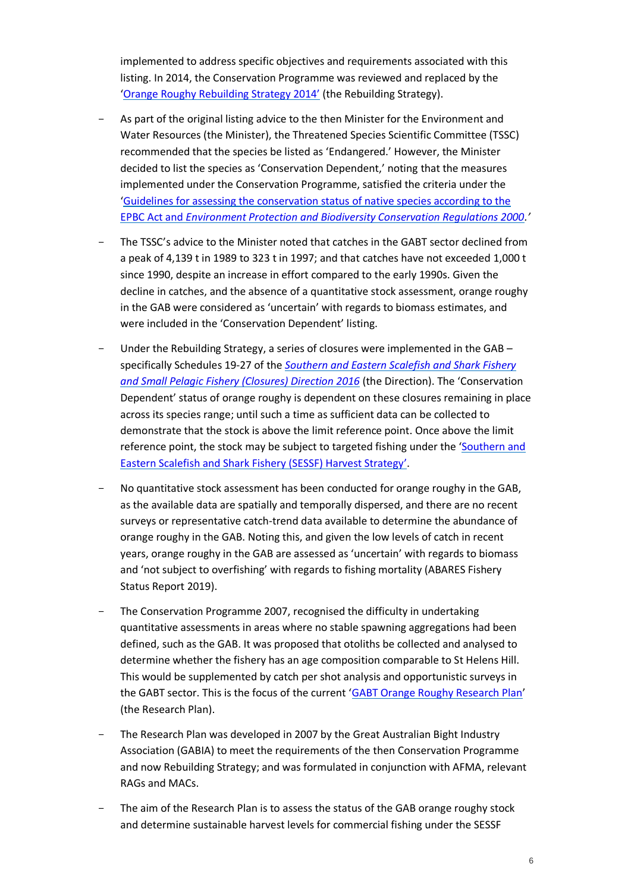implemented to address specific objectives and requirements associated with this listing. In 2014, the Conservation Programme was reviewed and replaced by the '[Orange Roughy Rebuilding Strategy 2014'](#) (the Rebuilding Strategy).

- As part of the original listing advice to the then Minister for the Environment and Water Resources (the Minister), the Threatened Species Scientific Committee (TSSC) recommended that the species be listed as 'Endangered.' However, the Minister decided to list the species as 'Conservation Dependent,' noting that the measures implemented under the Conservation Programme, satisfied the criteria under the '[Guidelines for assessing the conservation status of native species according to the EPBC Act and *Environment Protection and Biodiversity Conservation Regulations 2000*](#).'

- The TSSC's advice to the Minister noted that catches in the GABT sector declined from a peak of 4,139 t in 1989 to 323 t in 1997; and that catches have not exceeded 1,000 t since 1990, despite an increase in effort compared to the early 1990s. Given the decline in catches, and the absence of a quantitative stock assessment, orange roughy in the GAB were considered as 'uncertain' with regards to biomass estimates, and were included in the 'Conservation Dependent' listing.

- Under the Rebuilding Strategy, a series of closures were implemented in the GAB – specifically Schedules 19-27 of the [*Southern and Eastern Scalefish and Shark Fishery and Small Pelagic Fishery (Closures) Direction 2016*](#) (the Direction). The 'Conservation Dependent' status of orange roughy is dependent on these closures remaining in place across its species range; until such a time as sufficient data can be collected to demonstrate that the stock is above the limit reference point. Once above the limit reference point, the stock may be subject to targeted fishing under the '[Southern and Eastern Scalefish and Shark Fishery (SESSF) Harvest Strategy](#)'.

- No quantitative stock assessment has been conducted for orange roughy in the GAB, as the available data are spatially and temporally dispersed, and there are no recent surveys or representative catch-trend data available to determine the abundance of orange roughy in the GAB. Noting this, and given the low levels of catch in recent years, orange roughy in the GAB are assessed as 'uncertain' with regards to biomass and 'not subject to overfishing' with regards to fishing mortality (ABARES Fishery Status Report 2019).

- The Conservation Programme 2007, recognised the difficulty in undertaking quantitative assessments in areas where no stable spawning aggregations had been defined, such as the GAB. It was proposed that otoliths be collected and analysed to determine whether the fishery has an age composition comparable to St Helens Hill. This would be supplemented by catch per shot analysis and opportunistic surveys in the GABT sector. This is the focus of the current '[GABT Orange Roughy Research Plan](#)' (the Research Plan).

- The Research Plan was developed in 2007 by the Great Australian Bight Industry Association (GABIA) to meet the requirements of the then Conservation Programme and now Rebuilding Strategy; and was formulated in conjunction with AFMA, relevant RAGs and MACs.

- The aim of the Research Plan is to assess the status of the GAB orange roughy stock and determine sustainable harvest levels for commercial fishing under the SESSF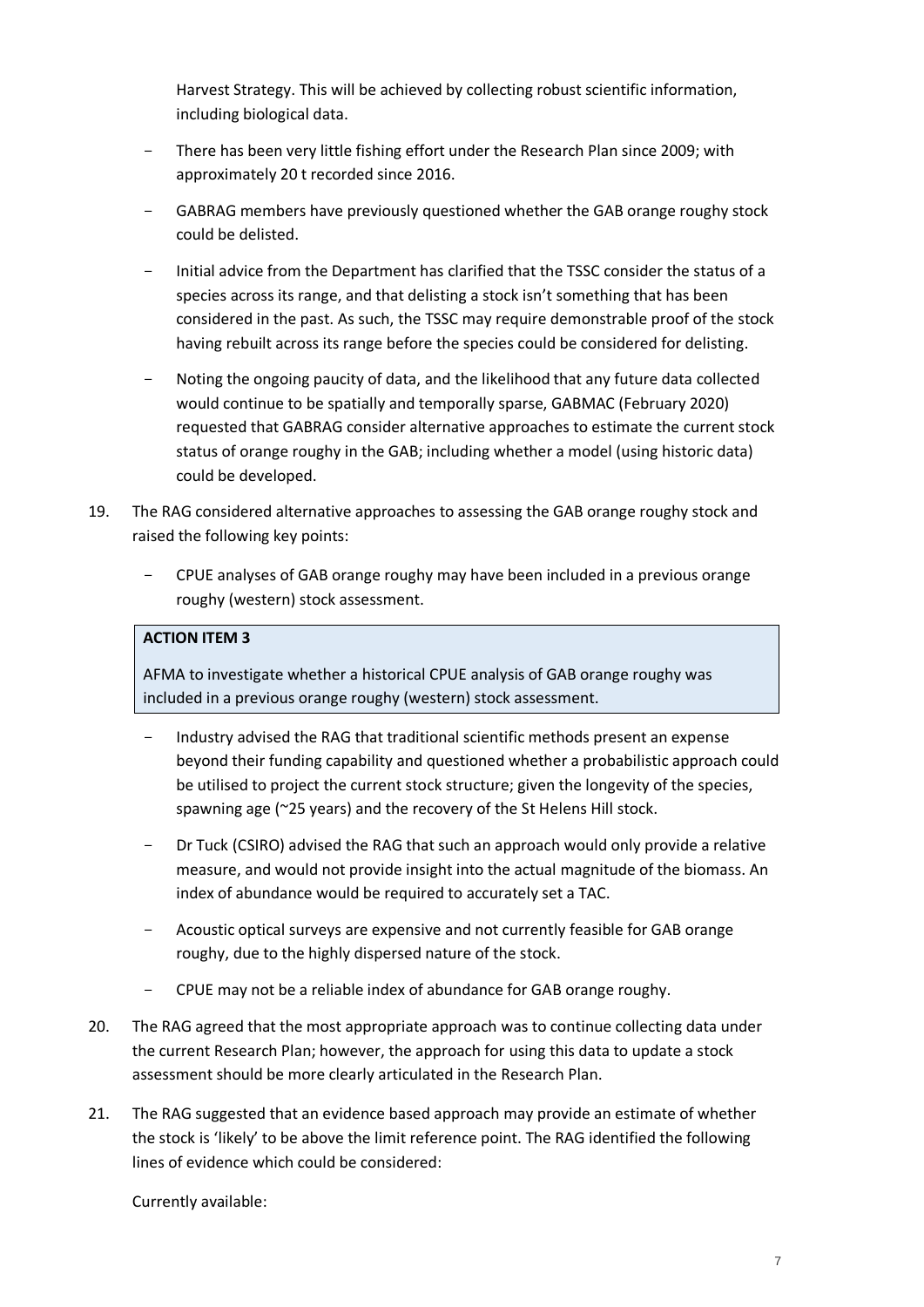Harvest Strategy. This will be achieved by collecting robust scientific information, including biological data.

- There has been very little fishing effort under the Research Plan since 2009; with approximately 20 t recorded since 2016.
- GABRAG members have previously questioned whether the GAB orange roughy stock could be delisted.
- Initial advice from the Department has clarified that the TSSC consider the status of a species across its range, and that delisting a stock isn't something that has been considered in the past. As such, the TSSC may require demonstrable proof of the stock having rebuilt across its range before the species could be considered for delisting.
- Noting the ongoing paucity of data, and the likelihood that any future data collected would continue to be spatially and temporally sparse, GABMAC (February 2020) requested that GABRAG consider alternative approaches to estimate the current stock status of orange roughy in the GAB; including whether a model (using historic data) could be developed.

19. The RAG considered alternative approaches to assessing the GAB orange roughy stock and raised the following key points:

    - CPUE analyses of GAB orange roughy may have been included in a previous orange roughy (western) stock assessment.

**ACTION ITEM 3**

AFMA to investigate whether a historical CPUE analysis of GAB orange roughy was included in a previous orange roughy (western) stock assessment.

    - Industry advised the RAG that traditional scientific methods present an expense beyond their funding capability and questioned whether a probabilistic approach could be utilised to project the current stock structure; given the longevity of the species, spawning age (~25 years) and the recovery of the St Helens Hill stock.
    - Dr Tuck (CSIRO) advised the RAG that such an approach would only provide a relative measure, and would not provide insight into the actual magnitude of the biomass. An index of abundance would be required to accurately set a TAC.
    - Acoustic optical surveys are expensive and not currently feasible for GAB orange roughy, due to the highly dispersed nature of the stock.
    - CPUE may not be a reliable index of abundance for GAB orange roughy.

20. The RAG agreed that the most appropriate approach was to continue collecting data under the current Research Plan; however, the approach for using this data to update a stock assessment should be more clearly articulated in the Research Plan.

21. The RAG suggested that an evidence based approach may provide an estimate of whether the stock is 'likely' to be above the limit reference point. The RAG identified the following lines of evidence which could be considered:

    Currently available: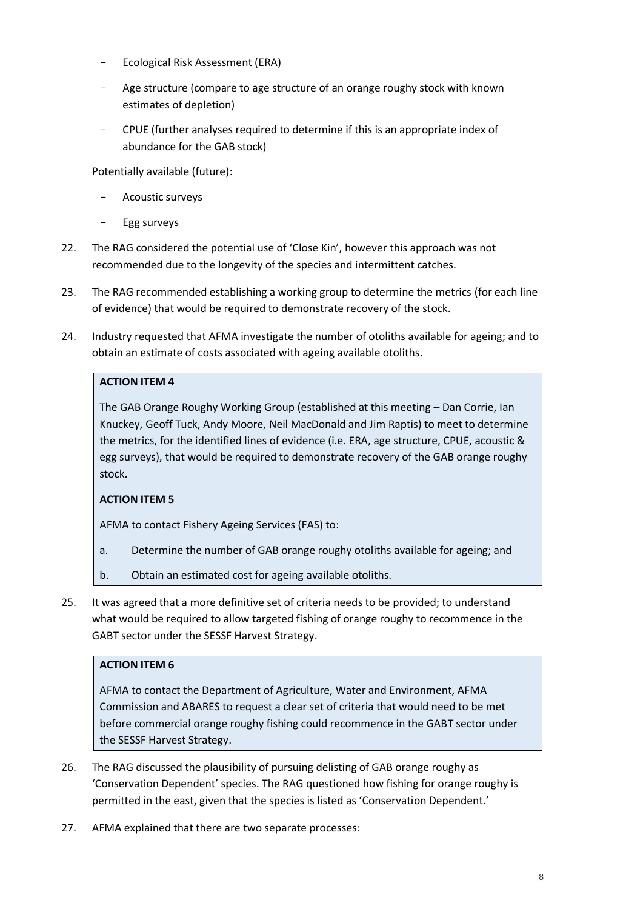- Ecological Risk Assessment (ERA)
- Age structure (compare to age structure of an orange roughy stock with known estimates of depletion)
- CPUE (further analyses required to determine if this is an appropriate index of abundance for the GAB stock)

Potentially available (future):

- Acoustic surveys
- Egg surveys

22. The RAG considered the potential use of 'Close Kin', however this approach was not recommended due to the longevity of the species and intermittent catches.

23. The RAG recommended establishing a working group to determine the metrics (for each line of evidence) that would be required to demonstrate recovery of the stock.

24. Industry requested that AFMA investigate the number of otoliths available for ageing; and to obtain an estimate of costs associated with ageing available otoliths.

> **ACTION ITEM 4**
>
> The GAB Orange Roughy Working Group (established at this meeting – Dan Corrie, Ian Knuckey, Geoff Tuck, Andy Moore, Neil MacDonald and Jim Raptis) to meet to determine the metrics, for the identified lines of evidence (i.e. ERA, age structure, CPUE, acoustic & egg surveys), that would be required to demonstrate recovery of the GAB orange roughy stock.
>
> **ACTION ITEM 5**
>
> AFMA to contact Fishery Ageing Services (FAS) to:
>
> a. Determine the number of GAB orange roughy otoliths available for ageing; and
>
> b. Obtain an estimated cost for ageing available otoliths.

25. It was agreed that a more definitive set of criteria needs to be provided; to understand what would be required to allow targeted fishing of orange roughy to recommence in the GABT sector under the SESSF Harvest Strategy.

> **ACTION ITEM 6**
>
> AFMA to contact the Department of Agriculture, Water and Environment, AFMA Commission and ABARES to request a clear set of criteria that would need to be met before commercial orange roughy fishing could recommence in the GABT sector under the SESSF Harvest Strategy.

26. The RAG discussed the plausibility of pursuing delisting of GAB orange roughy as 'Conservation Dependent' species. The RAG questioned how fishing for orange roughy is permitted in the east, given that the species is listed as 'Conservation Dependent.'

27. AFMA explained that there are two separate processes: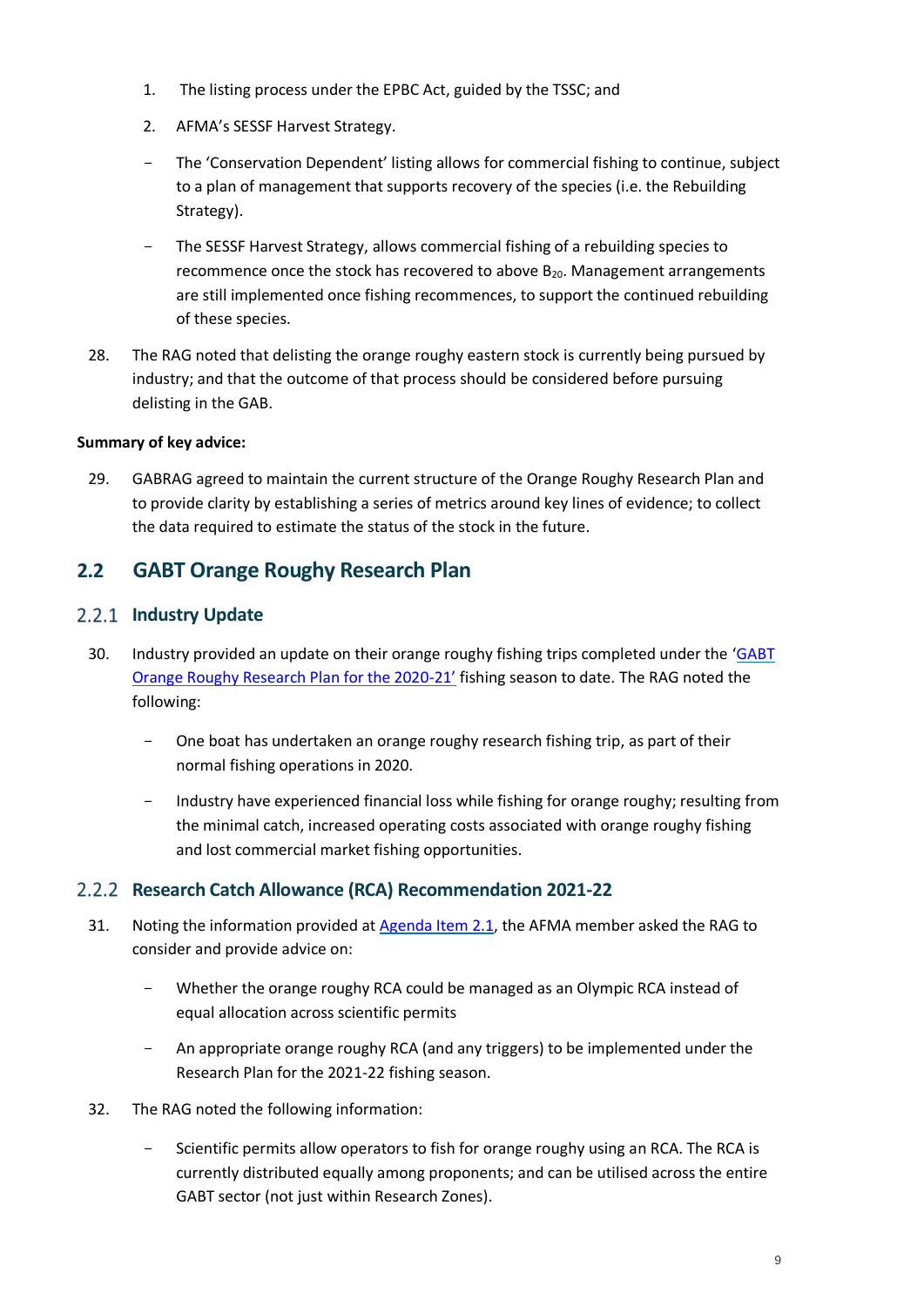1. The listing process under the EPBC Act, guided by the TSSC; and
2. AFMA's SESSF Harvest Strategy.

- The 'Conservation Dependent' listing allows for commercial fishing to continue, subject to a plan of management that supports recovery of the species (i.e. the Rebuilding Strategy).
- The SESSF Harvest Strategy, allows commercial fishing of a rebuilding species to recommence once the stock has recovered to above $B_{20}$. Management arrangements are still implemented once fishing recommences, to support the continued rebuilding of these species.

28. The RAG noted that delisting the orange roughy eastern stock is currently being pursued by industry; and that the outcome of that process should be considered before pursuing delisting in the GAB.

**Summary of key advice:**

29. GABRAG agreed to maintain the current structure of the Orange Roughy Research Plan and to provide clarity by establishing a series of metrics around key lines of evidence; to collect the data required to estimate the status of the stock in the future.

## 2.2 GABT Orange Roughy Research Plan

### 2.2.1 Industry Update

30. Industry provided an update on their orange roughy fishing trips completed under the 'GABT Orange Roughy Research Plan for the 2020-21' fishing season to date. The RAG noted the following:
    - One boat has undertaken an orange roughy research fishing trip, as part of their normal fishing operations in 2020.
    - Industry have experienced financial loss while fishing for orange roughy; resulting from the minimal catch, increased operating costs associated with orange roughy fishing and lost commercial market fishing opportunities.

### 2.2.2 Research Catch Allowance (RCA) Recommendation 2021-22

31. Noting the information provided at Agenda Item 2.1, the AFMA member asked the RAG to consider and provide advice on:
    - Whether the orange roughy RCA could be managed as an Olympic RCA instead of equal allocation across scientific permits
    - An appropriate orange roughy RCA (and any triggers) to be implemented under the Research Plan for the 2021-22 fishing season.
32. The RAG noted the following information:
    - Scientific permits allow operators to fish for orange roughy using an RCA. The RCA is currently distributed equally among proponents; and can be utilised across the entire GABT sector (not just within Research Zones).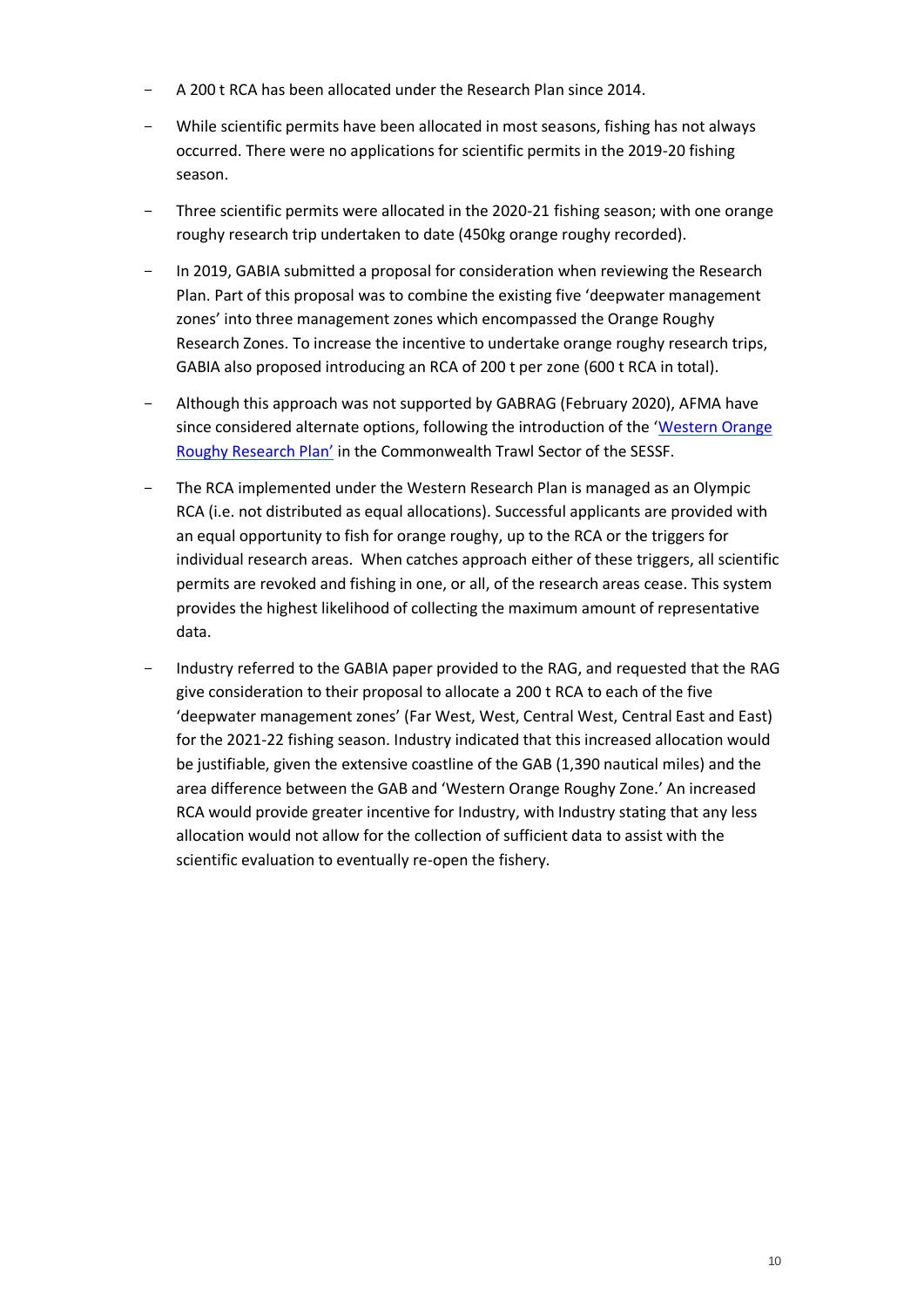- A 200 t RCA has been allocated under the Research Plan since 2014.
- While scientific permits have been allocated in most seasons, fishing has not always occurred. There were no applications for scientific permits in the 2019-20 fishing season.
- Three scientific permits were allocated in the 2020-21 fishing season; with one orange roughy research trip undertaken to date (450kg orange roughy recorded).
- In 2019, GABIA submitted a proposal for consideration when reviewing the Research Plan. Part of this proposal was to combine the existing five 'deepwater management zones' into three management zones which encompassed the Orange Roughy Research Zones. To increase the incentive to undertake orange roughy research trips, GABIA also proposed introducing an RCA of 200 t per zone (600 t RCA in total).
- Although this approach was not supported by GABRAG (February 2020), AFMA have since considered alternate options, following the introduction of the '[Western Orange Roughy Research Plan'](#) in the Commonwealth Trawl Sector of the SESSF.
- The RCA implemented under the Western Research Plan is managed as an Olympic RCA (i.e. not distributed as equal allocations). Successful applicants are provided with an equal opportunity to fish for orange roughy, up to the RCA or the triggers for individual research areas. When catches approach either of these triggers, all scientific permits are revoked and fishing in one, or all, of the research areas cease. This system provides the highest likelihood of collecting the maximum amount of representative data.
- Industry referred to the GABIA paper provided to the RAG, and requested that the RAG give consideration to their proposal to allocate a 200 t RCA to each of the five 'deepwater management zones' (Far West, West, Central West, Central East and East) for the 2021-22 fishing season. Industry indicated that this increased allocation would be justifiable, given the extensive coastline of the GAB (1,390 nautical miles) and the area difference between the GAB and 'Western Orange Roughy Zone.' An increased RCA would provide greater incentive for Industry, with Industry stating that any less allocation would not allow for the collection of sufficient data to assist with the scientific evaluation to eventually re-open the fishery.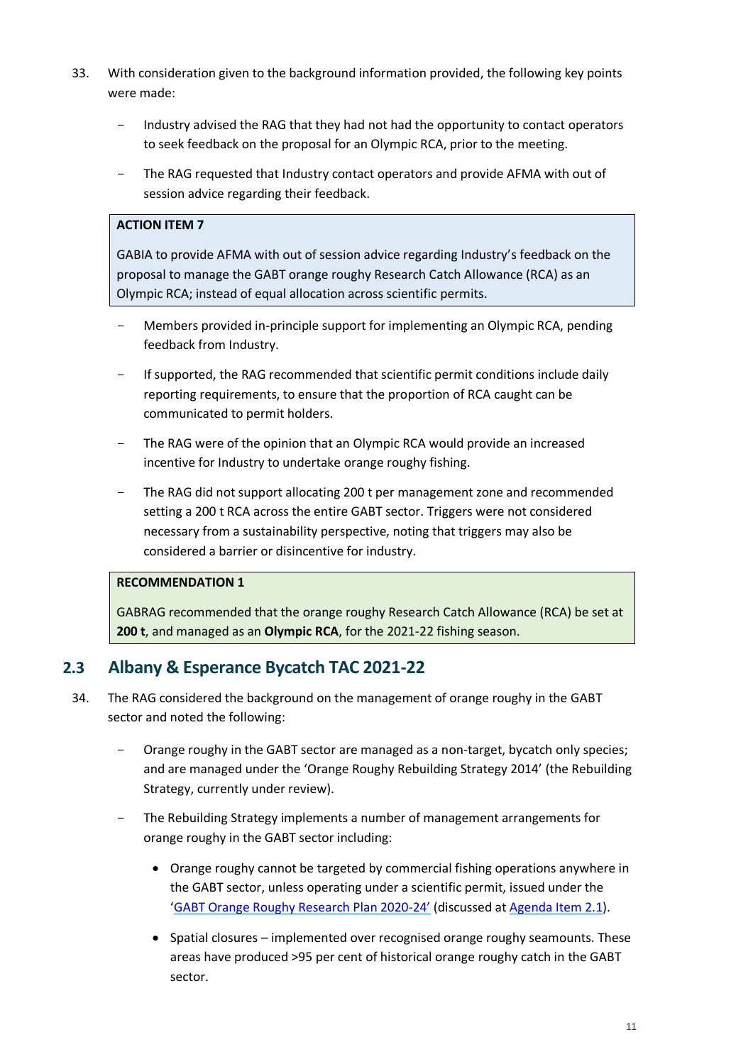33. With consideration given to the background information provided, the following key points were made:

   - Industry advised the RAG that they had not had the opportunity to contact operators to seek feedback on the proposal for an Olympic RCA, prior to the meeting.
   - The RAG requested that Industry contact operators and provide AFMA with out of session advice regarding their feedback.

> **ACTION ITEM 7**
>
> GABIA to provide AFMA with out of session advice regarding Industry's feedback on the proposal to manage the GABT orange roughy Research Catch Allowance (RCA) as an Olympic RCA; instead of equal allocation across scientific permits.

   - Members provided in-principle support for implementing an Olympic RCA, pending feedback from Industry.
   - If supported, the RAG recommended that scientific permit conditions include daily reporting requirements, to ensure that the proportion of RCA caught can be communicated to permit holders.
   - The RAG were of the opinion that an Olympic RCA would provide an increased incentive for Industry to undertake orange roughy fishing.
   - The RAG did not support allocating 200 t per management zone and recommended setting a 200 t RCA across the entire GABT sector. Triggers were not considered necessary from a sustainability perspective, noting that triggers may also be considered a barrier or disincentive for industry.

> **RECOMMENDATION 1**
>
> GABRAG recommended that the orange roughy Research Catch Allowance (RCA) be set at **200 t**, and managed as an **Olympic RCA**, for the 2021-22 fishing season.

## 2.3 Albany & Esperance Bycatch TAC 2021-22

34. The RAG considered the background on the management of orange roughy in the GABT sector and noted the following:

   - Orange roughy in the GABT sector are managed as a non-target, bycatch only species; and are managed under the 'Orange Roughy Rebuilding Strategy 2014' (the Rebuilding Strategy, currently under review).
   - The Rebuilding Strategy implements a number of management arrangements for orange roughy in the GABT sector including:
     - Orange roughy cannot be targeted by commercial fishing operations anywhere in the GABT sector, unless operating under a scientific permit, issued under the 'GABT Orange Roughy Research Plan 2020-24' (discussed at Agenda Item 2.1).
     - Spatial closures – implemented over recognised orange roughy seamounts. These areas have produced >95 per cent of historical orange roughy catch in the GABT sector.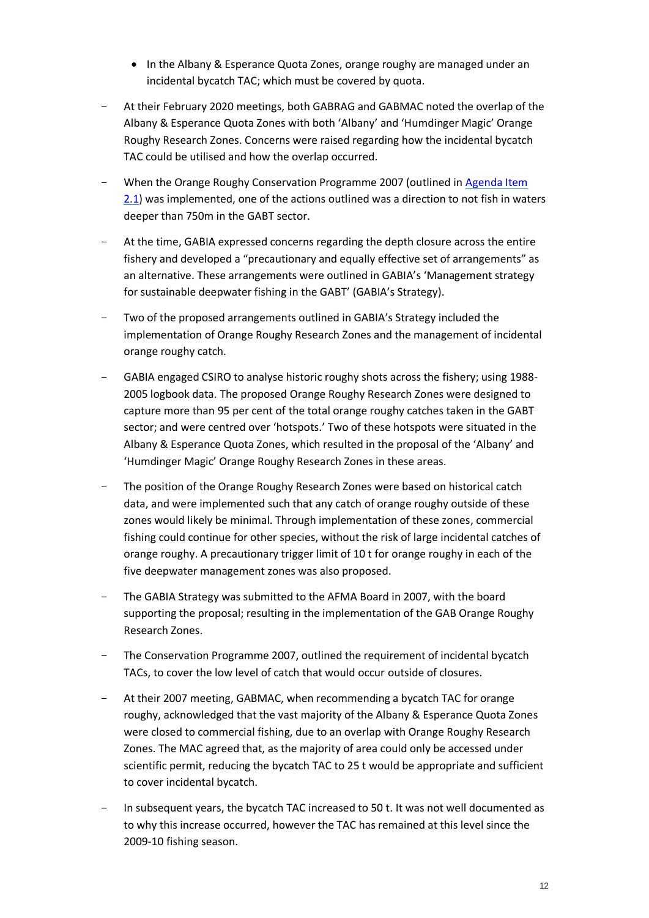- In the Albany & Esperance Quota Zones, orange roughy are managed under an incidental bycatch TAC; which must be covered by quota.

- At their February 2020 meetings, both GABRAG and GABMAC noted the overlap of the Albany & Esperance Quota Zones with both 'Albany' and 'Humdinger Magic' Orange Roughy Research Zones. Concerns were raised regarding how the incidental bycatch TAC could be utilised and how the overlap occurred.

- When the Orange Roughy Conservation Programme 2007 (outlined in [Agenda Item 2.1]) was implemented, one of the actions outlined was a direction to not fish in waters deeper than 750m in the GABT sector.

- At the time, GABIA expressed concerns regarding the depth closure across the entire fishery and developed a "precautionary and equally effective set of arrangements" as an alternative. These arrangements were outlined in GABIA's 'Management strategy for sustainable deepwater fishing in the GABT' (GABIA's Strategy).

- Two of the proposed arrangements outlined in GABIA's Strategy included the implementation of Orange Roughy Research Zones and the management of incidental orange roughy catch.

- GABIA engaged CSIRO to analyse historic roughy shots across the fishery; using 1988-2005 logbook data. The proposed Orange Roughy Research Zones were designed to capture more than 95 per cent of the total orange roughy catches taken in the GABT sector; and were centred over 'hotspots.' Two of these hotspots were situated in the Albany & Esperance Quota Zones, which resulted in the proposal of the 'Albany' and 'Humdinger Magic' Orange Roughy Research Zones in these areas.

- The position of the Orange Roughy Research Zones were based on historical catch data, and were implemented such that any catch of orange roughy outside of these zones would likely be minimal. Through implementation of these zones, commercial fishing could continue for other species, without the risk of large incidental catches of orange roughy. A precautionary trigger limit of 10 t for orange roughy in each of the five deepwater management zones was also proposed.

- The GABIA Strategy was submitted to the AFMA Board in 2007, with the board supporting the proposal; resulting in the implementation of the GAB Orange Roughy Research Zones.

- The Conservation Programme 2007, outlined the requirement of incidental bycatch TACs, to cover the low level of catch that would occur outside of closures.

- At their 2007 meeting, GABMAC, when recommending a bycatch TAC for orange roughy, acknowledged that the vast majority of the Albany & Esperance Quota Zones were closed to commercial fishing, due to an overlap with Orange Roughy Research Zones. The MAC agreed that, as the majority of area could only be accessed under scientific permit, reducing the bycatch TAC to 25 t would be appropriate and sufficient to cover incidental bycatch.

- In subsequent years, the bycatch TAC increased to 50 t. It was not well documented as to why this increase occurred, however the TAC has remained at this level since the 2009-10 fishing season.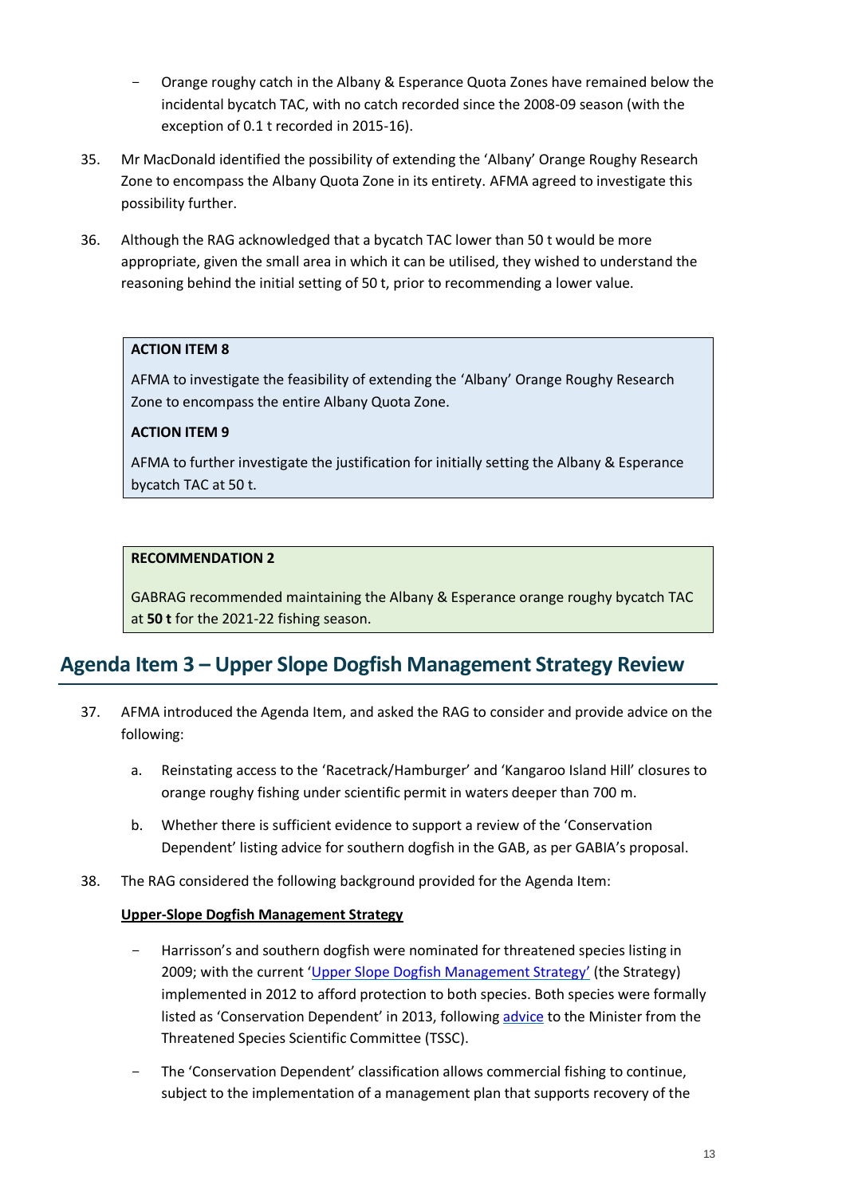- Orange roughy catch in the Albany & Esperance Quota Zones have remained below the incidental bycatch TAC, with no catch recorded since the 2008-09 season (with the exception of 0.1 t recorded in 2015-16).

35. Mr MacDonald identified the possibility of extending the 'Albany' Orange Roughy Research Zone to encompass the Albany Quota Zone in its entirety. AFMA agreed to investigate this possibility further.

36. Although the RAG acknowledged that a bycatch TAC lower than 50 t would be more appropriate, given the small area in which it can be utilised, they wished to understand the reasoning behind the initial setting of 50 t, prior to recommending a lower value.

> **ACTION ITEM 8**
>
> AFMA to investigate the feasibility of extending the 'Albany' Orange Roughy Research Zone to encompass the entire Albany Quota Zone.
>
> **ACTION ITEM 9**
>
> AFMA to further investigate the justification for initially setting the Albany & Esperance bycatch TAC at 50 t.

> **RECOMMENDATION 2**
>
> GABRAG recommended maintaining the Albany & Esperance orange roughy bycatch TAC at **50 t** for the 2021-22 fishing season.

## Agenda Item 3 – Upper Slope Dogfish Management Strategy Review

37. AFMA introduced the Agenda Item, and asked the RAG to consider and provide advice on the following:

    a. Reinstating access to the 'Racetrack/Hamburger' and 'Kangaroo Island Hill' closures to orange roughy fishing under scientific permit in waters deeper than 700 m.

    b. Whether there is sufficient evidence to support a review of the 'Conservation Dependent' listing advice for southern dogfish in the GAB, as per GABIA's proposal.

38. The RAG considered the following background provided for the Agenda Item:

    **<u>Upper-Slope Dogfish Management Strategy</u>**

    - Harrisson's and southern dogfish were nominated for threatened species listing in 2009; with the current 'Upper Slope Dogfish Management Strategy' (the Strategy) implemented in 2012 to afford protection to both species. Both species were formally listed as 'Conservation Dependent' in 2013, following advice to the Minister from the Threatened Species Scientific Committee (TSSC).

    - The 'Conservation Dependent' classification allows commercial fishing to continue, subject to the implementation of a management plan that supports recovery of the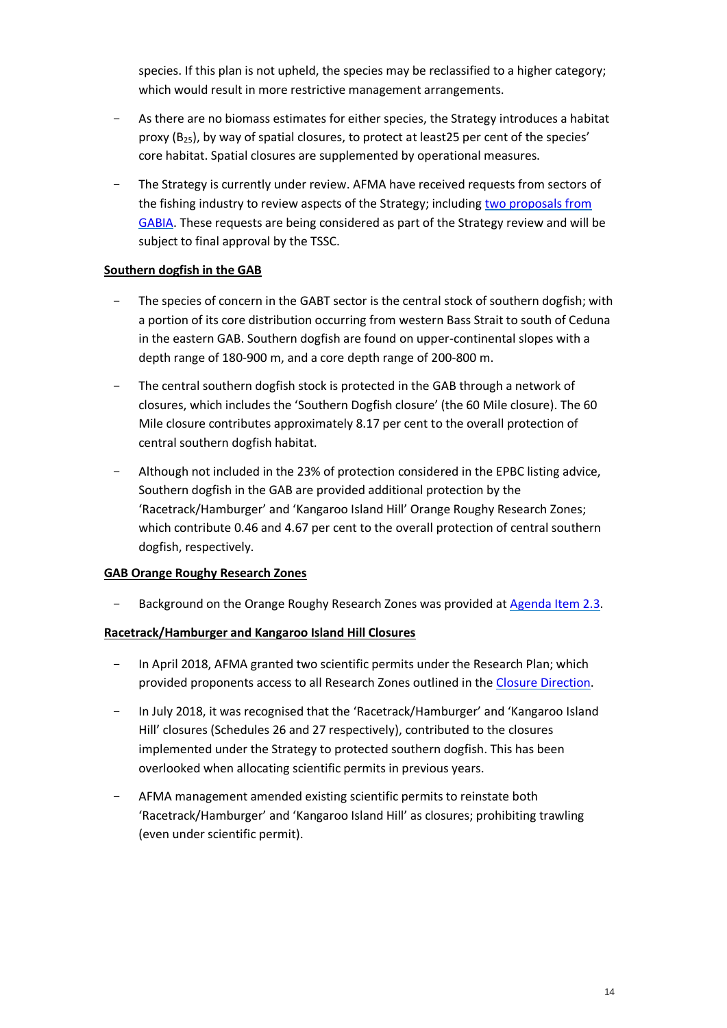species. If this plan is not upheld, the species may be reclassified to a higher category; which would result in more restrictive management arrangements.

- As there are no biomass estimates for either species, the Strategy introduces a habitat proxy ($B_{25}$), by way of spatial closures, to protect at least25 per cent of the species' core habitat. Spatial closures are supplemented by operational measures.
- The Strategy is currently under review. AFMA have received requests from sectors of the fishing industry to review aspects of the Strategy; including two proposals from GABIA. These requests are being considered as part of the Strategy review and will be subject to final approval by the TSSC.

**Southern dogfish in the GAB**

- The species of concern in the GABT sector is the central stock of southern dogfish; with a portion of its core distribution occurring from western Bass Strait to south of Ceduna in the eastern GAB. Southern dogfish are found on upper-continental slopes with a depth range of 180-900 m, and a core depth range of 200-800 m.
- The central southern dogfish stock is protected in the GAB through a network of closures, which includes the 'Southern Dogfish closure' (the 60 Mile closure). The 60 Mile closure contributes approximately 8.17 per cent to the overall protection of central southern dogfish habitat.
- Although not included in the 23% of protection considered in the EPBC listing advice, Southern dogfish in the GAB are provided additional protection by the 'Racetrack/Hamburger' and 'Kangaroo Island Hill' Orange Roughy Research Zones; which contribute 0.46 and 4.67 per cent to the overall protection of central southern dogfish, respectively.

**GAB Orange Roughy Research Zones**

- Background on the Orange Roughy Research Zones was provided at Agenda Item 2.3.

**Racetrack/Hamburger and Kangaroo Island Hill Closures**

- In April 2018, AFMA granted two scientific permits under the Research Plan; which provided proponents access to all Research Zones outlined in the Closure Direction.
- In July 2018, it was recognised that the 'Racetrack/Hamburger' and 'Kangaroo Island Hill' closures (Schedules 26 and 27 respectively), contributed to the closures implemented under the Strategy to protected southern dogfish. This has been overlooked when allocating scientific permits in previous years.
- AFMA management amended existing scientific permits to reinstate both 'Racetrack/Hamburger' and 'Kangaroo Island Hill' as closures; prohibiting trawling (even under scientific permit).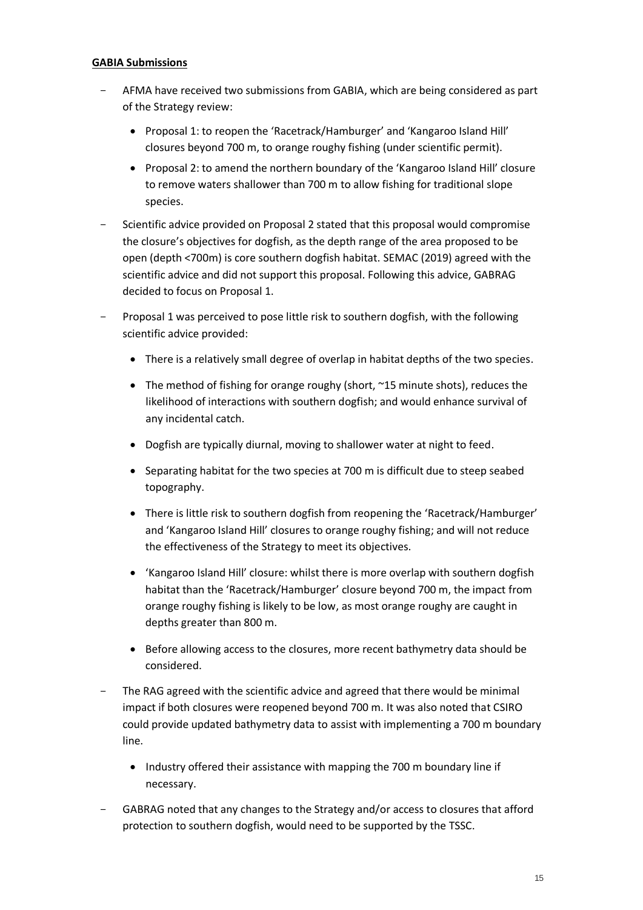**GABIA Submissions**

- AFMA have received two submissions from GABIA, which are being considered as part of the Strategy review:
  - Proposal 1: to reopen the 'Racetrack/Hamburger' and 'Kangaroo Island Hill' closures beyond 700 m, to orange roughy fishing (under scientific permit).
  - Proposal 2: to amend the northern boundary of the 'Kangaroo Island Hill' closure to remove waters shallower than 700 m to allow fishing for traditional slope species.
- Scientific advice provided on Proposal 2 stated that this proposal would compromise the closure's objectives for dogfish, as the depth range of the area proposed to be open (depth <700m) is core southern dogfish habitat. SEMAC (2019) agreed with the scientific advice and did not support this proposal. Following this advice, GABRAG decided to focus on Proposal 1.
- Proposal 1 was perceived to pose little risk to southern dogfish, with the following scientific advice provided:
  - There is a relatively small degree of overlap in habitat depths of the two species.
  - The method of fishing for orange roughy (short, ~15 minute shots), reduces the likelihood of interactions with southern dogfish; and would enhance survival of any incidental catch.
  - Dogfish are typically diurnal, moving to shallower water at night to feed.
  - Separating habitat for the two species at 700 m is difficult due to steep seabed topography.
  - There is little risk to southern dogfish from reopening the 'Racetrack/Hamburger' and 'Kangaroo Island Hill' closures to orange roughy fishing; and will not reduce the effectiveness of the Strategy to meet its objectives.
  - 'Kangaroo Island Hill' closure: whilst there is more overlap with southern dogfish habitat than the 'Racetrack/Hamburger' closure beyond 700 m, the impact from orange roughy fishing is likely to be low, as most orange roughy are caught in depths greater than 800 m.
  - Before allowing access to the closures, more recent bathymetry data should be considered.
- The RAG agreed with the scientific advice and agreed that there would be minimal impact if both closures were reopened beyond 700 m. It was also noted that CSIRO could provide updated bathymetry data to assist with implementing a 700 m boundary line.
  - Industry offered their assistance with mapping the 700 m boundary line if necessary.
- GABRAG noted that any changes to the Strategy and/or access to closures that afford protection to southern dogfish, would need to be supported by the TSSC.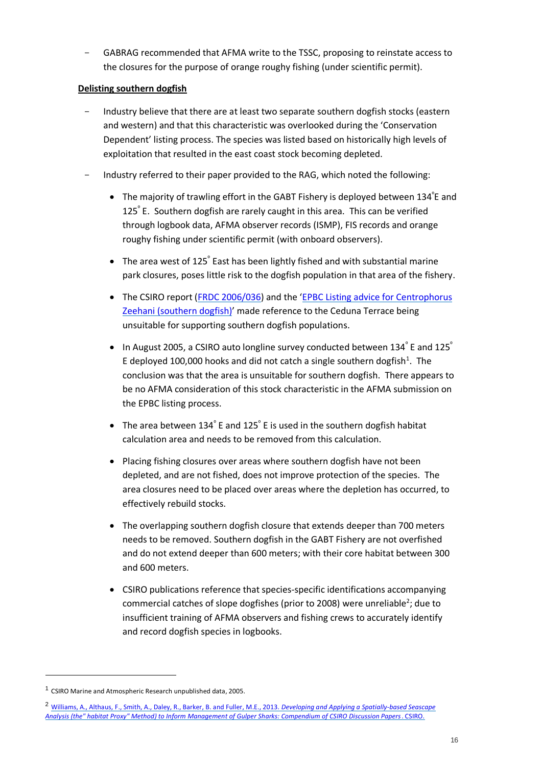- GABRAG recommended that AFMA write to the TSSC, proposing to reinstate access to the closures for the purpose of orange roughy fishing (under scientific permit).

**Delisting southern dogfish**

- Industry believe that there are at least two separate southern dogfish stocks (eastern and western) and that this characteristic was overlooked during the 'Conservation Dependent' listing process. The species was listed based on historically high levels of exploitation that resulted in the east coast stock becoming depleted.
- Industry referred to their paper provided to the RAG, which noted the following:
  - The majority of trawling effort in the GABT Fishery is deployed between 134°E and 125° E. Southern dogfish are rarely caught in this area. This can be verified through logbook data, AFMA observer records (ISMP), FIS records and orange roughy fishing under scientific permit (with onboard observers).
  - The area west of 125° East has been lightly fished and with substantial marine park closures, poses little risk to the dogfish population in that area of the fishery.
  - The CSIRO report (FRDC 2006/036) and the 'EPBC Listing advice for Centrophorus Zeehani (southern dogfish)' made reference to the Ceduna Terrace being unsuitable for supporting southern dogfish populations.
  - In August 2005, a CSIRO auto longline survey conducted between 134° E and 125° E deployed 100,000 hooks and did not catch a single southern dogfish[1]. The conclusion was that the area is unsuitable for southern dogfish. There appears to be no AFMA consideration of this stock characteristic in the AFMA submission on the EPBC listing process.
  - The area between 134° E and 125° E is used in the southern dogfish habitat calculation area and needs to be removed from this calculation.
  - Placing fishing closures over areas where southern dogfish have not been depleted, and are not fished, does not improve protection of the species. The area closures need to be placed over areas where the depletion has occurred, to effectively rebuild stocks.
  - The overlapping southern dogfish closure that extends deeper than 700 meters needs to be removed. Southern dogfish in the GABT Fishery are not overfished and do not extend deeper than 600 meters; with their core habitat between 300 and 600 meters.
  - CSIRO publications reference that species-specific identifications accompanying commercial catches of slope dogfishes (prior to 2008) were unreliable[2]; due to insufficient training of AFMA observers and fishing crews to accurately identify and record dogfish species in logbooks.

---

[1] CSIRO Marine and Atmospheric Research unpublished data, 2005.

[2] Williams, A., Althaus, F., Smith, A., Daley, R., Barker, B. and Fuller, M.E., 2013. *Developing and Applying a Spatially-based Seascape Analysis (the" habitat Proxy" Method) to Inform Management of Gulper Sharks: Compendium of CSIRO Discussion Papers*. CSIRO.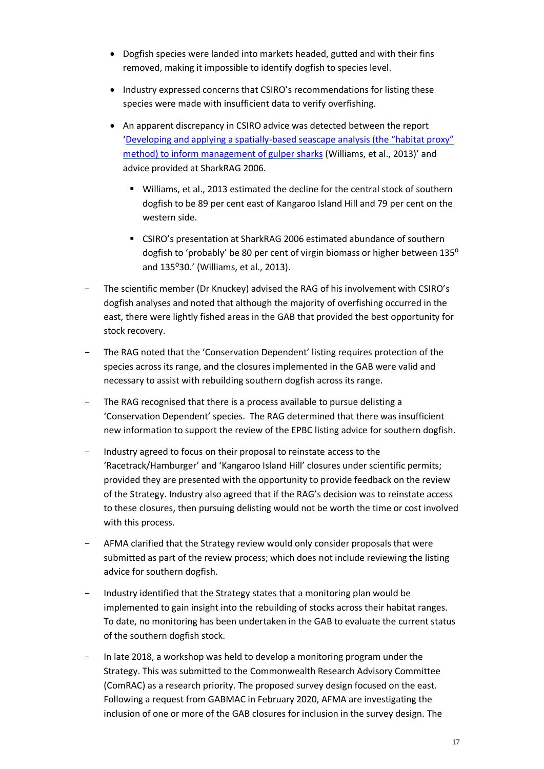- Dogfish species were landed into markets headed, gutted and with their fins removed, making it impossible to identify dogfish to species level.
- Industry expressed concerns that CSIRO's recommendations for listing these species were made with insufficient data to verify overfishing.
- An apparent discrepancy in CSIRO advice was detected between the report '[Developing and applying a spatially-based seascape analysis (the "habitat proxy" method) to inform management of gulper sharks](#) (Williams, et al., 2013)' and advice provided at SharkRAG 2006.
    - Williams, et al., 2013 estimated the decline for the central stock of southern dogfish to be 89 per cent east of Kangaroo Island Hill and 79 per cent on the western side.
    - CSIRO's presentation at SharkRAG 2006 estimated abundance of southern dogfish to 'probably' be 80 per cent of virgin biomass or higher between 135° and 135°30.' (Williams, et al., 2013).

- The scientific member (Dr Knuckey) advised the RAG of his involvement with CSIRO's dogfish analyses and noted that although the majority of overfishing occurred in the east, there were lightly fished areas in the GAB that provided the best opportunity for stock recovery.
- The RAG noted that the 'Conservation Dependent' listing requires protection of the species across its range, and the closures implemented in the GAB were valid and necessary to assist with rebuilding southern dogfish across its range.
- The RAG recognised that there is a process available to pursue delisting a 'Conservation Dependent' species. The RAG determined that there was insufficient new information to support the review of the EPBC listing advice for southern dogfish.
- Industry agreed to focus on their proposal to reinstate access to the 'Racetrack/Hamburger' and 'Kangaroo Island Hill' closures under scientific permits; provided they are presented with the opportunity to provide feedback on the review of the Strategy. Industry also agreed that if the RAG's decision was to reinstate access to these closures, then pursuing delisting would not be worth the time or cost involved with this process.
- AFMA clarified that the Strategy review would only consider proposals that were submitted as part of the review process; which does not include reviewing the listing advice for southern dogfish.
- Industry identified that the Strategy states that a monitoring plan would be implemented to gain insight into the rebuilding of stocks across their habitat ranges. To date, no monitoring has been undertaken in the GAB to evaluate the current status of the southern dogfish stock.
- In late 2018, a workshop was held to develop a monitoring program under the Strategy. This was submitted to the Commonwealth Research Advisory Committee (ComRAC) as a research priority. The proposed survey design focused on the east. Following a request from GABMAC in February 2020, AFMA are investigating the inclusion of one or more of the GAB closures for inclusion in the survey design. The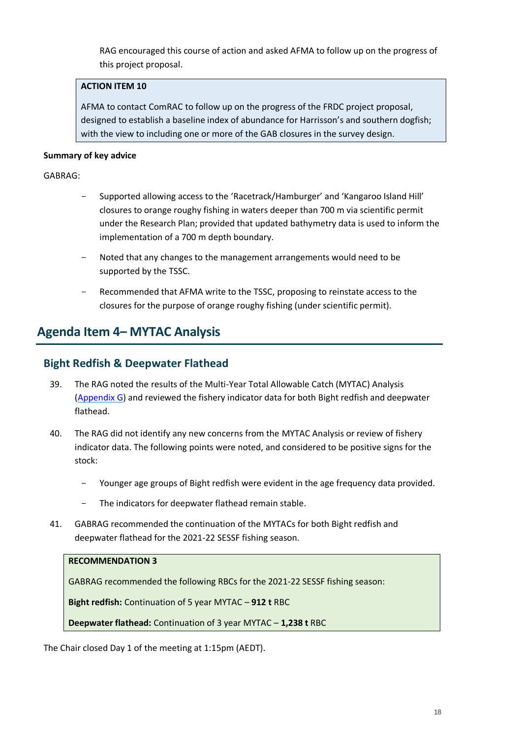RAG encouraged this course of action and asked AFMA to follow up on the progress of this project proposal.

> **ACTION ITEM 10**
>
> AFMA to contact ComRAC to follow up on the progress of the FRDC project proposal, designed to establish a baseline index of abundance for Harrisson's and southern dogfish; with the view to including one or more of the GAB closures in the survey design.

**Summary of key advice**

GABRAG:

- Supported allowing access to the 'Racetrack/Hamburger' and 'Kangaroo Island Hill' closures to orange roughy fishing in waters deeper than 700 m via scientific permit under the Research Plan; provided that updated bathymetry data is used to inform the implementation of a 700 m depth boundary.
- Noted that any changes to the management arrangements would need to be supported by the TSSC.
- Recommended that AFMA write to the TSSC, proposing to reinstate access to the closures for the purpose of orange roughy fishing (under scientific permit).

## Agenda Item 4– MYTAC Analysis

### Bight Redfish & Deepwater Flathead

39. The RAG noted the results of the Multi-Year Total Allowable Catch (MYTAC) Analysis (Appendix G) and reviewed the fishery indicator data for both Bight redfish and deepwater flathead.

40. The RAG did not identify any new concerns from the MYTAC Analysis or review of fishery indicator data. The following points were noted, and considered to be positive signs for the stock:
    - Younger age groups of Bight redfish were evident in the age frequency data provided.
    - The indicators for deepwater flathead remain stable.

41. GABRAG recommended the continuation of the MYTACs for both Bight redfish and deepwater flathead for the 2021-22 SESSF fishing season.

> **RECOMMENDATION 3**
>
> GABRAG recommended the following RBCs for the 2021-22 SESSF fishing season:
>
> **Bight redfish:** Continuation of 5 year MYTAC – **912 t** RBC
>
> **Deepwater flathead:** Continuation of 3 year MYTAC – **1,238 t** RBC

The Chair closed Day 1 of the meeting at 1:15pm (AEDT).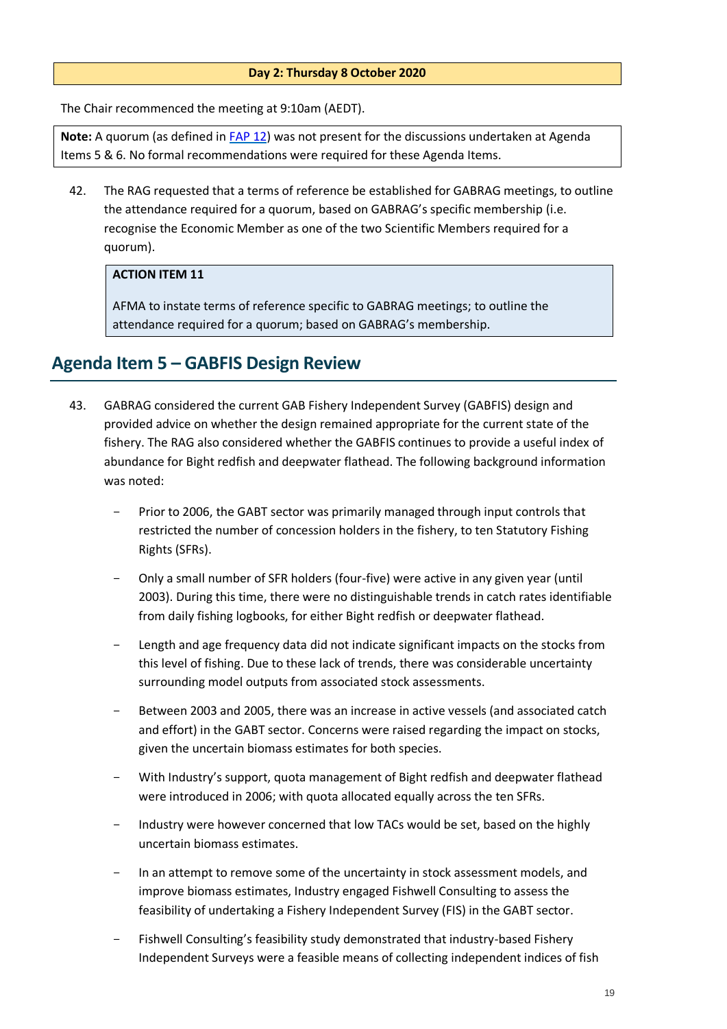**Day 2: Thursday 8 October 2020**

The Chair recommenced the meeting at 9:10am (AEDT).

> **Note:** A quorum (as defined in [FAP 12]) was not present for the discussions undertaken at Agenda Items 5 & 6. No formal recommendations were required for these Agenda Items.

42. The RAG requested that a terms of reference be established for GABRAG meetings, to outline the attendance required for a quorum, based on GABRAG's specific membership (i.e. recognise the Economic Member as one of the two Scientific Members required for a quorum).

> **ACTION ITEM 11**
>
> AFMA to instate terms of reference specific to GABRAG meetings; to outline the attendance required for a quorum; based on GABRAG's membership.

## Agenda Item 5 – GABFIS Design Review

43. GABRAG considered the current GAB Fishery Independent Survey (GABFIS) design and provided advice on whether the design remained appropriate for the current state of the fishery. The RAG also considered whether the GABFIS continues to provide a useful index of abundance for Bight redfish and deepwater flathead. The following background information was noted:

    - Prior to 2006, the GABT sector was primarily managed through input controls that restricted the number of concession holders in the fishery, to ten Statutory Fishing Rights (SFRs).
    - Only a small number of SFR holders (four-five) were active in any given year (until 2003). During this time, there were no distinguishable trends in catch rates identifiable from daily fishing logbooks, for either Bight redfish or deepwater flathead.
    - Length and age frequency data did not indicate significant impacts on the stocks from this level of fishing. Due to these lack of trends, there was considerable uncertainty surrounding model outputs from associated stock assessments.
    - Between 2003 and 2005, there was an increase in active vessels (and associated catch and effort) in the GABT sector. Concerns were raised regarding the impact on stocks, given the uncertain biomass estimates for both species.
    - With Industry's support, quota management of Bight redfish and deepwater flathead were introduced in 2006; with quota allocated equally across the ten SFRs.
    - Industry were however concerned that low TACs would be set, based on the highly uncertain biomass estimates.
    - In an attempt to remove some of the uncertainty in stock assessment models, and improve biomass estimates, Industry engaged Fishwell Consulting to assess the feasibility of undertaking a Fishery Independent Survey (FIS) in the GABT sector.
    - Fishwell Consulting's feasibility study demonstrated that industry-based Fishery Independent Surveys were a feasible means of collecting independent indices of fish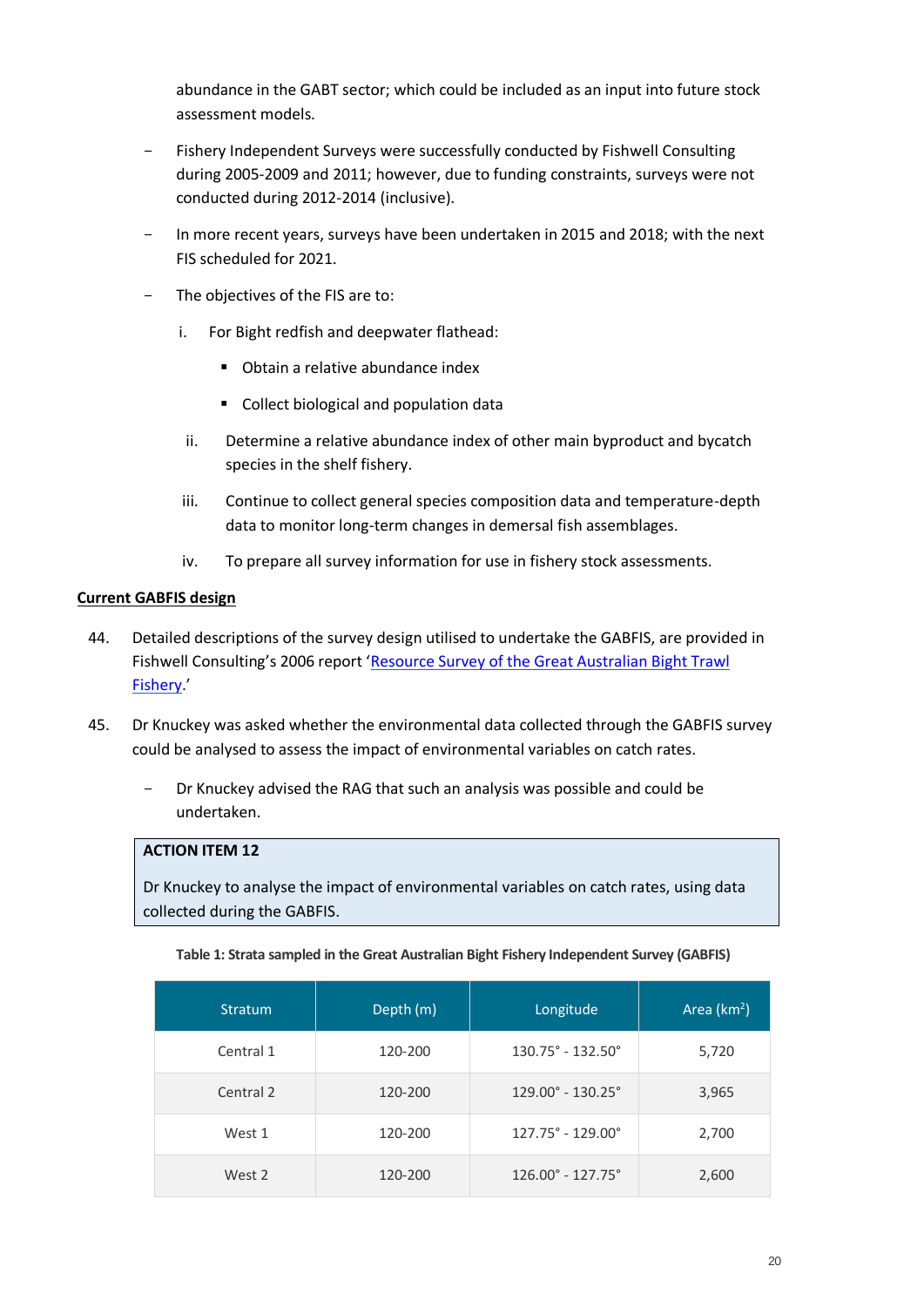abundance in the GABT sector; which could be included as an input into future stock assessment models.

- Fishery Independent Surveys were successfully conducted by Fishwell Consulting during 2005-2009 and 2011; however, due to funding constraints, surveys were not conducted during 2012-2014 (inclusive).
- In more recent years, surveys have been undertaken in 2015 and 2018; with the next FIS scheduled for 2021.
- The objectives of the FIS are to:
    i. For Bight redfish and deepwater flathead:
        - Obtain a relative abundance index
        - Collect biological and population data
    ii. Determine a relative abundance index of other main byproduct and bycatch species in the shelf fishery.
    iii. Continue to collect general species composition data and temperature-depth data to monitor long-term changes in demersal fish assemblages.
    iv. To prepare all survey information for use in fishery stock assessments.

**Current GABFIS design**

44. Detailed descriptions of the survey design utilised to undertake the GABFIS, are provided in Fishwell Consulting's 2006 report '[Resource Survey of the Great Australian Bight Trawl Fishery](#).'

45. Dr Knuckey was asked whether the environmental data collected through the GABFIS survey could be analysed to assess the impact of environmental variables on catch rates.
    - Dr Knuckey advised the RAG that such an analysis was possible and could be undertaken.

**ACTION ITEM 12**

Dr Knuckey to analyse the impact of environmental variables on catch rates, using data collected during the GABFIS.

**Table 1: Strata sampled in the Great Australian Bight Fishery Independent Survey (GABFIS)**

| Stratum | Depth (m) | Longitude | Area (km$^2$) |
|---|---|---|---|
| Central 1 | 120-200 | 130.75° - 132.50° | 5,720 |
| Central 2 | 120-200 | 129.00° - 130.25° | 3,965 |
| West 1 | 120-200 | 127.75° - 129.00° | 2,700 |
| West 2 | 120-200 | 126.00° - 127.75° | 2,600 |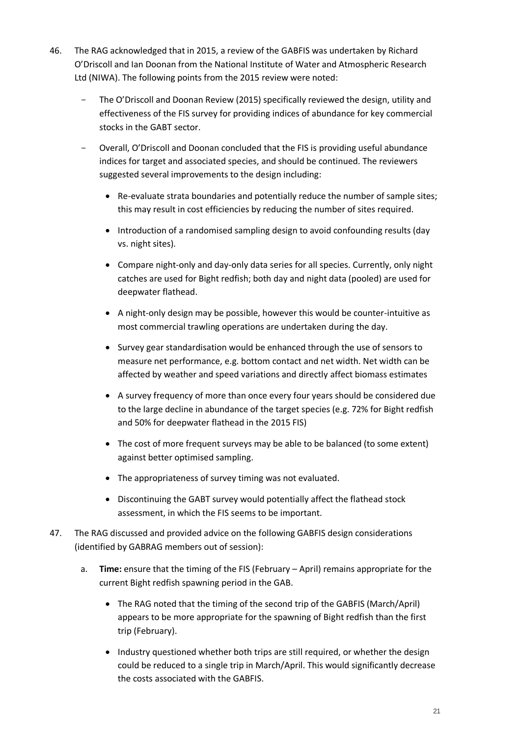46. The RAG acknowledged that in 2015, a review of the GABFIS was undertaken by Richard O'Driscoll and Ian Doonan from the National Institute of Water and Atmospheric Research Ltd (NIWA). The following points from the 2015 review were noted:

    - The O'Driscoll and Doonan Review (2015) specifically reviewed the design, utility and effectiveness of the FIS survey for providing indices of abundance for key commercial stocks in the GABT sector.
    - Overall, O'Driscoll and Doonan concluded that the FIS is providing useful abundance indices for target and associated species, and should be continued. The reviewers suggested several improvements to the design including:
        - Re-evaluate strata boundaries and potentially reduce the number of sample sites; this may result in cost efficiencies by reducing the number of sites required.
        - Introduction of a randomised sampling design to avoid confounding results (day vs. night sites).
        - Compare night-only and day-only data series for all species. Currently, only night catches are used for Bight redfish; both day and night data (pooled) are used for deepwater flathead.
        - A night-only design may be possible, however this would be counter-intuitive as most commercial trawling operations are undertaken during the day.
        - Survey gear standardisation would be enhanced through the use of sensors to measure net performance, e.g. bottom contact and net width. Net width can be affected by weather and speed variations and directly affect biomass estimates
        - A survey frequency of more than once every four years should be considered due to the large decline in abundance of the target species (e.g. 72% for Bight redfish and 50% for deepwater flathead in the 2015 FIS)
        - The cost of more frequent surveys may be able to be balanced (to some extent) against better optimised sampling.
        - The appropriateness of survey timing was not evaluated.
        - Discontinuing the GABT survey would potentially affect the flathead stock assessment, in which the FIS seems to be important.

47. The RAG discussed and provided advice on the following GABFIS design considerations (identified by GABRAG members out of session):

    a. **Time:** ensure that the timing of the FIS (February – April) remains appropriate for the current Bight redfish spawning period in the GAB.

    - The RAG noted that the timing of the second trip of the GABFIS (March/April) appears to be more appropriate for the spawning of Bight redfish than the first trip (February).
    - Industry questioned whether both trips are still required, or whether the design could be reduced to a single trip in March/April. This would significantly decrease the costs associated with the GABFIS.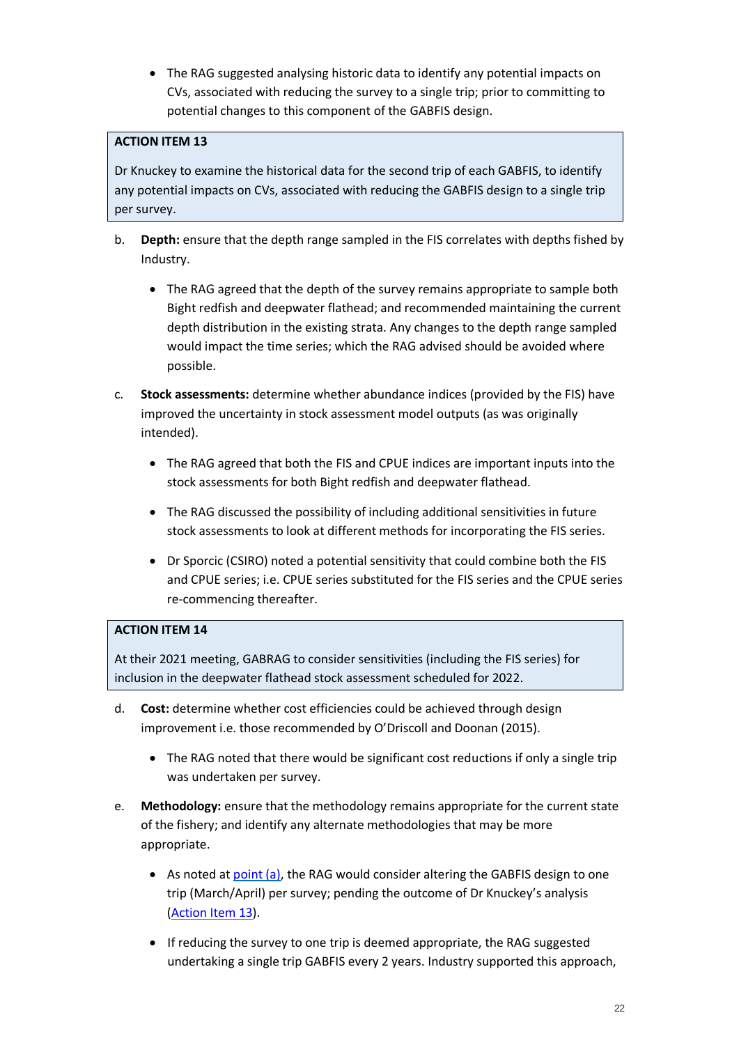- The RAG suggested analysing historic data to identify any potential impacts on CVs, associated with reducing the survey to a single trip; prior to committing to potential changes to this component of the GABFIS design.

> **ACTION ITEM 13**
>
> Dr Knuckey to examine the historical data for the second trip of each GABFIS, to identify any potential impacts on CVs, associated with reducing the GABFIS design to a single trip per survey.

b. **Depth:** ensure that the depth range sampled in the FIS correlates with depths fished by Industry.

   - The RAG agreed that the depth of the survey remains appropriate to sample both Bight redfish and deepwater flathead; and recommended maintaining the current depth distribution in the existing strata. Any changes to the depth range sampled would impact the time series; which the RAG advised should be avoided where possible.

c. **Stock assessments:** determine whether abundance indices (provided by the FIS) have improved the uncertainty in stock assessment model outputs (as was originally intended).

   - The RAG agreed that both the FIS and CPUE indices are important inputs into the stock assessments for both Bight redfish and deepwater flathead.
   - The RAG discussed the possibility of including additional sensitivities in future stock assessments to look at different methods for incorporating the FIS series.
   - Dr Sporcic (CSIRO) noted a potential sensitivity that could combine both the FIS and CPUE series; i.e. CPUE series substituted for the FIS series and the CPUE series re-commencing thereafter.

> **ACTION ITEM 14**
>
> At their 2021 meeting, GABRAG to consider sensitivities (including the FIS series) for inclusion in the deepwater flathead stock assessment scheduled for 2022.

d. **Cost:** determine whether cost efficiencies could be achieved through design improvement i.e. those recommended by O'Driscoll and Doonan (2015).

   - The RAG noted that there would be significant cost reductions if only a single trip was undertaken per survey.

e. **Methodology:** ensure that the methodology remains appropriate for the current state of the fishery; and identify any alternate methodologies that may be more appropriate.

   - As noted at point (a), the RAG would consider altering the GABFIS design to one trip (March/April) per survey; pending the outcome of Dr Knuckey's analysis (Action Item 13).
   - If reducing the survey to one trip is deemed appropriate, the RAG suggested undertaking a single trip GABFIS every 2 years. Industry supported this approach,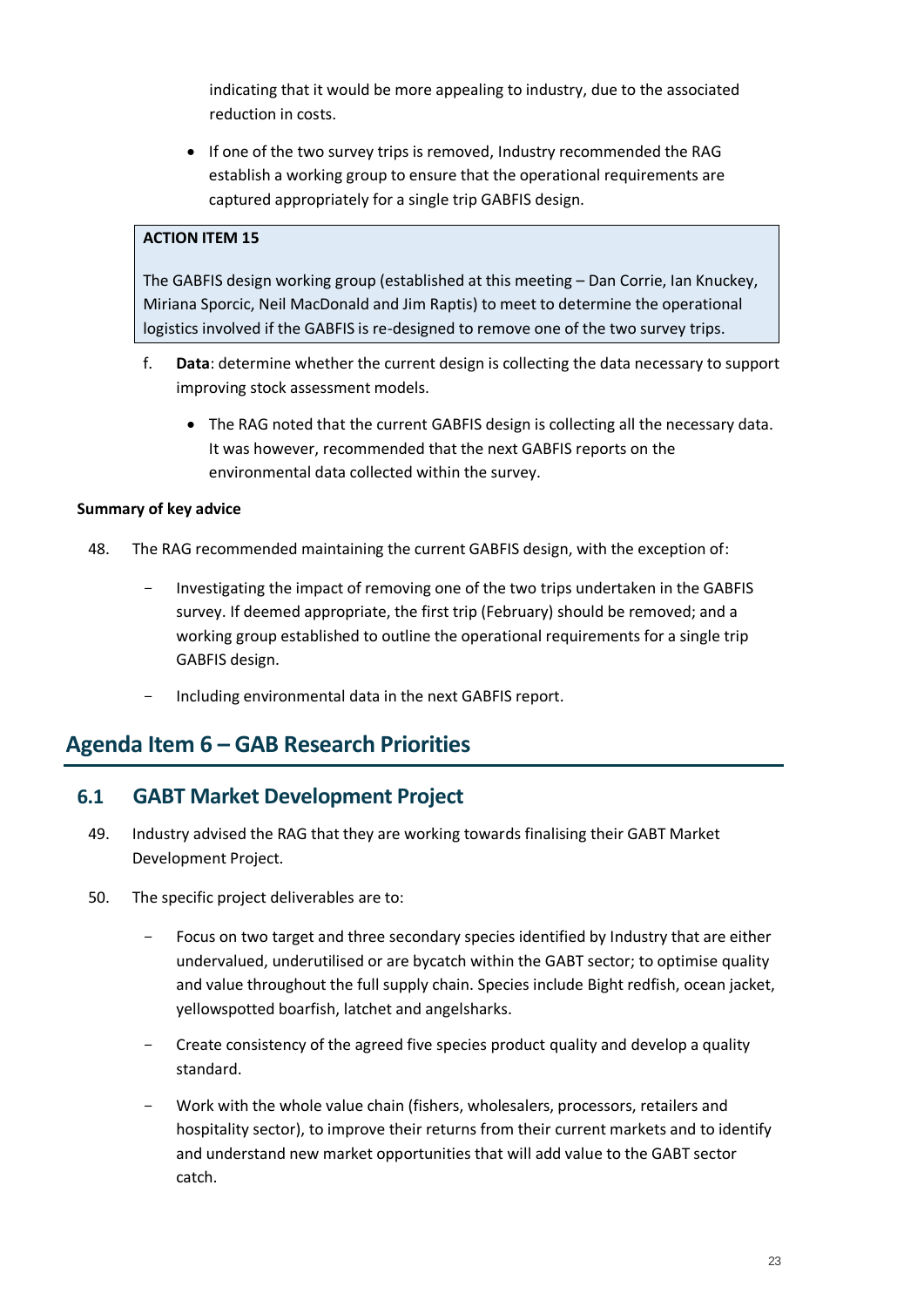indicating that it would be more appealing to industry, due to the associated reduction in costs.

- If one of the two survey trips is removed, Industry recommended the RAG establish a working group to ensure that the operational requirements are captured appropriately for a single trip GABFIS design.

| **ACTION ITEM 15** |
| --- |
| The GABFIS design working group (established at this meeting – Dan Corrie, Ian Knuckey, Miriana Sporcic, Neil MacDonald and Jim Raptis) to meet to determine the operational logistics involved if the GABFIS is re-designed to remove one of the two survey trips. |

f. **Data**: determine whether the current design is collecting the data necessary to support improving stock assessment models.

- The RAG noted that the current GABFIS design is collecting all the necessary data. It was however, recommended that the next GABFIS reports on the environmental data collected within the survey.

**Summary of key advice**

48. The RAG recommended maintaining the current GABFIS design, with the exception of:

 - Investigating the impact of removing one of the two trips undertaken in the GABFIS survey. If deemed appropriate, the first trip (February) should be removed; and a working group established to outline the operational requirements for a single trip GABFIS design.

 - Including environmental data in the next GABFIS report.

# Agenda Item 6 – GAB Research Priorities

## 6.1 GABT Market Development Project

49. Industry advised the RAG that they are working towards finalising their GABT Market Development Project.

50. The specific project deliverables are to:

 - Focus on two target and three secondary species identified by Industry that are either undervalued, underutilised or are bycatch within the GABT sector; to optimise quality and value throughout the full supply chain. Species include Bight redfish, ocean jacket, yellowspotted boarfish, latchet and angelsharks.

 - Create consistency of the agreed five species product quality and develop a quality standard.

 - Work with the whole value chain (fishers, wholesalers, processors, retailers and hospitality sector), to improve their returns from their current markets and to identify and understand new market opportunities that will add value to the GABT sector catch.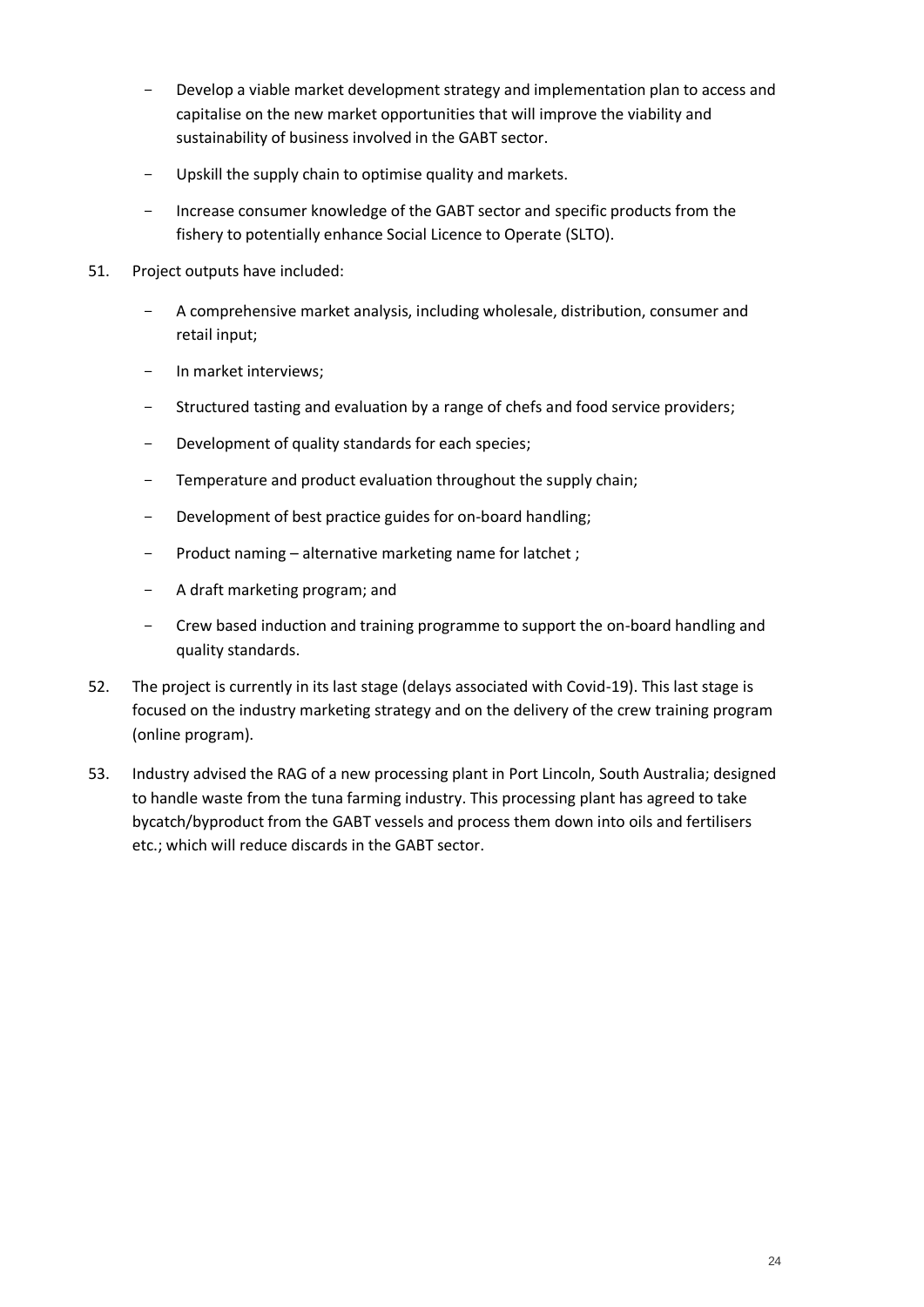- Develop a viable market development strategy and implementation plan to access and capitalise on the new market opportunities that will improve the viability and sustainability of business involved in the GABT sector.
- Upskill the supply chain to optimise quality and markets.
- Increase consumer knowledge of the GABT sector and specific products from the fishery to potentially enhance Social Licence to Operate (SLTO).

51. Project outputs have included:

    - A comprehensive market analysis, including wholesale, distribution, consumer and retail input;
    - In market interviews;
    - Structured tasting and evaluation by a range of chefs and food service providers;
    - Development of quality standards for each species;
    - Temperature and product evaluation throughout the supply chain;
    - Development of best practice guides for on-board handling;
    - Product naming – alternative marketing name for latchet ;
    - A draft marketing program; and
    - Crew based induction and training programme to support the on-board handling and quality standards.

52. The project is currently in its last stage (delays associated with Covid-19). This last stage is focused on the industry marketing strategy and on the delivery of the crew training program (online program).

53. Industry advised the RAG of a new processing plant in Port Lincoln, South Australia; designed to handle waste from the tuna farming industry. This processing plant has agreed to take bycatch/byproduct from the GABT vessels and process them down into oils and fertilisers etc.; which will reduce discards in the GABT sector.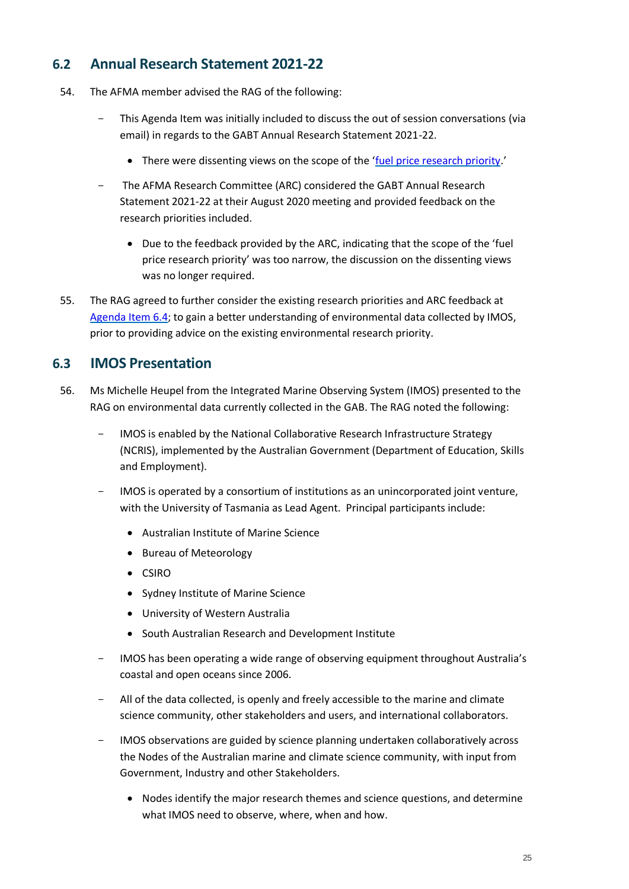## 6.2 Annual Research Statement 2021-22

54. The AFMA member advised the RAG of the following:

    - This Agenda Item was initially included to discuss the out of session conversations (via email) in regards to the GABT Annual Research Statement 2021-22.
        - There were dissenting views on the scope of the '[fuel price research priority](#).'
    - The AFMA Research Committee (ARC) considered the GABT Annual Research Statement 2021-22 at their August 2020 meeting and provided feedback on the research priorities included.
        - Due to the feedback provided by the ARC, indicating that the scope of the 'fuel price research priority' was too narrow, the discussion on the dissenting views was no longer required.

55. The RAG agreed to further consider the existing research priorities and ARC feedback at [Agenda Item 6.4](#); to gain a better understanding of environmental data collected by IMOS, prior to providing advice on the existing environmental research priority.

## 6.3 IMOS Presentation

56. Ms Michelle Heupel from the Integrated Marine Observing System (IMOS) presented to the RAG on environmental data currently collected in the GAB. The RAG noted the following:

    - IMOS is enabled by the National Collaborative Research Infrastructure Strategy (NCRIS), implemented by the Australian Government (Department of Education, Skills and Employment).
    - IMOS is operated by a consortium of institutions as an unincorporated joint venture, with the University of Tasmania as Lead Agent. Principal participants include:
        - Australian Institute of Marine Science
        - Bureau of Meteorology
        - CSIRO
        - Sydney Institute of Marine Science
        - University of Western Australia
        - South Australian Research and Development Institute
    - IMOS has been operating a wide range of observing equipment throughout Australia's coastal and open oceans since 2006.
    - All of the data collected, is openly and freely accessible to the marine and climate science community, other stakeholders and users, and international collaborators.
    - IMOS observations are guided by science planning undertaken collaboratively across the Nodes of the Australian marine and climate science community, with input from Government, Industry and other Stakeholders.
        - Nodes identify the major research themes and science questions, and determine what IMOS need to observe, where, when and how.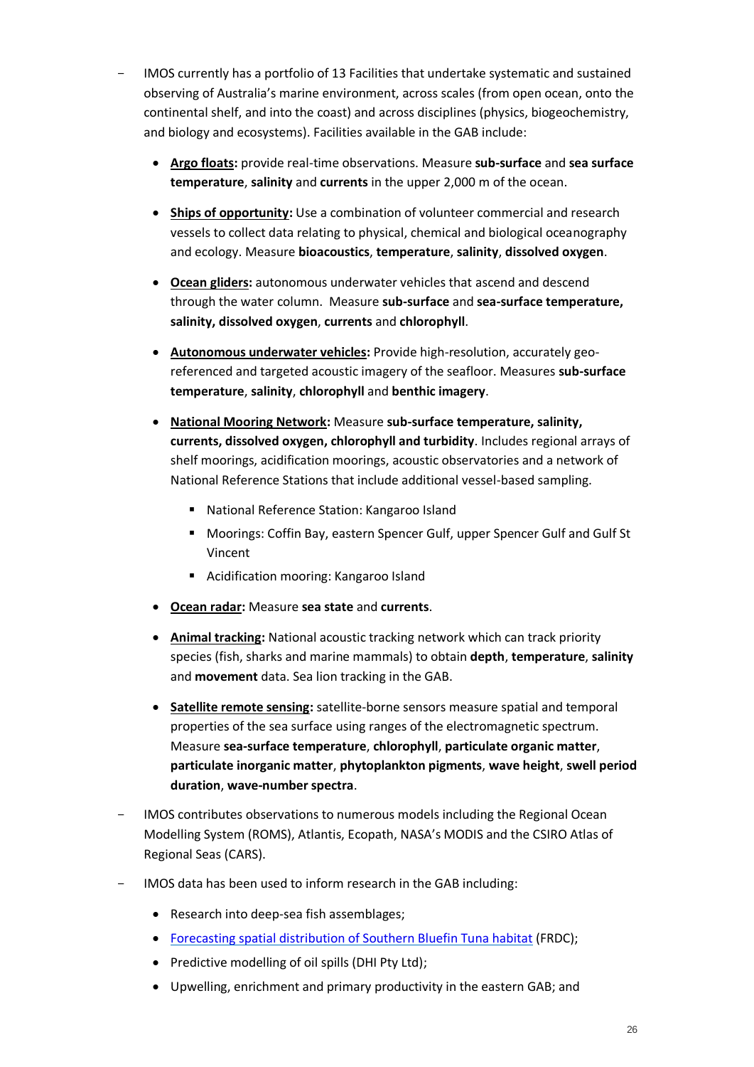- IMOS currently has a portfolio of 13 Facilities that undertake systematic and sustained observing of Australia's marine environment, across scales (from open ocean, onto the continental shelf, and into the coast) and across disciplines (physics, biogeochemistry, and biology and ecosystems). Facilities available in the GAB include:
  - **Argo floats:** provide real-time observations. Measure **sub-surface** and **sea surface temperature**, **salinity** and **currents** in the upper 2,000 m of the ocean.
  - **Ships of opportunity:** Use a combination of volunteer commercial and research vessels to collect data relating to physical, chemical and biological oceanography and ecology. Measure **bioacoustics**, **temperature**, **salinity**, **dissolved oxygen**.
  - **Ocean gliders:** autonomous underwater vehicles that ascend and descend through the water column. Measure **sub-surface** and **sea-surface temperature, salinity, dissolved oxygen**, **currents** and **chlorophyll**.
  - **Autonomous underwater vehicles:** Provide high-resolution, accurately geo-referenced and targeted acoustic imagery of the seafloor. Measures **sub-surface temperature**, **salinity**, **chlorophyll** and **benthic imagery**.
  - **National Mooring Network:** Measure **sub-surface temperature, salinity, currents, dissolved oxygen, chlorophyll and turbidity**. Includes regional arrays of shelf moorings, acidification moorings, acoustic observatories and a network of National Reference Stations that include additional vessel-based sampling.
    - National Reference Station: Kangaroo Island
    - Moorings: Coffin Bay, eastern Spencer Gulf, upper Spencer Gulf and Gulf St Vincent
    - Acidification mooring: Kangaroo Island
  - **Ocean radar:** Measure **sea state** and **currents**.
  - **Animal tracking:** National acoustic tracking network which can track priority species (fish, sharks and marine mammals) to obtain **depth**, **temperature**, **salinity** and **movement** data. Sea lion tracking in the GAB.
  - **Satellite remote sensing:** satellite-borne sensors measure spatial and temporal properties of the sea surface using ranges of the electromagnetic spectrum. Measure **sea-surface temperature**, **chlorophyll**, **particulate organic matter**, **particulate inorganic matter**, **phytoplankton pigments**, **wave height**, **swell period duration**, **wave-number spectra**.
- IMOS contributes observations to numerous models including the Regional Ocean Modelling System (ROMS), Atlantis, Ecopath, NASA's MODIS and the CSIRO Atlas of Regional Seas (CARS).
- IMOS data has been used to inform research in the GAB including:
  - Research into deep-sea fish assemblages;
  - Forecasting spatial distribution of Southern Bluefin Tuna habitat (FRDC);
  - Predictive modelling of oil spills (DHI Pty Ltd);
  - Upwelling, enrichment and primary productivity in the eastern GAB; and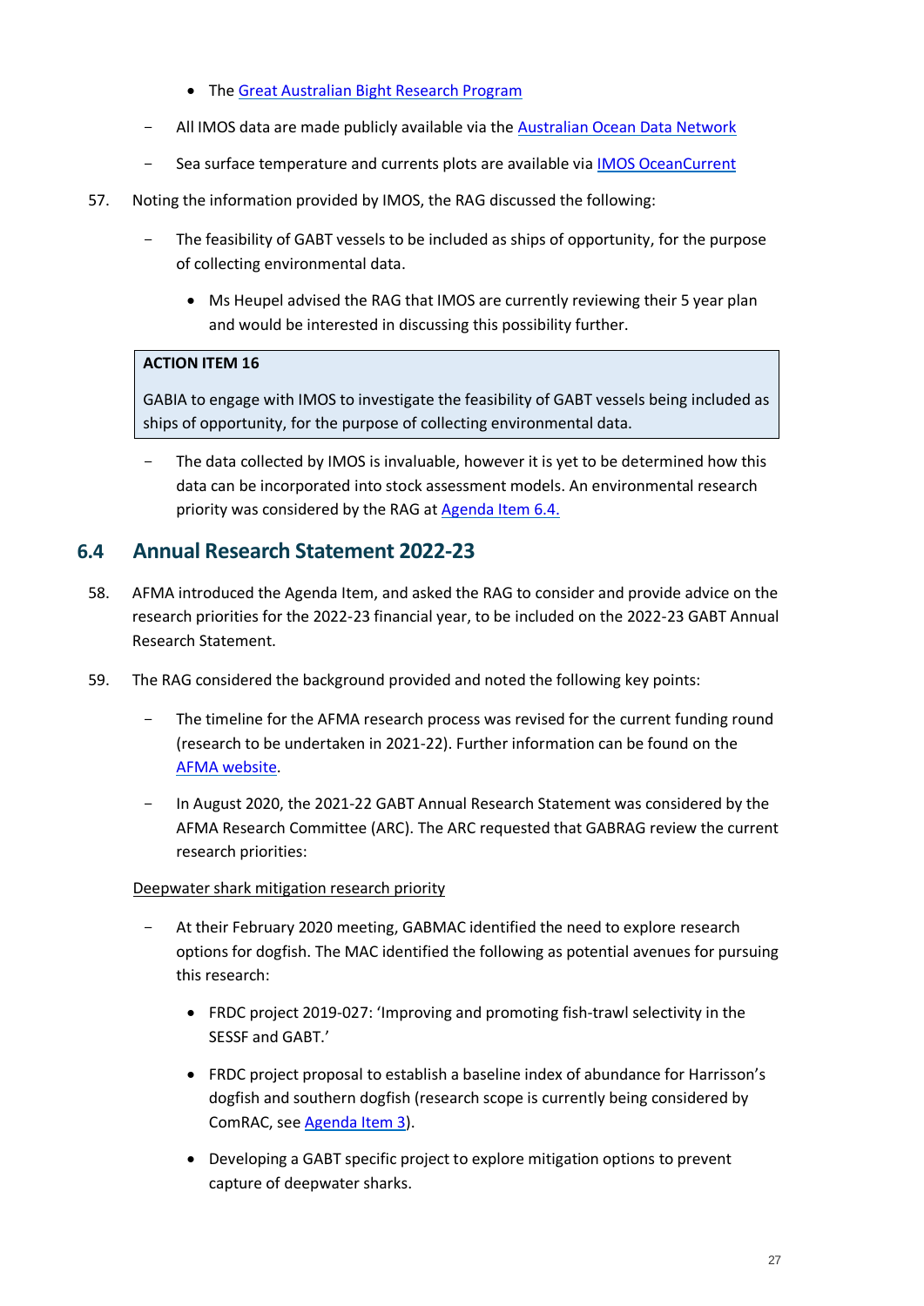- The [Great Australian Bight Research Program](#)

- All IMOS data are made publicly available via the [Australian Ocean Data Network](#)
- Sea surface temperature and currents plots are available via [IMOS OceanCurrent](#)

57. Noting the information provided by IMOS, the RAG discussed the following:

- The feasibility of GABT vessels to be included as ships of opportunity, for the purpose of collecting environmental data.
  - Ms Heupel advised the RAG that IMOS are currently reviewing their 5 year plan and would be interested in discussing this possibility further.

> **ACTION ITEM 16**
>
> GABIA to engage with IMOS to investigate the feasibility of GABT vessels being included as ships of opportunity, for the purpose of collecting environmental data.

- The data collected by IMOS is invaluable, however it is yet to be determined how this data can be incorporated into stock assessment models. An environmental research priority was considered by the RAG at [Agenda Item 6.4.](#)

## 6.4 Annual Research Statement 2022-23

58. AFMA introduced the Agenda Item, and asked the RAG to consider and provide advice on the research priorities for the 2022-23 financial year, to be included on the 2022-23 GABT Annual Research Statement.

59. The RAG considered the background provided and noted the following key points:

- The timeline for the AFMA research process was revised for the current funding round (research to be undertaken in 2021-22). Further information can be found on the [AFMA website](#).
- In August 2020, the 2021-22 GABT Annual Research Statement was considered by the AFMA Research Committee (ARC). The ARC requested that GABRAG review the current research priorities:

<u>Deepwater shark mitigation research priority</u>

- At their February 2020 meeting, GABMAC identified the need to explore research options for dogfish. The MAC identified the following as potential avenues for pursuing this research:
  - FRDC project 2019-027: 'Improving and promoting fish-trawl selectivity in the SESSF and GABT.'
  - FRDC project proposal to establish a baseline index of abundance for Harrisson's dogfish and southern dogfish (research scope is currently being considered by ComRAC, see [Agenda Item 3](#)).
  - Developing a GABT specific project to explore mitigation options to prevent capture of deepwater sharks.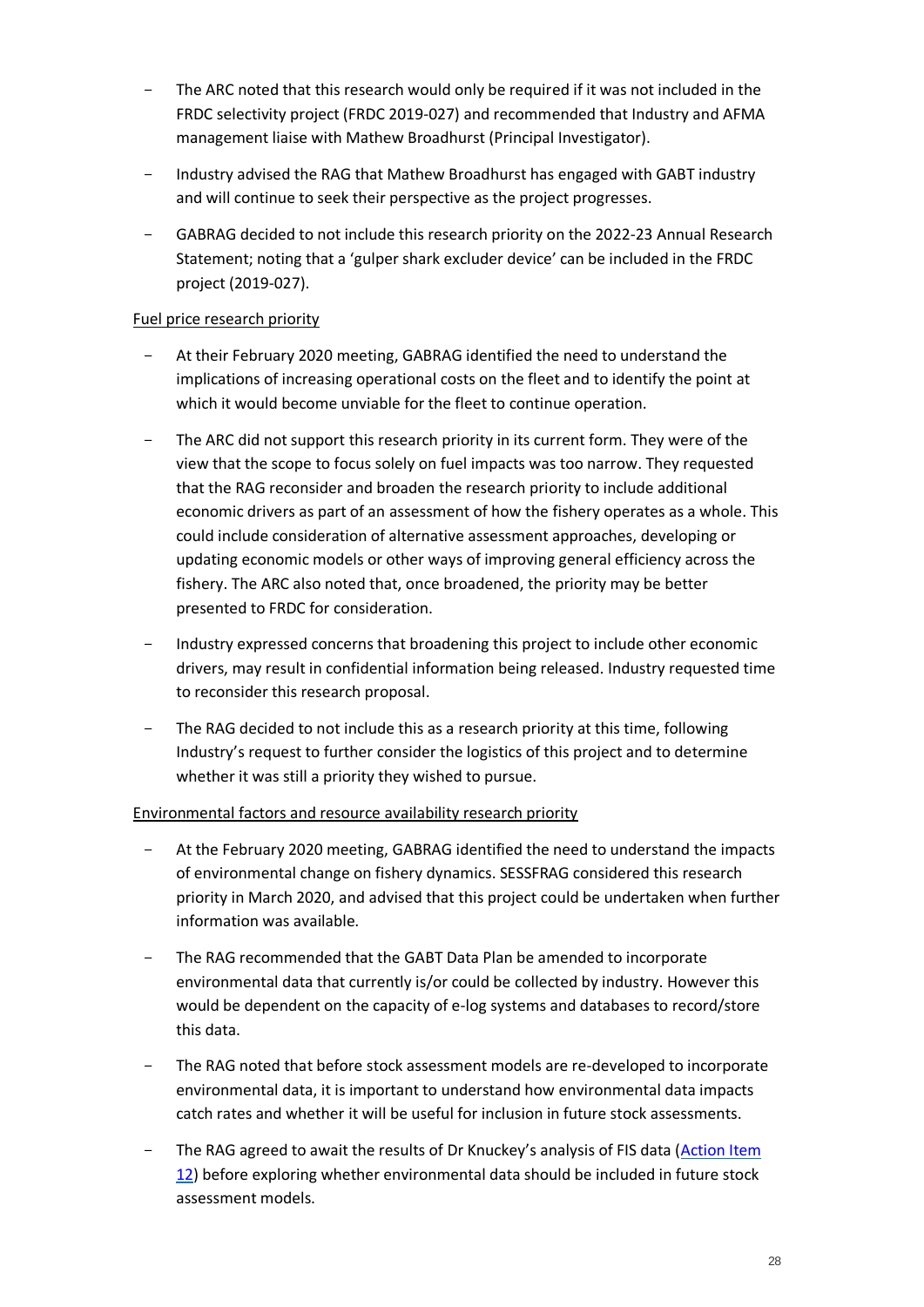- The ARC noted that this research would only be required if it was not included in the FRDC selectivity project (FRDC 2019-027) and recommended that Industry and AFMA management liaise with Mathew Broadhurst (Principal Investigator).
- Industry advised the RAG that Mathew Broadhurst has engaged with GABT industry and will continue to seek their perspective as the project progresses.
- GABRAG decided to not include this research priority on the 2022-23 Annual Research Statement; noting that a 'gulper shark excluder device' can be included in the FRDC project (2019-027).

<u>Fuel price research priority</u>

- At their February 2020 meeting, GABRAG identified the need to understand the implications of increasing operational costs on the fleet and to identify the point at which it would become unviable for the fleet to continue operation.
- The ARC did not support this research priority in its current form. They were of the view that the scope to focus solely on fuel impacts was too narrow. They requested that the RAG reconsider and broaden the research priority to include additional economic drivers as part of an assessment of how the fishery operates as a whole. This could include consideration of alternative assessment approaches, developing or updating economic models or other ways of improving general efficiency across the fishery. The ARC also noted that, once broadened, the priority may be better presented to FRDC for consideration.
- Industry expressed concerns that broadening this project to include other economic drivers, may result in confidential information being released. Industry requested time to reconsider this research proposal.
- The RAG decided to not include this as a research priority at this time, following Industry's request to further consider the logistics of this project and to determine whether it was still a priority they wished to pursue.

<u>Environmental factors and resource availability research priority</u>

- At the February 2020 meeting, GABRAG identified the need to understand the impacts of environmental change on fishery dynamics. SESSFRAG considered this research priority in March 2020, and advised that this project could be undertaken when further information was available.
- The RAG recommended that the GABT Data Plan be amended to incorporate environmental data that currently is/or could be collected by industry. However this would be dependent on the capacity of e-log systems and databases to record/store this data.
- The RAG noted that before stock assessment models are re-developed to incorporate environmental data, it is important to understand how environmental data impacts catch rates and whether it will be useful for inclusion in future stock assessments.
- The RAG agreed to await the results of Dr Knuckey's analysis of FIS data (Action Item 12) before exploring whether environmental data should be included in future stock assessment models.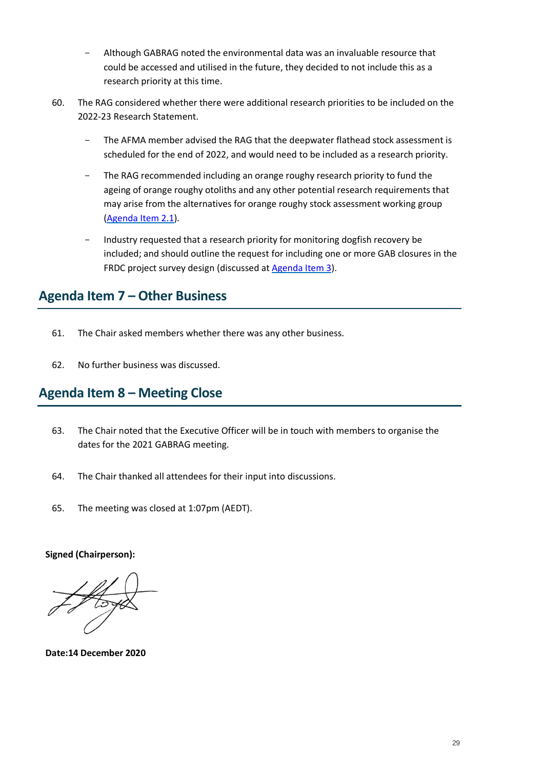- Although GABRAG noted the environmental data was an invaluable resource that could be accessed and utilised in the future, they decided to not include this as a research priority at this time.

60. The RAG considered whether there were additional research priorities to be included on the 2022-23 Research Statement.

    - The AFMA member advised the RAG that the deepwater flathead stock assessment is scheduled for the end of 2022, and would need to be included as a research priority.

    - The RAG recommended including an orange roughy research priority to fund the ageing of orange roughy otoliths and any other potential research requirements that may arise from the alternatives for orange roughy stock assessment working group (Agenda Item 2.1).

    - Industry requested that a research priority for monitoring dogfish recovery be included; and should outline the request for including one or more GAB closures in the FRDC project survey design (discussed at Agenda Item 3).

## Agenda Item 7 – Other Business

61. The Chair asked members whether there was any other business.

62. No further business was discussed.

## Agenda Item 8 – Meeting Close

63. The Chair noted that the Executive Officer will be in touch with members to organise the dates for the 2021 GABRAG meeting.

64. The Chair thanked all attendees for their input into discussions.

65. The meeting was closed at 1:07pm (AEDT).

**Signed (Chairperson):**

**Date:14 December 2020**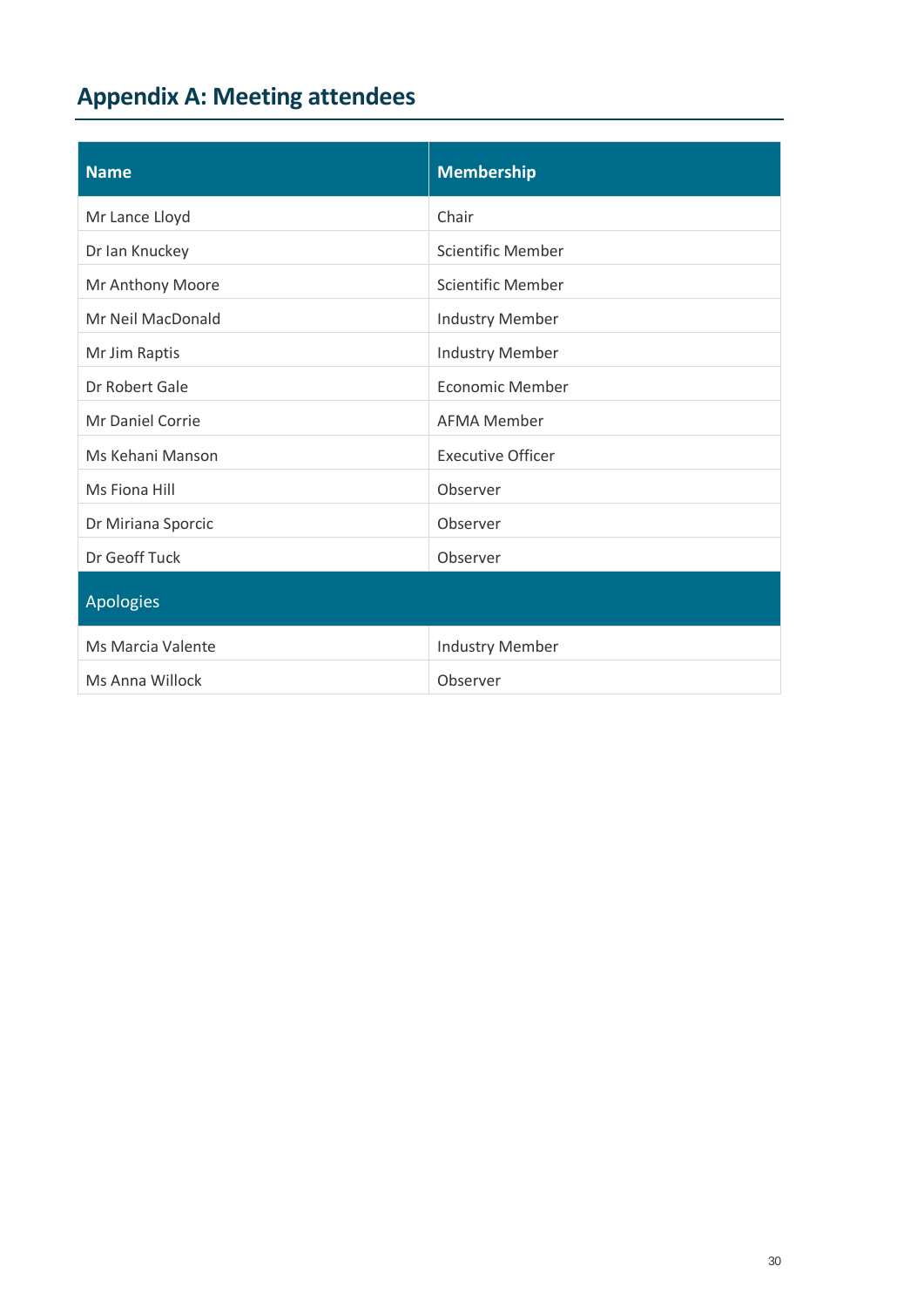# Appendix A: Meeting attendees

| Name | Membership |
|---|---|
| Mr Lance Lloyd | Chair |
| Dr Ian Knuckey | Scientific Member |
| Mr Anthony Moore | Scientific Member |
| Mr Neil MacDonald | Industry Member |
| Mr Jim Raptis | Industry Member |
| Dr Robert Gale | Economic Member |
| Mr Daniel Corrie | AFMA Member |
| Ms Kehani Manson | Executive Officer |
| Ms Fiona Hill | Observer |
| Dr Miriana Sporcic | Observer |
| Dr Geoff Tuck | Observer |
| Apologies | |
| Ms Marcia Valente | Industry Member |
| Ms Anna Willock | Observer |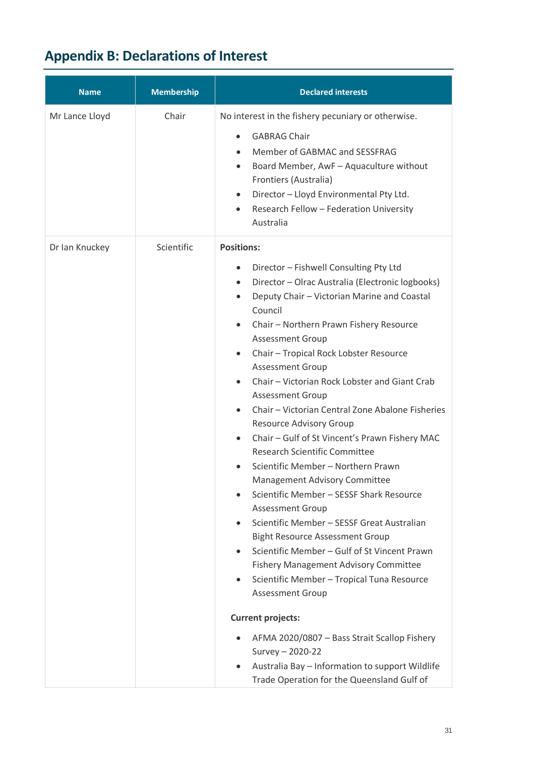# Appendix B: Declarations of Interest

| Name | Membership | Declared interests |
|---|---|---|
| Mr Lance Lloyd | Chair | No interest in the fishery pecuniary or otherwise.<br>• GABRAG Chair<br>• Member of GABMAC and SESSFRAG<br>• Board Member, AwF – Aquaculture without Frontiers (Australia)<br>• Director – Lloyd Environmental Pty Ltd.<br>• Research Fellow – Federation University Australia |
| Dr Ian Knuckey | Scientific | **Positions:**<br>• Director – Fishwell Consulting Pty Ltd<br>• Director – Olrac Australia (Electronic logbooks)<br>• Deputy Chair – Victorian Marine and Coastal Council<br>• Chair – Northern Prawn Fishery Resource Assessment Group<br>• Chair – Tropical Rock Lobster Resource Assessment Group<br>• Chair – Victorian Rock Lobster and Giant Crab Assessment Group<br>• Chair – Victorian Central Zone Abalone Fisheries Resource Advisory Group<br>• Chair – Gulf of St Vincent's Prawn Fishery MAC Research Scientific Committee<br>• Scientific Member – Northern Prawn Management Advisory Committee<br>• Scientific Member – SESSF Shark Resource Assessment Group<br>• Scientific Member – SESSF Great Australian Bight Resource Assessment Group<br>• Scientific Member – Gulf of St Vincent Prawn Fishery Management Advisory Committee<br>• Scientific Member – Tropical Tuna Resource Assessment Group<br>**Current projects:**<br>• AFMA 2020/0807 – Bass Strait Scallop Fishery Survey – 2020-22<br>• Australia Bay – Information to support Wildlife Trade Operation for the Queensland Gulf of |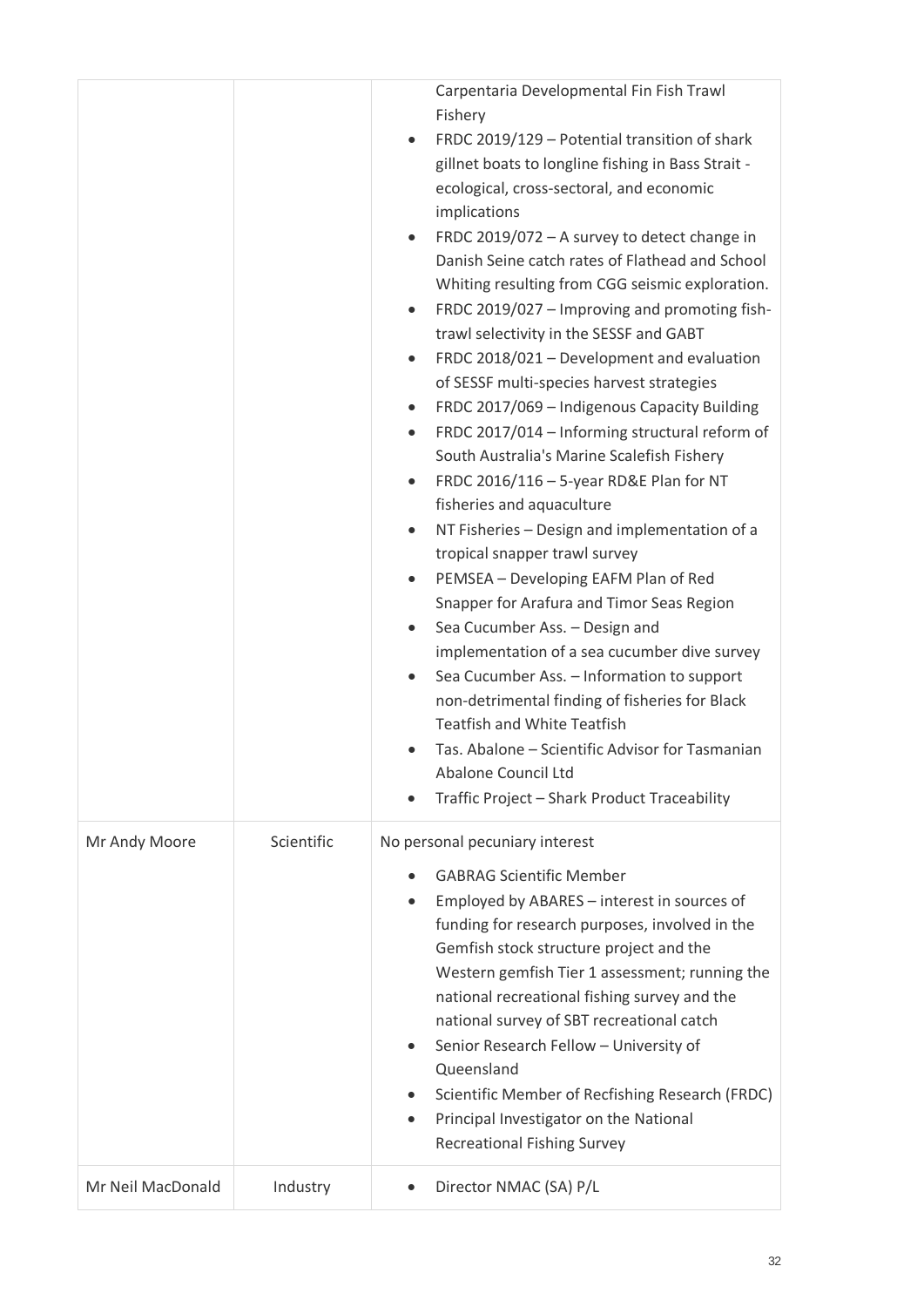| | | |
|---|---|---|
| | | Carpentaria Developmental Fin Fish Trawl Fishery<br>• FRDC 2019/129 – Potential transition of shark gillnet boats to longline fishing in Bass Strait - ecological, cross-sectoral, and economic implications<br>• FRDC 2019/072 – A survey to detect change in Danish Seine catch rates of Flathead and School Whiting resulting from CGG seismic exploration.<br>• FRDC 2019/027 – Improving and promoting fish-trawl selectivity in the SESSF and GABT<br>• FRDC 2018/021 – Development and evaluation of SESSF multi-species harvest strategies<br>• FRDC 2017/069 – Indigenous Capacity Building<br>• FRDC 2017/014 – Informing structural reform of South Australia's Marine Scalefish Fishery<br>• FRDC 2016/116 – 5-year RD&E Plan for NT fisheries and aquaculture<br>• NT Fisheries – Design and implementation of a tropical snapper trawl survey<br>• PEMSEA – Developing EAFM Plan of Red Snapper for Arafura and Timor Seas Region<br>• Sea Cucumber Ass. – Design and implementation of a sea cucumber dive survey<br>• Sea Cucumber Ass. – Information to support non-detrimental finding of fisheries for Black Teatfish and White Teatfish<br>• Tas. Abalone – Scientific Advisor for Tasmanian Abalone Council Ltd<br>• Traffic Project – Shark Product Traceability |
| Mr Andy Moore | Scientific | No personal pecuniary interest<br>• GABRAG Scientific Member<br>• Employed by ABARES – interest in sources of funding for research purposes, involved in the Gemfish stock structure project and the Western gemfish Tier 1 assessment; running the national recreational fishing survey and the national survey of SBT recreational catch<br>• Senior Research Fellow – University of Queensland<br>• Scientific Member of Recfishing Research (FRDC)<br>• Principal Investigator on the National Recreational Fishing Survey |
| Mr Neil MacDonald | Industry | • Director NMAC (SA) P/L |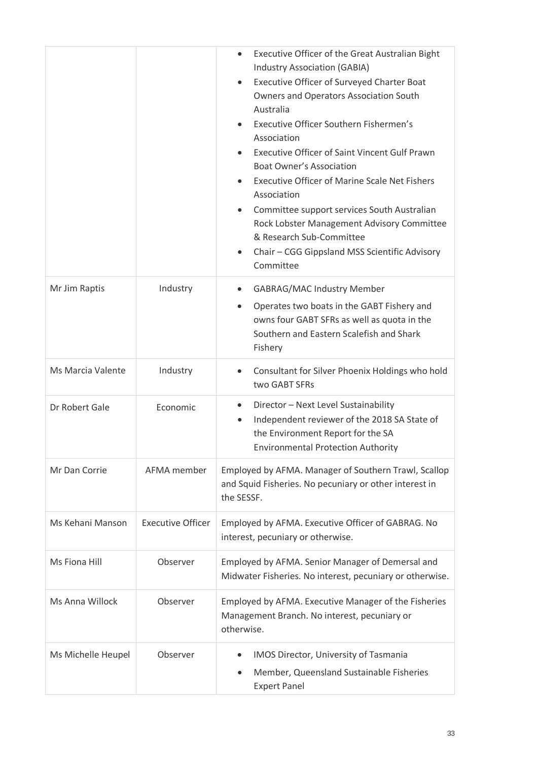| | | |
|---|---|---|
| | | • Executive Officer of the Great Australian Bight Industry Association (GABIA)<br>• Executive Officer of Surveyed Charter Boat Owners and Operators Association South Australia<br>• Executive Officer Southern Fishermen's Association<br>• Executive Officer of Saint Vincent Gulf Prawn Boat Owner's Association<br>• Executive Officer of Marine Scale Net Fishers Association<br>• Committee support services South Australian Rock Lobster Management Advisory Committee & Research Sub-Committee<br>• Chair – CGG Gippsland MSS Scientific Advisory Committee |
| Mr Jim Raptis | Industry | • GABRAG/MAC Industry Member<br>• Operates two boats in the GABT Fishery and owns four GABT SFRs as well as quota in the Southern and Eastern Scalefish and Shark Fishery |
| Ms Marcia Valente | Industry | • Consultant for Silver Phoenix Holdings who hold two GABT SFRs |
| Dr Robert Gale | Economic | • Director – Next Level Sustainability<br>• Independent reviewer of the 2018 SA State of the Environment Report for the SA Environmental Protection Authority |
| Mr Dan Corrie | AFMA member | Employed by AFMA. Manager of Southern Trawl, Scallop and Squid Fisheries. No pecuniary or other interest in the SESSF. |
| Ms Kehani Manson | Executive Officer | Employed by AFMA. Executive Officer of GABRAG. No interest, pecuniary or otherwise. |
| Ms Fiona Hill | Observer | Employed by AFMA. Senior Manager of Demersal and Midwater Fisheries. No interest, pecuniary or otherwise. |
| Ms Anna Willock | Observer | Employed by AFMA. Executive Manager of the Fisheries Management Branch. No interest, pecuniary or otherwise. |
| Ms Michelle Heupel | Observer | • IMOS Director, University of Tasmania<br>• Member, Queensland Sustainable Fisheries Expert Panel |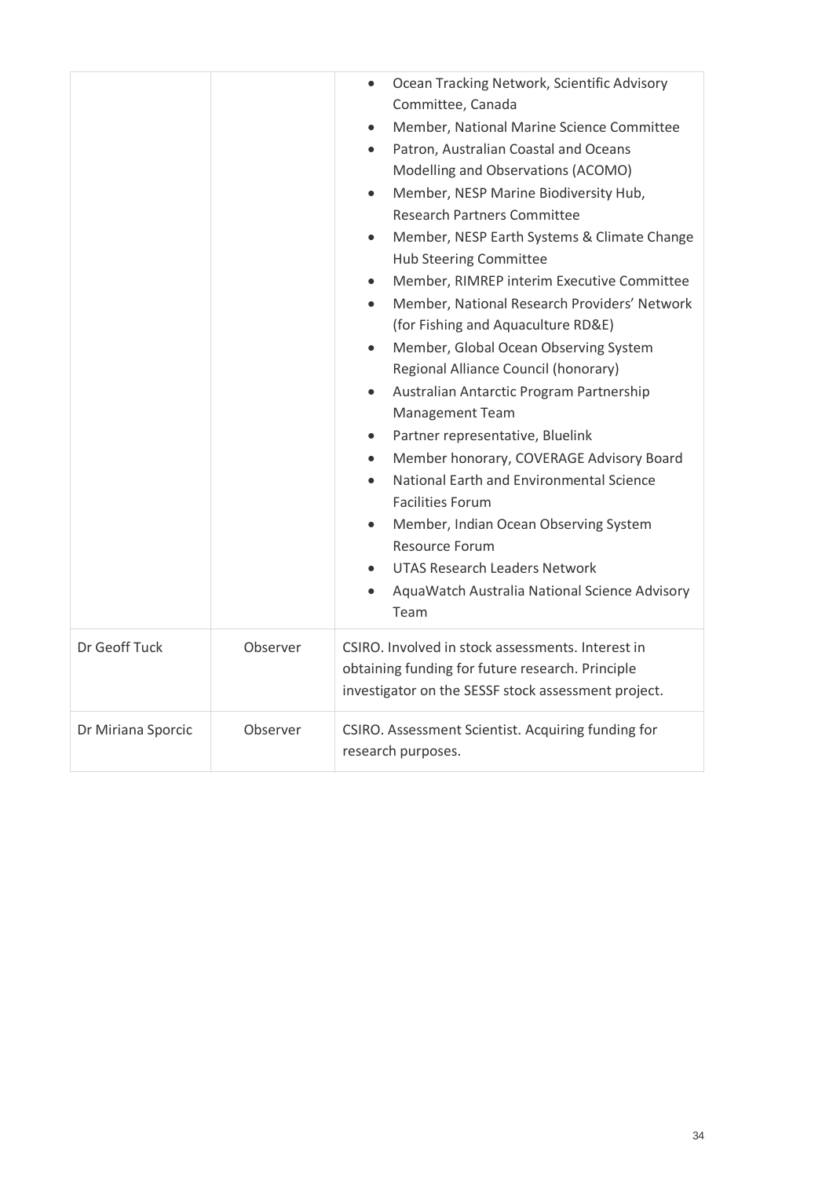| | | |
|---|---|---|
| | | • Ocean Tracking Network, Scientific Advisory Committee, Canada<br>• Member, National Marine Science Committee<br>• Patron, Australian Coastal and Oceans Modelling and Observations (ACOMO)<br>• Member, NESP Marine Biodiversity Hub, Research Partners Committee<br>• Member, NESP Earth Systems & Climate Change Hub Steering Committee<br>• Member, RIMREP interim Executive Committee<br>• Member, National Research Providers' Network (for Fishing and Aquaculture RD&E)<br>• Member, Global Ocean Observing System Regional Alliance Council (honorary)<br>• Australian Antarctic Program Partnership Management Team<br>• Partner representative, Bluelink<br>• Member honorary, COVERAGE Advisory Board<br>• National Earth and Environmental Science Facilities Forum<br>• Member, Indian Ocean Observing System Resource Forum<br>• UTAS Research Leaders Network<br>• AquaWatch Australia National Science Advisory Team |
| Dr Geoff Tuck | Observer | CSIRO. Involved in stock assessments. Interest in obtaining funding for future research. Principle investigator on the SESSF stock assessment project. |
| Dr Miriana Sporcic | Observer | CSIRO. Assessment Scientist. Acquiring funding for research purposes. |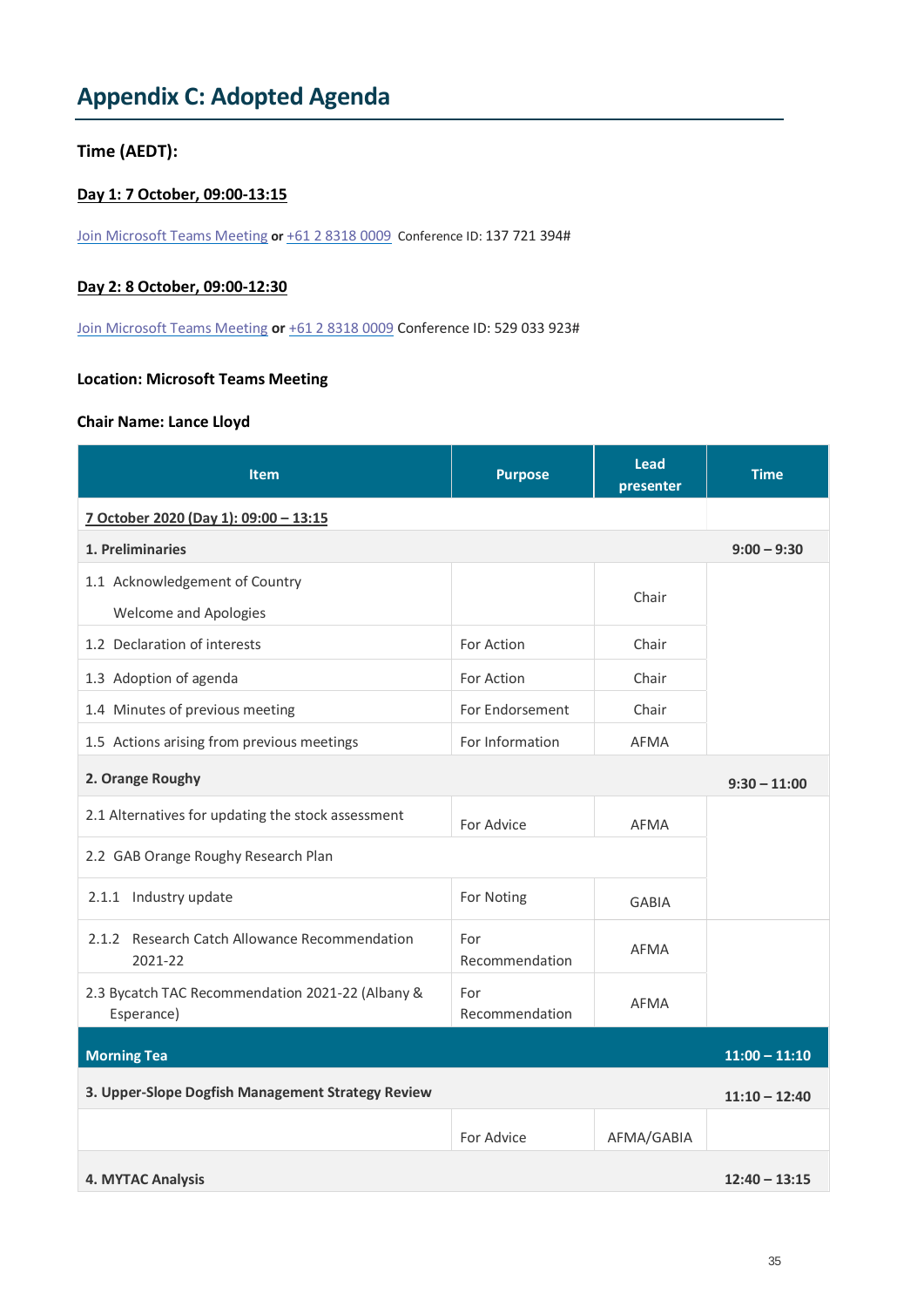# Appendix C: Adopted Agenda

**Time (AEDT):**

**Day 1: 7 October, 09:00-13:15**

Join Microsoft Teams Meeting **or** +61 2 8318 0009 Conference ID: 137 721 394#

**Day 2: 8 October, 09:00-12:30**

Join Microsoft Teams Meeting **or** +61 2 8318 0009 Conference ID: 529 033 923#

**Location: Microsoft Teams Meeting**

**Chair Name: Lance Lloyd**

| Item | Purpose | Lead presenter | Time |
|---|---|---|---|
| 7 October 2020 (Day 1): 09:00 – 13:15 | | | |
| **1. Preliminaries** | | | **9:00 – 9:30** |
| 1.1 Acknowledgement of Country<br>Welcome and Apologies | | Chair | |
| 1.2 Declaration of interests | For Action | Chair | |
| 1.3 Adoption of agenda | For Action | Chair | |
| 1.4 Minutes of previous meeting | For Endorsement | Chair | |
| 1.5 Actions arising from previous meetings | For Information | AFMA | |
| **2. Orange Roughy** | | | **9:30 – 11:00** |
| 2.1 Alternatives for updating the stock assessment | For Advice | AFMA | |
| 2.2 GAB Orange Roughy Research Plan | | | |
| 2.1.1 Industry update | For Noting | GABIA | |
| 2.1.2 Research Catch Allowance Recommendation 2021-22 | For Recommendation | AFMA | |
| 2.3 Bycatch TAC Recommendation 2021-22 (Albany & Esperance) | For Recommendation | AFMA | |
| **Morning Tea** | | | **11:00 – 11:10** |
| **3. Upper-Slope Dogfish Management Strategy Review** | | | **11:10 – 12:40** |
| | For Advice | AFMA/GABIA | |
| **4. MYTAC Analysis** | | | **12:40 – 13:15** |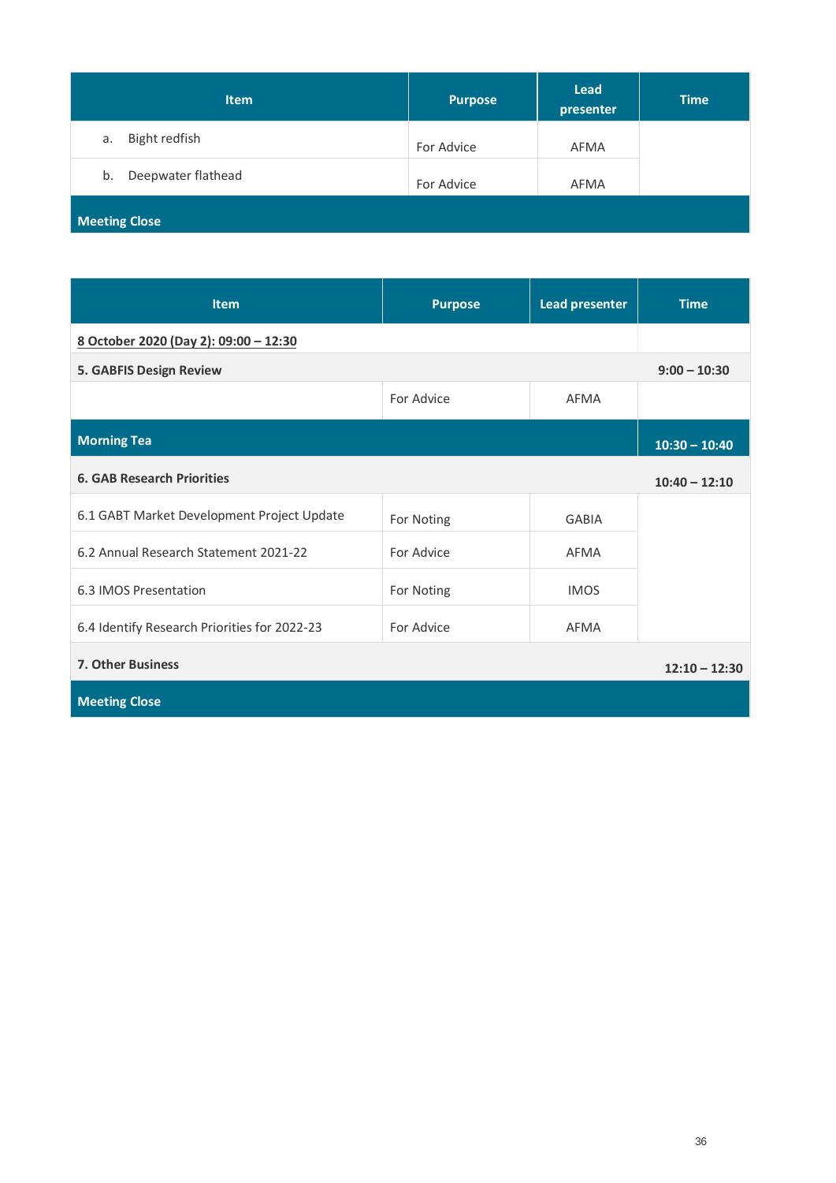| Item | Purpose | Lead presenter | Time |
|---|---|---|---|
| a. Bight redfish | For Advice | AFMA | |
| b. Deepwater flathead | For Advice | AFMA | |
| **Meeting Close** | | | |

| Item | Purpose | Lead presenter | Time |
|---|---|---|---|
| **8 October 2020 (Day 2): 09:00 – 12:30** | | | |
| **5. GABFIS Design Review** | | | **9:00 – 10:30** |
| | For Advice | AFMA | |
| **Morning Tea** | | | **10:30 – 10:40** |
| **6. GAB Research Priorities** | | | **10:40 – 12:10** |
| 6.1 GABT Market Development Project Update | For Noting | GABIA | |
| 6.2 Annual Research Statement 2021-22 | For Advice | AFMA | |
| 6.3 IMOS Presentation | For Noting | IMOS | |
| 6.4 Identify Research Priorities for 2022-23 | For Advice | AFMA | |
| **7. Other Business** | | | **12:10 – 12:30** |
| **Meeting Close** | | | |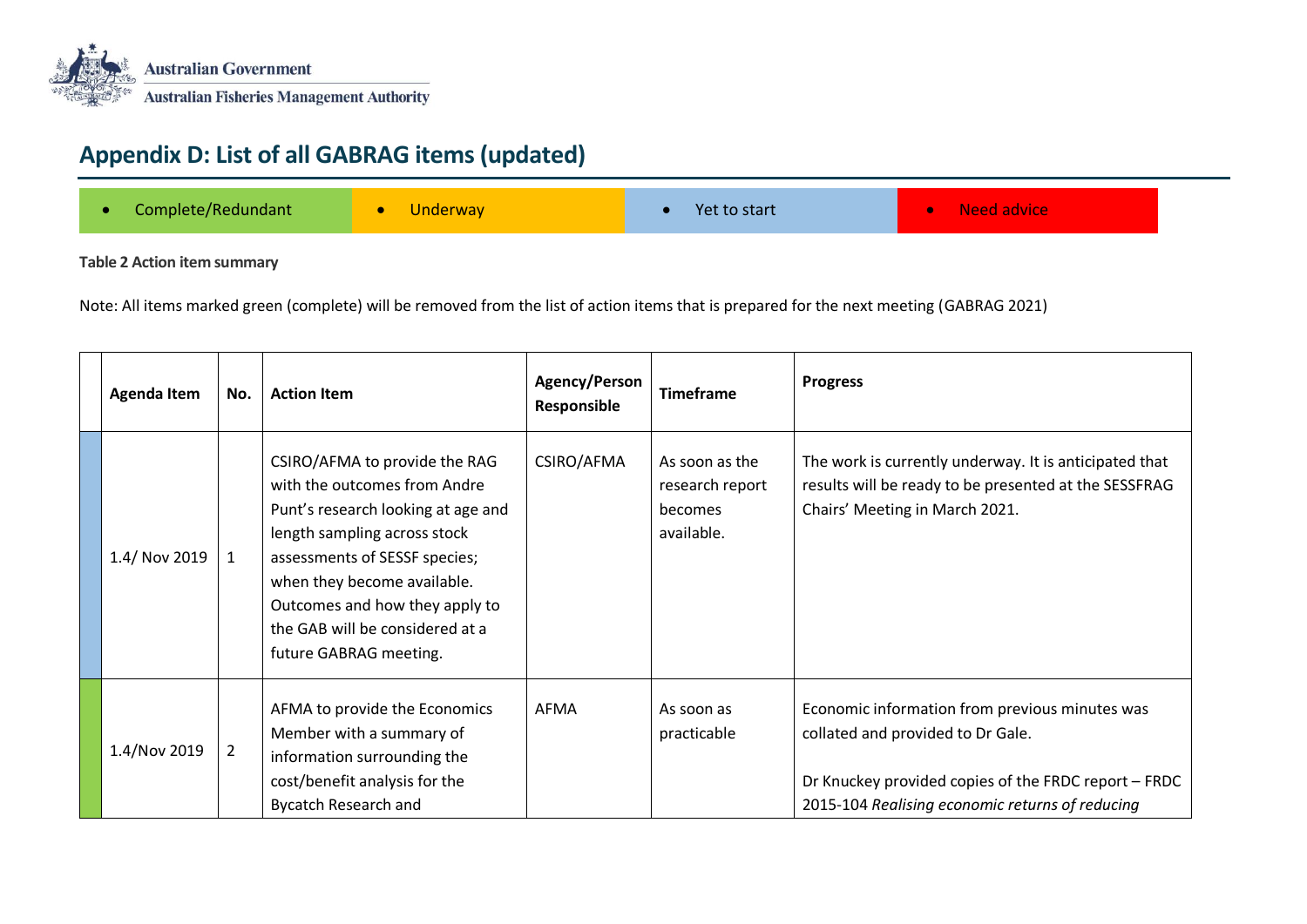## Appendix D: List of all GABRAG items (updated)

| • Complete/Redundant | • Underway | • Yet to start | • Need advice |
|---|---|---|---|

**Table 2 Action item summary**

Note: All items marked green (complete) will be removed from the list of action items that is prepared for the next meeting (GABRAG 2021)

| | Agenda Item | No. | Action Item | Agency/Person Responsible | Timeframe | Progress |
|---|---|---|---|---|---|---|
| | 1.4/ Nov 2019 | 1 | CSIRO/AFMA to provide the RAG with the outcomes from Andre Punt's research looking at age and length sampling across stock assessments of SESSF species; when they become available. Outcomes and how they apply to the GAB will be considered at a future GABRAG meeting. | CSIRO/AFMA | As soon as the research report becomes available. | The work is currently underway. It is anticipated that results will be ready to be presented at the SESSFRAG Chairs' Meeting in March 2021. |
| | 1.4/Nov 2019 | 2 | AFMA to provide the Economics Member with a summary of information surrounding the cost/benefit analysis for the Bycatch Research and | AFMA | As soon as practicable | Economic information from previous minutes was collated and provided to Dr Gale.<br><br>Dr Knuckey provided copies of the FRDC report – FRDC 2015-104 *Realising economic returns of reducing* |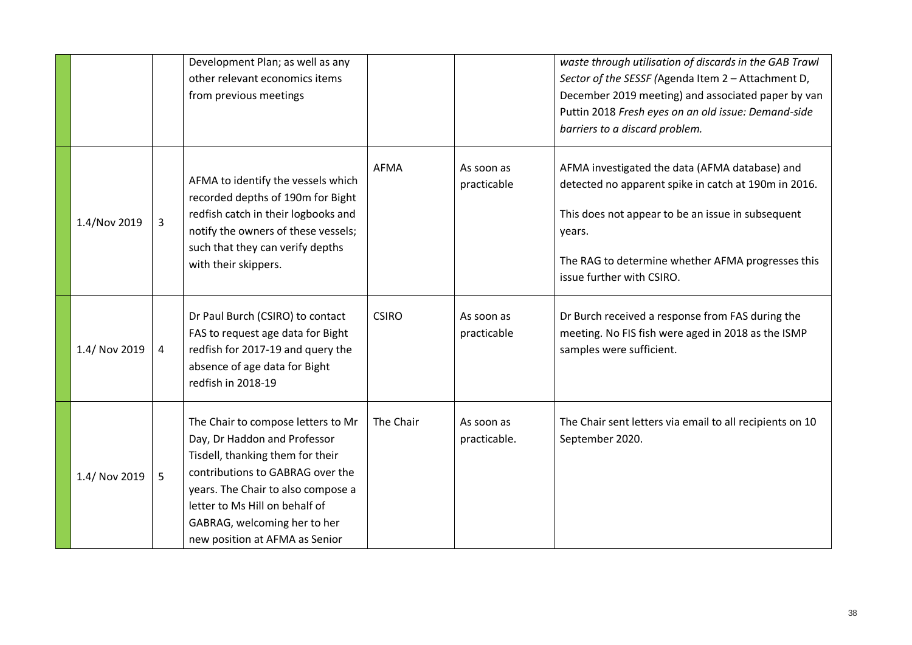|  |  |  |  |  |  |
|---|---|---|---|---|---|
|  |  | Development Plan; as well as any other relevant economics items from previous meetings |  |  | *waste through utilisation of discards in the GAB Trawl Sector of the SESSF (*Agenda Item 2 – Attachment D, December 2019 meeting) and associated paper by van Puttin 2018 *Fresh eyes on an old issue: Demand-side barriers to a discard problem.* |
| 1.4/Nov 2019 | 3 | AFMA to identify the vessels which recorded depths of 190m for Bight redfish catch in their logbooks and notify the owners of these vessels; such that they can verify depths with their skippers. | AFMA | As soon as practicable | AFMA investigated the data (AFMA database) and detected no apparent spike in catch at 190m in 2016.<br><br>This does not appear to be an issue in subsequent years.<br><br>The RAG to determine whether AFMA progresses this issue further with CSIRO. |
| 1.4/ Nov 2019 | 4 | Dr Paul Burch (CSIRO) to contact FAS to request age data for Bight redfish for 2017-19 and query the absence of age data for Bight redfish in 2018-19 | CSIRO | As soon as practicable | Dr Burch received a response from FAS during the meeting. No FIS fish were aged in 2018 as the ISMP samples were sufficient. |
| 1.4/ Nov 2019 | 5 | The Chair to compose letters to Mr Day, Dr Haddon and Professor Tisdell, thanking them for their contributions to GABRAG over the years. The Chair to also compose a letter to Ms Hill on behalf of GABRAG, welcoming her to her new position at AFMA as Senior | The Chair | As soon as practicable. | The Chair sent letters via email to all recipients on 10 September 2020. |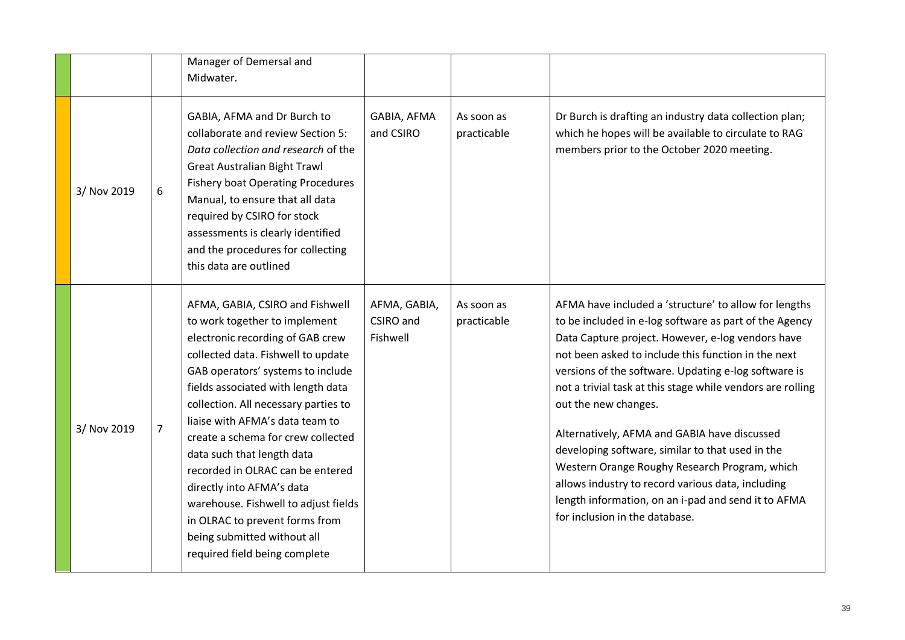| | | | | | |
|---|---|---|---|---|---|
| | | Manager of Demersal and Midwater. | | | |
| 3/ Nov 2019 | 6 | GABIA, AFMA and Dr Burch to collaborate and review Section 5: *Data collection and research* of the Great Australian Bight Trawl Fishery boat Operating Procedures Manual, to ensure that all data required by CSIRO for stock assessments is clearly identified and the procedures for collecting this data are outlined | GABIA, AFMA and CSIRO | As soon as practicable | Dr Burch is drafting an industry data collection plan; which he hopes will be available to circulate to RAG members prior to the October 2020 meeting. |
| 3/ Nov 2019 | 7 | AFMA, GABIA, CSIRO and Fishwell to work together to implement electronic recording of GAB crew collected data. Fishwell to update GAB operators' systems to include fields associated with length data collection. All necessary parties to liaise with AFMA's data team to create a schema for crew collected data such that length data recorded in OLRAC can be entered directly into AFMA's data warehouse. Fishwell to adjust fields in OLRAC to prevent forms from being submitted without all required field being complete | AFMA, GABIA, CSIRO and Fishwell | As soon as practicable | AFMA have included a 'structure' to allow for lengths to be included in e-log software as part of the Agency Data Capture project. However, e-log vendors have not been asked to include this function in the next versions of the software. Updating e-log software is not a trivial task at this stage while vendors are rolling out the new changes.<br><br>Alternatively, AFMA and GABIA have discussed developing software, similar to that used in the Western Orange Roughy Research Program, which allows industry to record various data, including length information, on an i-pad and send it to AFMA for inclusion in the database. |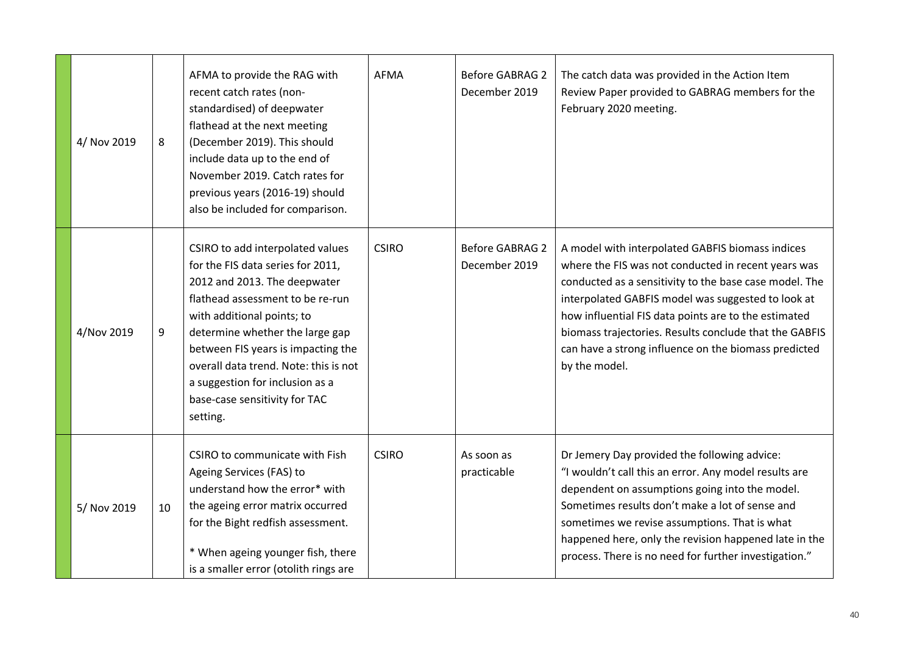| | | | | | |
|---|---|---|---|---|---|
| 4/ Nov 2019 | 8 | AFMA to provide the RAG with recent catch rates (non-standardised) of deepwater flathead at the next meeting (December 2019). This should include data up to the end of November 2019. Catch rates for previous years (2016-19) should also be included for comparison. | AFMA | Before GABRAG 2 December 2019 | The catch data was provided in the Action Item Review Paper provided to GABRAG members for the February 2020 meeting. |
| 4/Nov 2019 | 9 | CSIRO to add interpolated values for the FIS data series for 2011, 2012 and 2013. The deepwater flathead assessment to be re-run with additional points; to determine whether the large gap between FIS years is impacting the overall data trend. Note: this is not a suggestion for inclusion as a base-case sensitivity for TAC setting. | CSIRO | Before GABRAG 2 December 2019 | A model with interpolated GABFIS biomass indices where the FIS was not conducted in recent years was conducted as a sensitivity to the base case model. The interpolated GABFIS model was suggested to look at how influential FIS data points are to the estimated biomass trajectories. Results conclude that the GABFIS can have a strong influence on the biomass predicted by the model. |
| 5/ Nov 2019 | 10 | CSIRO to communicate with Fish Ageing Services (FAS) to understand how the error* with the ageing error matrix occurred for the Bight redfish assessment.<br><br>* When ageing younger fish, there is a smaller error (otolith rings are | CSIRO | As soon as practicable | Dr Jemery Day provided the following advice: "I wouldn't call this an error. Any model results are dependent on assumptions going into the model. Sometimes results don't make a lot of sense and sometimes we revise assumptions. That is what happened here, only the revision happened late in the process. There is no need for further investigation." |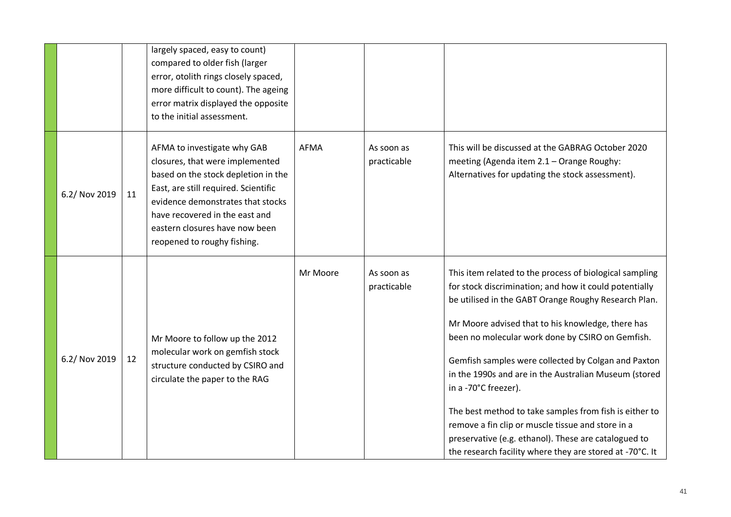|  |  |  |  |  |  |
|---|---|---|---|---|---|
|  |  | largely spaced, easy to count) compared to older fish (larger error, otolith rings closely spaced, more difficult to count). The ageing error matrix displayed the opposite to the initial assessment. |  |  |  |
|  | 6.2/ Nov 2019 | 11 | AFMA to investigate why GAB closures, that were implemented based on the stock depletion in the East, are still required. Scientific evidence demonstrates that stocks have recovered in the east and eastern closures have now been reopened to roughy fishing. | AFMA | As soon as practicable | This will be discussed at the GABRAG October 2020 meeting (Agenda item 2.1 – Orange Roughy: Alternatives for updating the stock assessment). |
|  | 6.2/ Nov 2019 | 12 | Mr Moore to follow up the 2012 molecular work on gemfish stock structure conducted by CSIRO and circulate the paper to the RAG | Mr Moore | As soon as practicable | This item related to the process of biological sampling for stock discrimination; and how it could potentially be utilised in the GABT Orange Roughy Research Plan.<br><br>Mr Moore advised that to his knowledge, there has been no molecular work done by CSIRO on Gemfish.<br><br>Gemfish samples were collected by Colgan and Paxton in the 1990s and are in the Australian Museum (stored in a -70°C freezer).<br><br>The best method to take samples from fish is either to remove a fin clip or muscle tissue and store in a preservative (e.g. ethanol). These are catalogued to the research facility where they are stored at -70°C. It |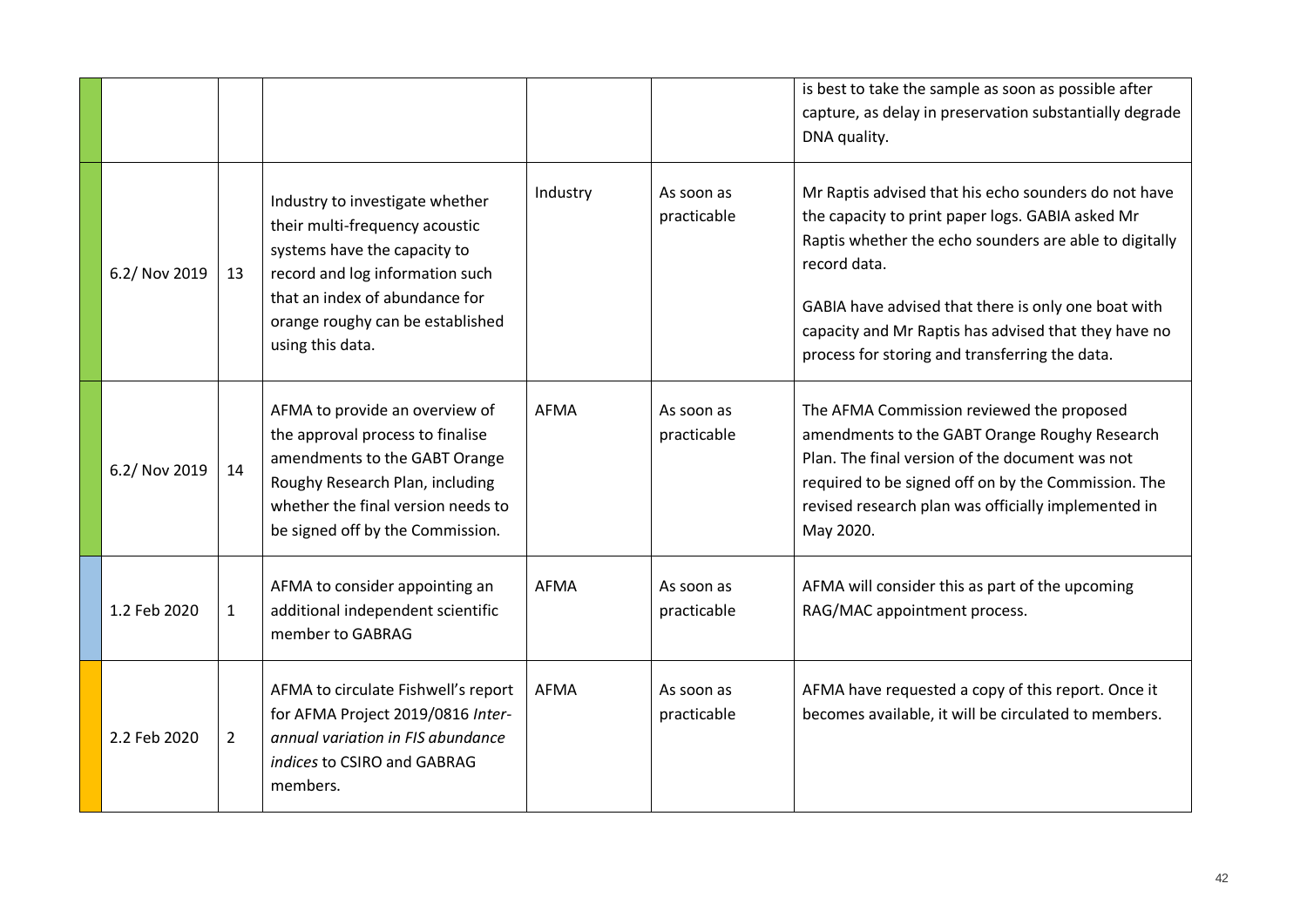|  |  |  |  |  |  |
|---|---|---|---|---|---|
|  |  |  |  |  | is best to take the sample as soon as possible after capture, as delay in preservation substantially degrade DNA quality. |
|  | 6.2/ Nov 2019 | 13 | Industry to investigate whether their multi-frequency acoustic systems have the capacity to record and log information such that an index of abundance for orange roughy can be established using this data. | Industry | As soon as practicable | Mr Raptis advised that his echo sounders do not have the capacity to print paper logs. GABIA asked Mr Raptis whether the echo sounders are able to digitally record data.<br><br>GABIA have advised that there is only one boat with capacity and Mr Raptis has advised that they have no process for storing and transferring the data. |
|  | 6.2/ Nov 2019 | 14 | AFMA to provide an overview of the approval process to finalise amendments to the GABT Orange Roughy Research Plan, including whether the final version needs to be signed off by the Commission. | AFMA | As soon as practicable | The AFMA Commission reviewed the proposed amendments to the GABT Orange Roughy Research Plan. The final version of the document was not required to be signed off on by the Commission. The revised research plan was officially implemented in May 2020. |
|  | 1.2 Feb 2020 | 1 | AFMA to consider appointing an additional independent scientific member to GABRAG | AFMA | As soon as practicable | AFMA will consider this as part of the upcoming RAG/MAC appointment process. |
|  | 2.2 Feb 2020 | 2 | AFMA to circulate Fishwell's report for AFMA Project 2019/0816 *Inter-annual variation in FIS abundance indices* to CSIRO and GABRAG members. | AFMA | As soon as practicable | AFMA have requested a copy of this report. Once it becomes available, it will be circulated to members. |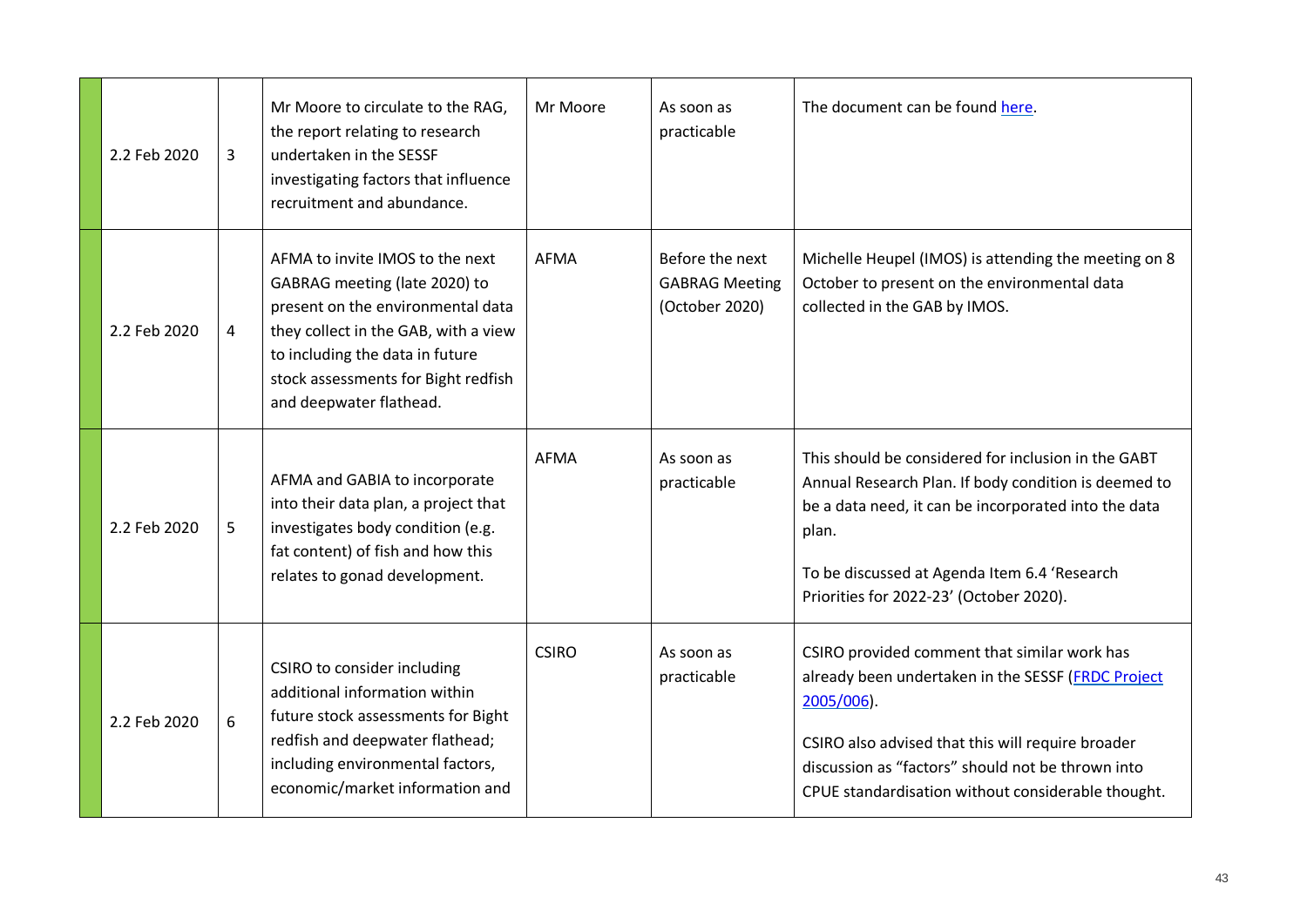| | | | | | |
|---|---|---|---|---|---|
| | 2.2 Feb 2020 | 3 | Mr Moore to circulate to the RAG, the report relating to research undertaken in the SESSF investigating factors that influence recruitment and abundance. | Mr Moore | As soon as practicable | The document can be found here. |
| | 2.2 Feb 2020 | 4 | AFMA to invite IMOS to the next GABRAG meeting (late 2020) to present on the environmental data they collect in the GAB, with a view to including the data in future stock assessments for Bight redfish and deepwater flathead. | AFMA | Before the next GABRAG Meeting (October 2020) | Michelle Heupel (IMOS) is attending the meeting on 8 October to present on the environmental data collected in the GAB by IMOS. |
| | 2.2 Feb 2020 | 5 | AFMA and GABIA to incorporate into their data plan, a project that investigates body condition (e.g. fat content) of fish and how this relates to gonad development. | AFMA | As soon as practicable | This should be considered for inclusion in the GABT Annual Research Plan. If body condition is deemed to be a data need, it can be incorporated into the data plan.<br><br>To be discussed at Agenda Item 6.4 'Research Priorities for 2022-23' (October 2020). |
| | 2.2 Feb 2020 | 6 | CSIRO to consider including additional information within future stock assessments for Bight redfish and deepwater flathead; including environmental factors, economic/market information and | CSIRO | As soon as practicable | CSIRO provided comment that similar work has already been undertaken in the SESSF (FRDC Project 2005/006).<br><br>CSIRO also advised that this will require broader discussion as "factors" should not be thrown into CPUE standardisation without considerable thought. |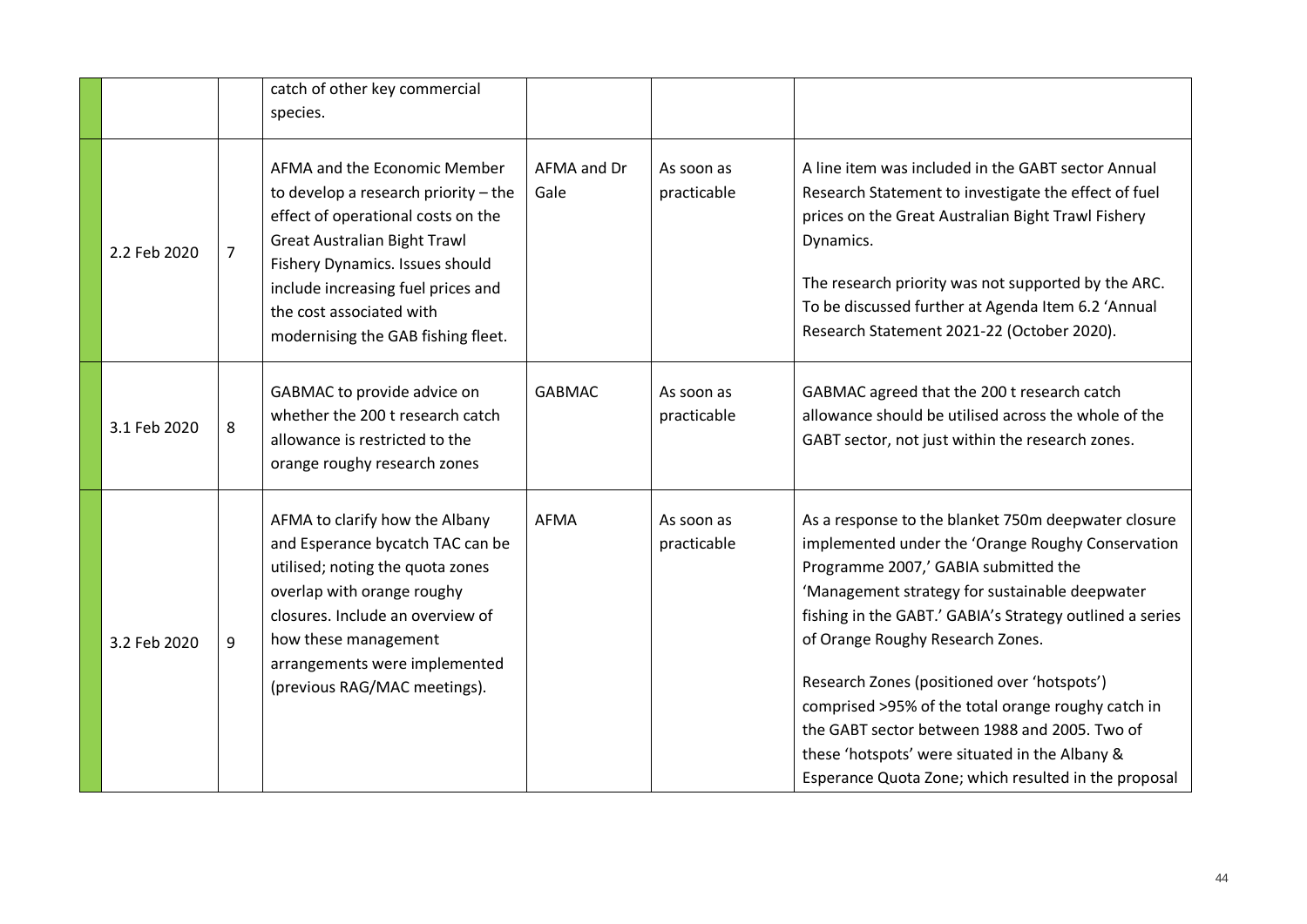| | | | | | |
|---|---|---|---|---|---|
| | | catch of other key commercial species. | | | |
| 2.2 Feb 2020 | 7 | AFMA and the Economic Member to develop a research priority – the effect of operational costs on the Great Australian Bight Trawl Fishery Dynamics. Issues should include increasing fuel prices and the cost associated with modernising the GAB fishing fleet. | AFMA and Dr Gale | As soon as practicable | A line item was included in the GABT sector Annual Research Statement to investigate the effect of fuel prices on the Great Australian Bight Trawl Fishery Dynamics.<br><br>The research priority was not supported by the ARC. To be discussed further at Agenda Item 6.2 'Annual Research Statement 2021-22 (October 2020). |
| 3.1 Feb 2020 | 8 | GABMAC to provide advice on whether the 200 t research catch allowance is restricted to the orange roughy research zones | GABMAC | As soon as practicable | GABMAC agreed that the 200 t research catch allowance should be utilised across the whole of the GABT sector, not just within the research zones. |
| 3.2 Feb 2020 | 9 | AFMA to clarify how the Albany and Esperance bycatch TAC can be utilised; noting the quota zones overlap with orange roughy closures. Include an overview of how these management arrangements were implemented (previous RAG/MAC meetings). | AFMA | As soon as practicable | As a response to the blanket 750m deepwater closure implemented under the 'Orange Roughy Conservation Programme 2007,' GABIA submitted the 'Management strategy for sustainable deepwater fishing in the GABT.' GABIA's Strategy outlined a series of Orange Roughy Research Zones.<br><br>Research Zones (positioned over 'hotspots') comprised >95% of the total orange roughy catch in the GABT sector between 1988 and 2005. Two of these 'hotspots' were situated in the Albany & Esperance Quota Zone; which resulted in the proposal |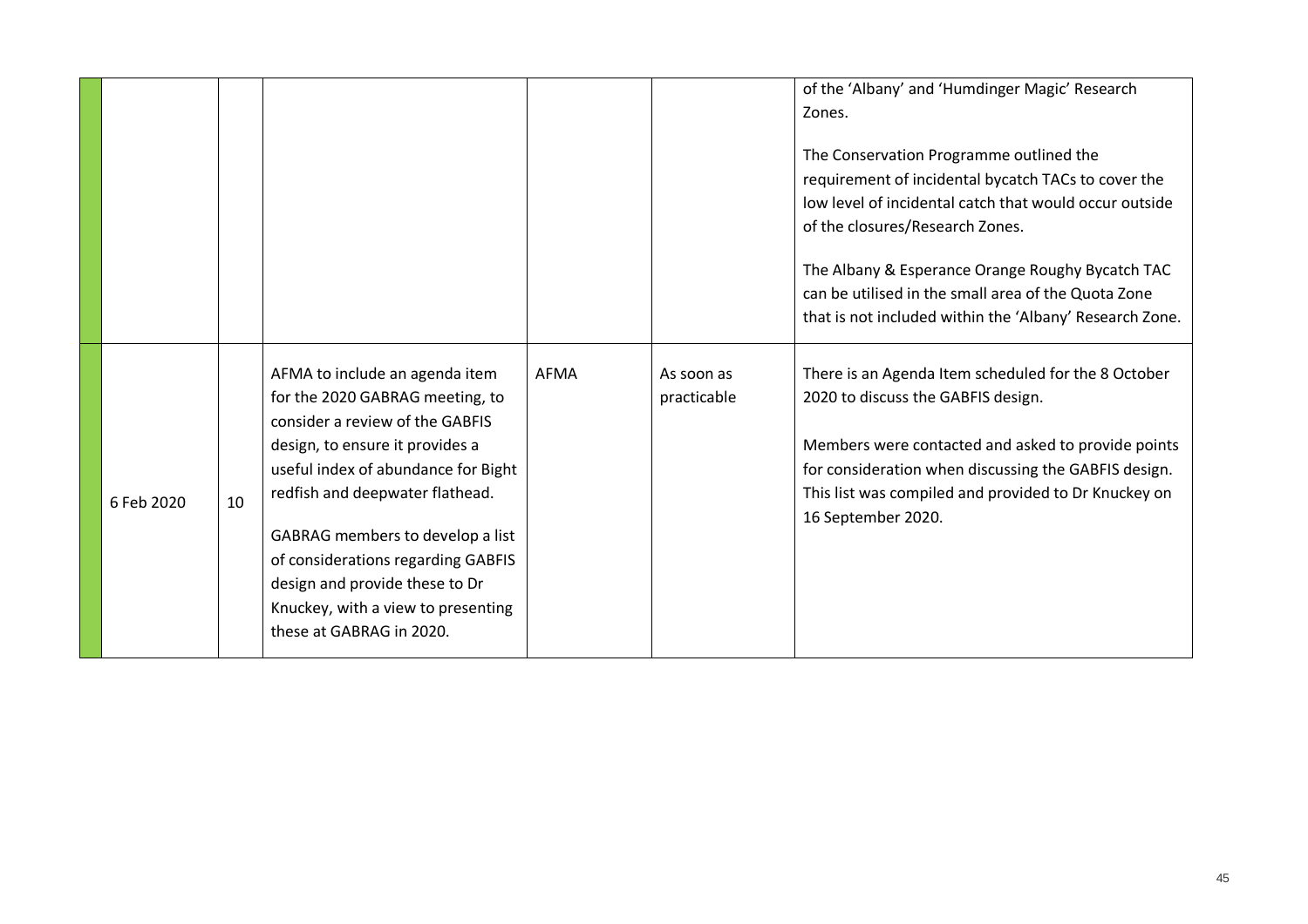| | | | | | |
|---|---|---|---|---|---|
| | | | | | of the 'Albany' and 'Humdinger Magic' Research Zones.<br><br>The Conservation Programme outlined the requirement of incidental bycatch TACs to cover the low level of incidental catch that would occur outside of the closures/Research Zones.<br><br>The Albany & Esperance Orange Roughy Bycatch TAC can be utilised in the small area of the Quota Zone that is not included within the 'Albany' Research Zone. |
| | 6 Feb 2020 | 10 | AFMA to include an agenda item for the 2020 GABRAG meeting, to consider a review of the GABFIS design, to ensure it provides a useful index of abundance for Bight redfish and deepwater flathead.<br><br>GABRAG members to develop a list of considerations regarding GABFIS design and provide these to Dr Knuckey, with a view to presenting these at GABRAG in 2020. | AFMA | As soon as practicable | There is an Agenda Item scheduled for the 8 October 2020 to discuss the GABFIS design.<br><br>Members were contacted and asked to provide points for consideration when discussing the GABFIS design. This list was compiled and provided to Dr Knuckey on 16 September 2020. |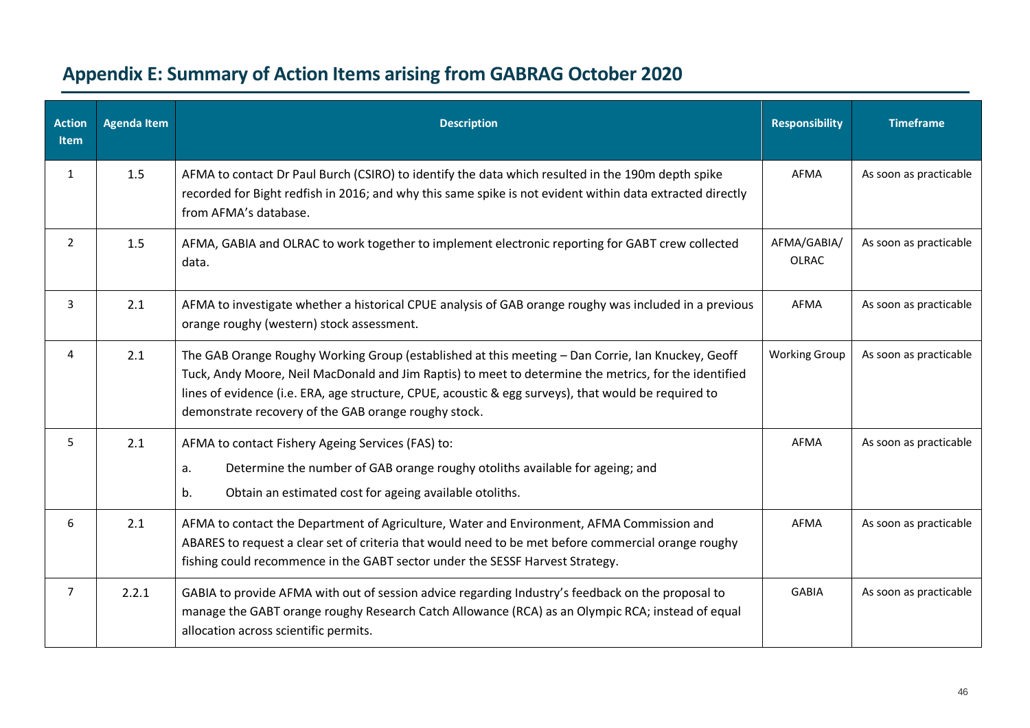## Appendix E: Summary of Action Items arising from GABRAG October 2020

| Action Item | Agenda Item | Description | Responsibility | Timeframe |
|---|---|---|---|---|
| 1 | 1.5 | AFMA to contact Dr Paul Burch (CSIRO) to identify the data which resulted in the 190m depth spike recorded for Bight redfish in 2016; and why this same spike is not evident within data extracted directly from AFMA's database. | AFMA | As soon as practicable |
| 2 | 1.5 | AFMA, GABIA and OLRAC to work together to implement electronic reporting for GABT crew collected data. | AFMA/GABIA/ OLRAC | As soon as practicable |
| 3 | 2.1 | AFMA to investigate whether a historical CPUE analysis of GAB orange roughy was included in a previous orange roughy (western) stock assessment. | AFMA | As soon as practicable |
| 4 | 2.1 | The GAB Orange Roughy Working Group (established at this meeting – Dan Corrie, Ian Knuckey, Geoff Tuck, Andy Moore, Neil MacDonald and Jim Raptis) to meet to determine the metrics, for the identified lines of evidence (i.e. ERA, age structure, CPUE, acoustic & egg surveys), that would be required to demonstrate recovery of the GAB orange roughy stock. | Working Group | As soon as practicable |
| 5 | 2.1 | AFMA to contact Fishery Ageing Services (FAS) to:<br>a. Determine the number of GAB orange roughy otoliths available for ageing; and<br>b. Obtain an estimated cost for ageing available otoliths. | AFMA | As soon as practicable |
| 6 | 2.1 | AFMA to contact the Department of Agriculture, Water and Environment, AFMA Commission and ABARES to request a clear set of criteria that would need to be met before commercial orange roughy fishing could recommence in the GABT sector under the SESSF Harvest Strategy. | AFMA | As soon as practicable |
| 7 | 2.2.1 | GABIA to provide AFMA with out of session advice regarding Industry's feedback on the proposal to manage the GABT orange roughy Research Catch Allowance (RCA) as an Olympic RCA; instead of equal allocation across scientific permits. | GABIA | As soon as practicable |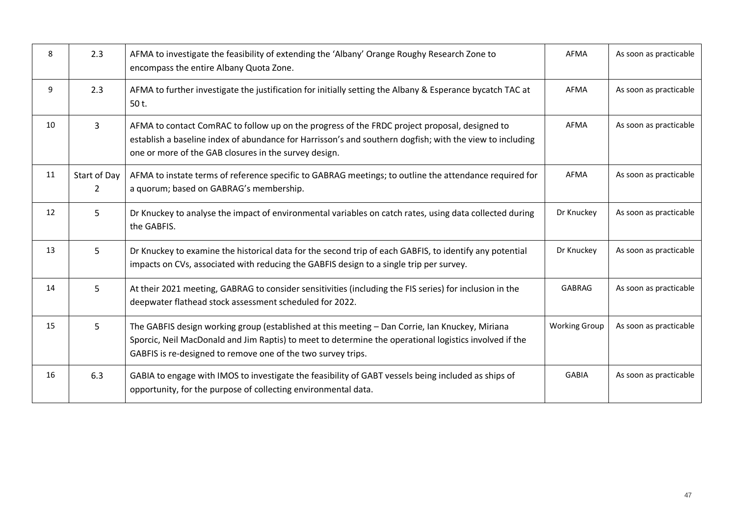| | | | | |
|---|---|---|---|---|
| 8 | 2.3 | AFMA to investigate the feasibility of extending the 'Albany' Orange Roughy Research Zone to encompass the entire Albany Quota Zone. | AFMA | As soon as practicable |
| 9 | 2.3 | AFMA to further investigate the justification for initially setting the Albany & Esperance bycatch TAC at 50 t. | AFMA | As soon as practicable |
| 10 | 3 | AFMA to contact ComRAC to follow up on the progress of the FRDC project proposal, designed to establish a baseline index of abundance for Harrisson's and southern dogfish; with the view to including one or more of the GAB closures in the survey design. | AFMA | As soon as practicable |
| 11 | Start of Day 2 | AFMA to instate terms of reference specific to GABRAG meetings; to outline the attendance required for a quorum; based on GABRAG's membership. | AFMA | As soon as practicable |
| 12 | 5 | Dr Knuckey to analyse the impact of environmental variables on catch rates, using data collected during the GABFIS. | Dr Knuckey | As soon as practicable |
| 13 | 5 | Dr Knuckey to examine the historical data for the second trip of each GABFIS, to identify any potential impacts on CVs, associated with reducing the GABFIS design to a single trip per survey. | Dr Knuckey | As soon as practicable |
| 14 | 5 | At their 2021 meeting, GABRAG to consider sensitivities (including the FIS series) for inclusion in the deepwater flathead stock assessment scheduled for 2022. | GABRAG | As soon as practicable |
| 15 | 5 | The GABFIS design working group (established at this meeting – Dan Corrie, Ian Knuckey, Miriana Sporcic, Neil MacDonald and Jim Raptis) to meet to determine the operational logistics involved if the GABFIS is re-designed to remove one of the two survey trips. | Working Group | As soon as practicable |
| 16 | 6.3 | GABIA to engage with IMOS to investigate the feasibility of GABT vessels being included as ships of opportunity, for the purpose of collecting environmental data. | GABIA | As soon as practicable |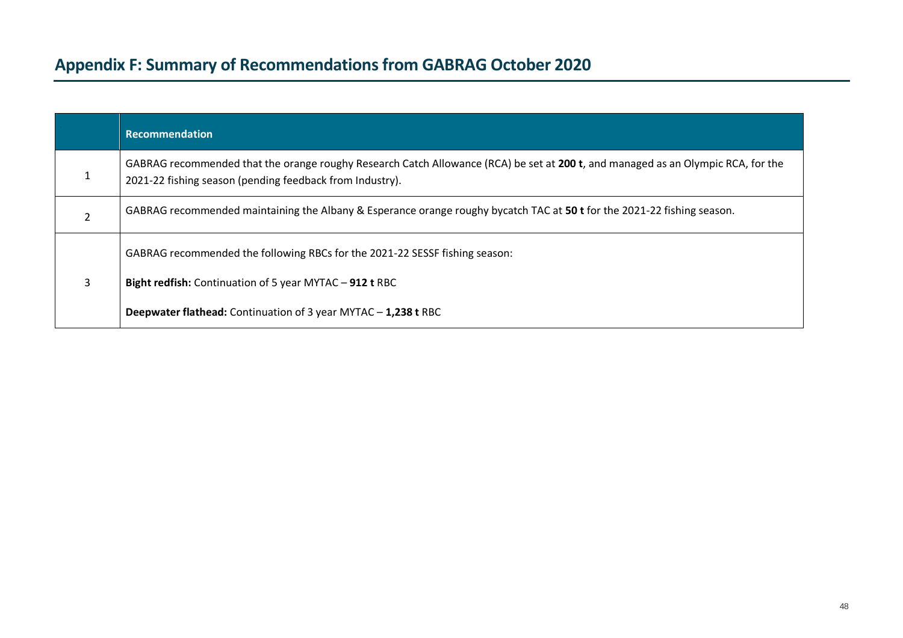## Appendix F: Summary of Recommendations from GABRAG October 2020

| | Recommendation |
|---|---|
| 1 | GABRAG recommended that the orange roughy Research Catch Allowance (RCA) be set at **200 t**, and managed as an Olympic RCA, for the 2021-22 fishing season (pending feedback from Industry). |
| 2 | GABRAG recommended maintaining the Albany & Esperance orange roughy bycatch TAC at **50 t** for the 2021-22 fishing season. |
| 3 | GABRAG recommended the following RBCs for the 2021-22 SESSF fishing season:<br><br>**Bight redfish:** Continuation of 5 year MYTAC – **912 t** RBC<br><br>**Deepwater flathead:** Continuation of 3 year MYTAC – **1,238 t** RBC |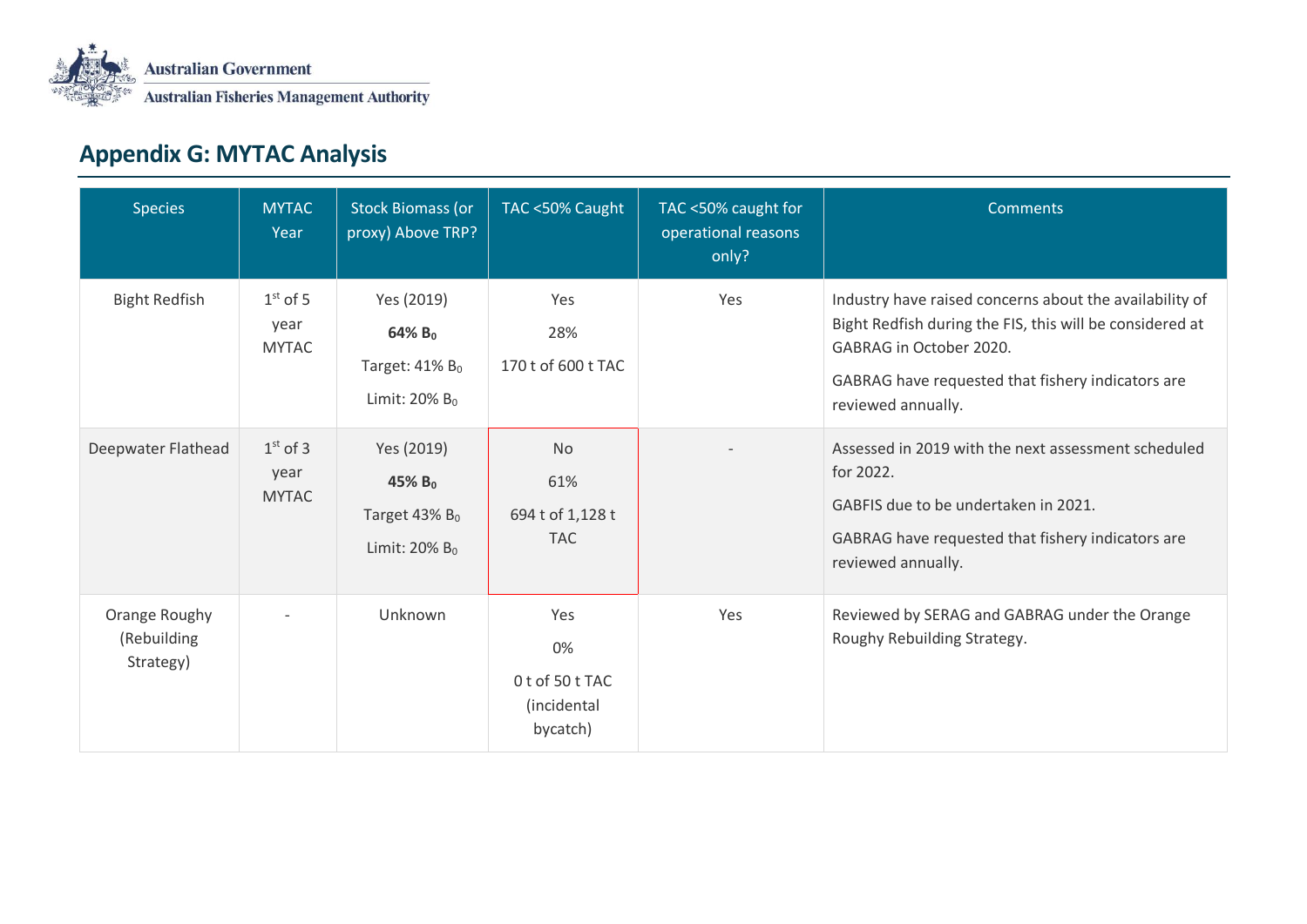## Appendix G: MYTAC Analysis

| Species | MYTAC Year | Stock Biomass (or proxy) Above TRP? | TAC <50% Caught | TAC <50% caught for operational reasons only? | Comments |
|---|---|---|---|---|---|
| Bight Redfish | 1st of 5 year MYTAC | Yes (2019)<br>**64% $B_0$**<br>Target: 41% $B_0$<br>Limit: 20% $B_0$ | Yes<br>28%<br>170 t of 600 t TAC | Yes | Industry have raised concerns about the availability of Bight Redfish during the FIS, this will be considered at GABRAG in October 2020.<br>GABRAG have requested that fishery indicators are reviewed annually. |
| Deepwater Flathead | 1st of 3 year MYTAC | Yes (2019)<br>**45% $B_0$**<br>Target 43% $B_0$<br>Limit: 20% $B_0$ | No<br>61%<br>694 t of 1,128 t TAC | - | Assessed in 2019 with the next assessment scheduled for 2022.<br>GABFIS due to be undertaken in 2021.<br>GABRAG have requested that fishery indicators are reviewed annually. |
| Orange Roughy (Rebuilding Strategy) | - | Unknown | Yes<br>0%<br>0 t of 50 t TAC (incidental bycatch) | Yes | Reviewed by SERAG and GABRAG under the Orange Roughy Rebuilding Strategy. |